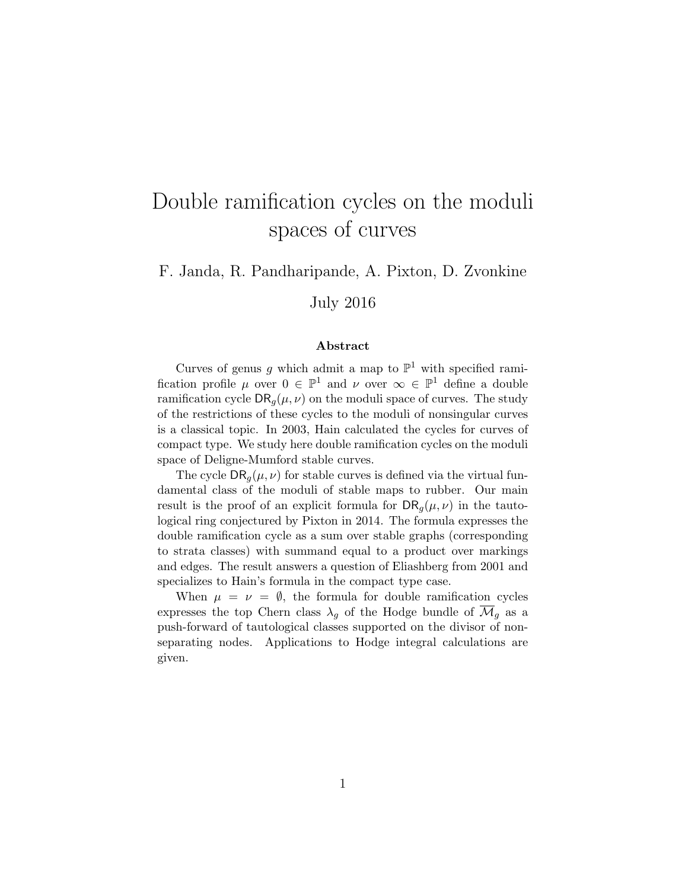# Double ramification cycles on the moduli spaces of curves

F. Janda, R. Pandharipande, A. Pixton, D. Zvonkine

July 2016

### Abstract

Curves of genus $g$ which admit a map to $\mathbb{P}^1$ with specified ramification profile $\mu$ over $0 \in \mathbb{P}^1$ and $\nu$ over $\infty \in \mathbb{P}^1$ define a double ramification cycle $\mathsf{DR}_g(\mu, \nu)$ on the moduli space of curves. The study of the restrictions of these cycles to the moduli of nonsingular curves is a classical topic. In 2003, Hain calculated the cycles for curves of compact type. We study here double ramification cycles on the moduli space of Deligne-Mumford stable curves.

The cycle $\mathsf{DR}_g(\mu, \nu)$ for stable curves is defined via the virtual fundamental class of the moduli of stable maps to rubber. Our main result is the proof of an explicit formula for $\mathsf{DR}_g(\mu, \nu)$ in the tautological ring conjectured by Pixton in 2014. The formula expresses the double ramification cycle as a sum over stable graphs (corresponding to strata classes) with summand equal to a product over markings and edges. The result answers a question of Eliashberg from 2001 and specializes to Hain's formula in the compact type case.

When $\mu = \nu = \emptyset$, the formula for double ramification cycles expresses the top Chern class $\lambda_g$ of the Hodge bundle of $\overline{\mathcal{M}}_g$ as a push-forward of tautological classes supported on the divisor of nonseparating nodes. Applications to Hodge integral calculations are given.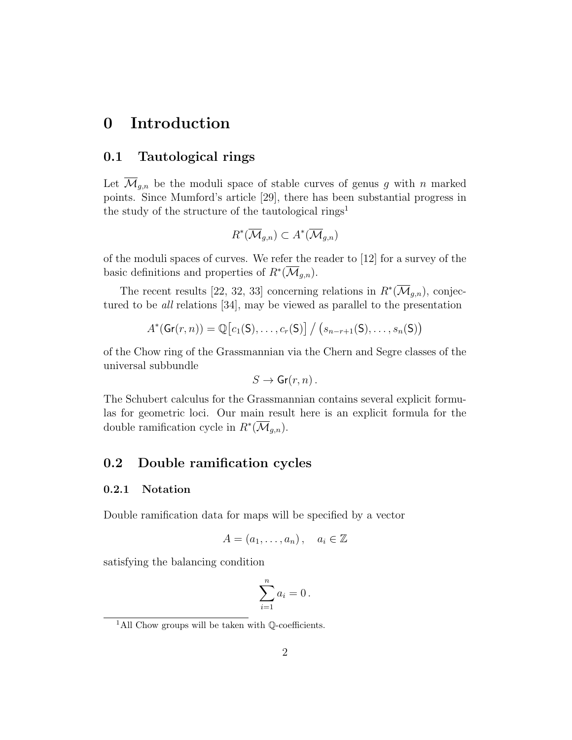# 0 Introduction

## 0.1 Tautological rings

Let $\overline{\mathcal{M}}_{g,n}$ be the moduli space of stable curves of genus $g$ with $n$ marked points. Since Mumford's article [29], there has been substantial progress in the study of the structure of the tautological rings[1]

$$R^*(\overline{\mathcal{M}}_{g,n}) \subset A^*(\overline{\mathcal{M}}_{g,n})$$

of the moduli spaces of curves. We refer the reader to [12] for a survey of the basic definitions and properties of $R^*(\overline{\mathcal{M}}_{g,n})$.

The recent results [22, 32, 33] concerning relations in $R^*(\overline{\mathcal{M}}_{g,n})$, conjectured to be *all* relations [34], may be viewed as parallel to the presentation

$$A^*(\mathsf{Gr}(r,n)) = \mathbb{Q}\big[c_1(\mathsf{S}), \ldots, c_r(\mathsf{S})\big] \,/\, \big(s_{n-r+1}(\mathsf{S}), \ldots, s_n(\mathsf{S})\big)$$

of the Chow ring of the Grassmannian via the Chern and Segre classes of the universal subbundle

$$S \to \mathsf{Gr}(r,n)\,.$$

The Schubert calculus for the Grassmannian contains several explicit formulas for geometric loci. Our main result here is an explicit formula for the double ramification cycle in $R^*(\overline{\mathcal{M}}_{g,n})$.

## 0.2 Double ramification cycles

### 0.2.1 Notation

Double ramification data for maps will be specified by a vector

$$A = (a_1, \ldots, a_n)\,, \quad a_i \in \mathbb{Z}$$

satisfying the balancing condition

$$\sum_{i=1}^{n} a_i = 0\,.$$

[1] All Chow groups will be taken with $\mathbb{Q}$-coefficients.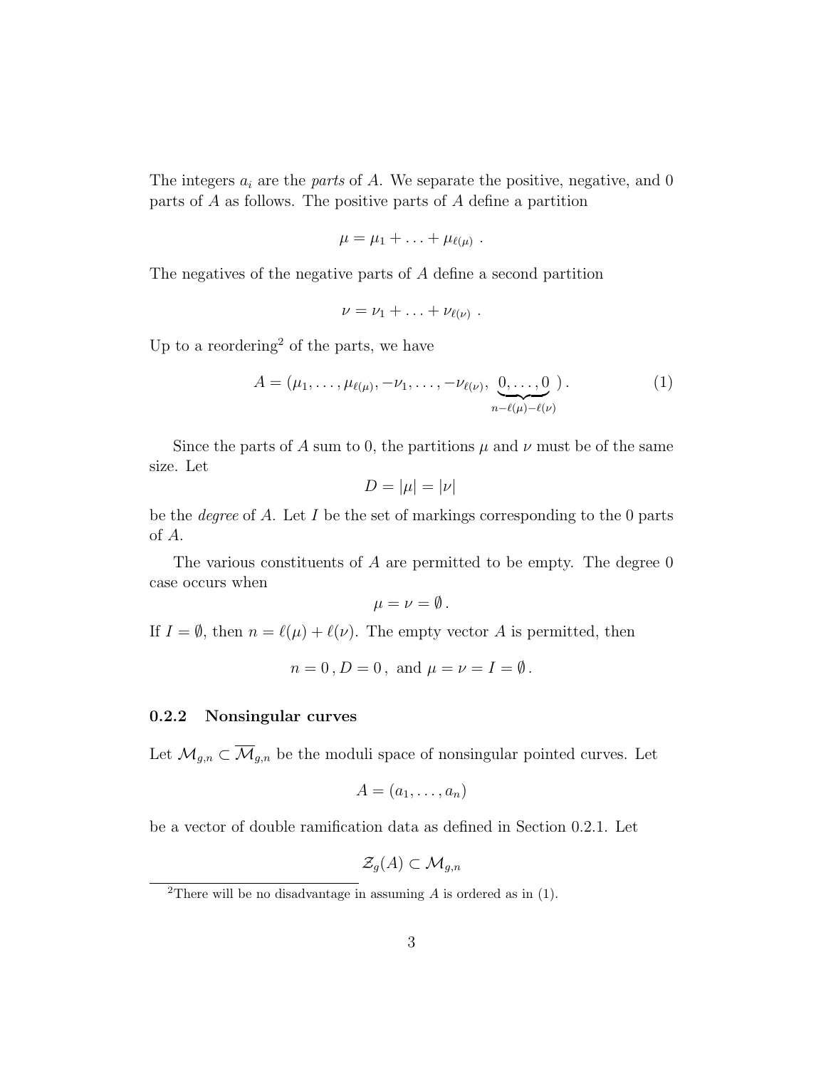The integers $a_i$ are the *parts* of $A$. We separate the positive, negative, and 0 parts of $A$ as follows. The positive parts of $A$ define a partition

$$\mu = \mu_1 + \ldots + \mu_{\ell(\mu)} \ .$$

The negatives of the negative parts of $A$ define a second partition

$$\nu = \nu_1 + \ldots + \nu_{\ell(\nu)} \ .$$

Up to a reordering[2] of the parts, we have

$$A = (\mu_1, \ldots, \mu_{\ell(\mu)}, -\nu_1, \ldots, -\nu_{\ell(\nu)}, \underbrace{0, \ldots, 0}_{n-\ell(\mu)-\ell(\nu)}) \,. \tag{1}$$

Since the parts of $A$ sum to 0, the partitions $\mu$ and $\nu$ must be of the same size. Let

$$D = |\mu| = |\nu|$$

be the *degree* of $A$. Let $I$ be the set of markings corresponding to the 0 parts of $A$.

The various constituents of $A$ are permitted to be empty. The degree 0 case occurs when

$$\mu = \nu = \emptyset \,.$$

If $I = \emptyset$, then $n = \ell(\mu) + \ell(\nu)$. The empty vector $A$ is permitted, then

$$n = 0 \,, D = 0 \,, \text{ and } \mu = \nu = I = \emptyset \,.$$

### 0.2.2 Nonsingular curves

Let $\mathcal{M}_{g,n} \subset \overline{\mathcal{M}}_{g,n}$ be the moduli space of nonsingular pointed curves. Let

$$A = (a_1, \ldots, a_n)$$

be a vector of double ramification data as defined in Section 0.2.1. Let

$$\mathcal{Z}_g(A) \subset \mathcal{M}_{g,n}$$

---

[2] There will be no disadvantage in assuming $A$ is ordered as in (1).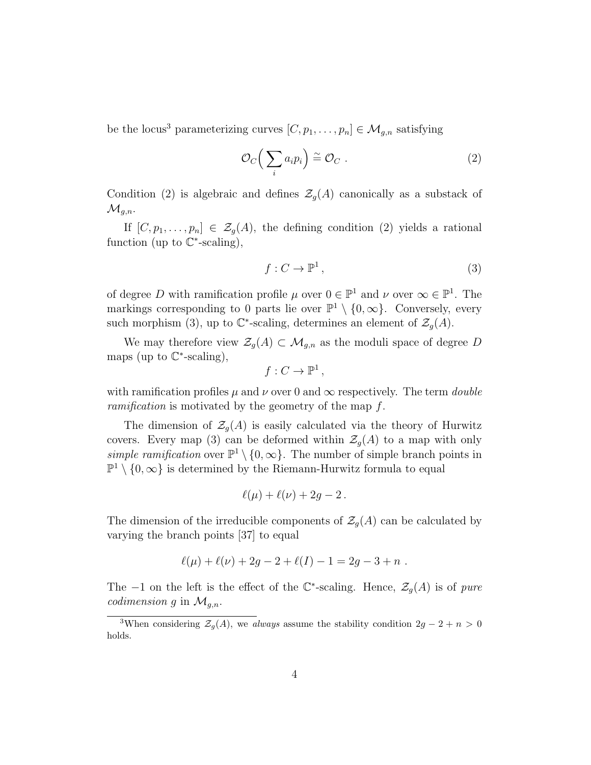be the locus[3] parameterizing curves $[C, p_1, \ldots, p_n] \in \mathcal{M}_{g,n}$ satisfying

$$\mathcal{O}_C\Big(\sum_i a_i p_i\Big) \stackrel{\sim}{=} \mathcal{O}_C \ . \tag{2}$$

Condition (2) is algebraic and defines $\mathcal{Z}_g(A)$ canonically as a substack of $\mathcal{M}_{g,n}$.

If $[C, p_1, \ldots, p_n] \in \mathcal{Z}_g(A)$, the defining condition (2) yields a rational function (up to $\mathbb{C}^*$-scaling),

$$f : C \to \mathbb{P}^1 \,, \tag{3}$$

of degree $D$ with ramification profile $\mu$ over $0 \in \mathbb{P}^1$ and $\nu$ over $\infty \in \mathbb{P}^1$. The markings corresponding to 0 parts lie over $\mathbb{P}^1 \setminus \{0, \infty\}$. Conversely, every such morphism (3), up to $\mathbb{C}^*$-scaling, determines an element of $\mathcal{Z}_g(A)$.

We may therefore view $\mathcal{Z}_g(A) \subset \mathcal{M}_{g,n}$ as the moduli space of degree $D$ maps (up to $\mathbb{C}^*$-scaling),

$$f : C \to \mathbb{P}^1 \,,$$

with ramification profiles $\mu$ and $\nu$ over 0 and $\infty$ respectively. The term *double ramification* is motivated by the geometry of the map $f$.

The dimension of $\mathcal{Z}_g(A)$ is easily calculated via the theory of Hurwitz covers. Every map (3) can be deformed within $\mathcal{Z}_g(A)$ to a map with only *simple ramification* over $\mathbb{P}^1 \setminus \{0, \infty\}$. The number of simple branch points in $\mathbb{P}^1 \setminus \{0, \infty\}$ is determined by the Riemann-Hurwitz formula to equal

$$\ell(\mu) + \ell(\nu) + 2g - 2 \,.$$

The dimension of the irreducible components of $\mathcal{Z}_g(A)$ can be calculated by varying the branch points [37] to equal

$$\ell(\mu) + \ell(\nu) + 2g - 2 + \ell(I) - 1 = 2g - 3 + n \ .$$

The $-1$ on the left is the effect of the $\mathbb{C}^*$-scaling. Hence, $\mathcal{Z}_g(A)$ is of *pure codimension* $g$ in $\mathcal{M}_{g,n}$.

[3] When considering $\mathcal{Z}_g(A)$, we *always* assume the stability condition $2g - 2 + n > 0$ holds.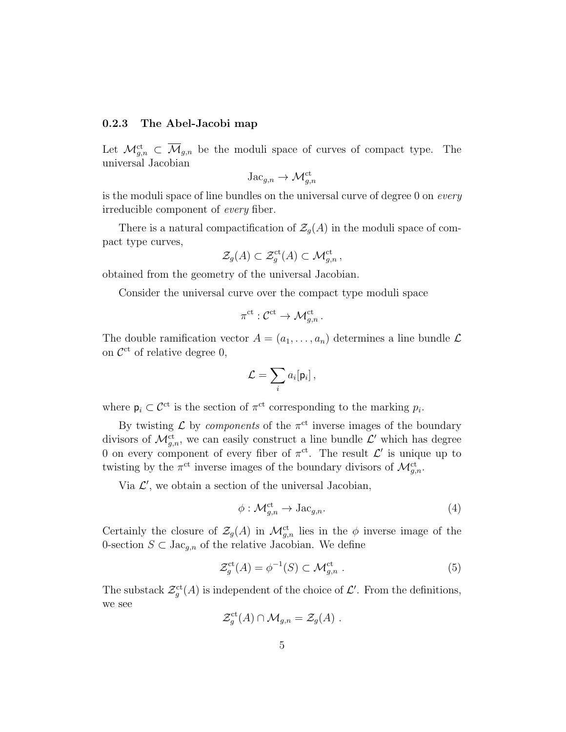### 0.2.3 The Abel-Jacobi map

Let $\mathcal{M}_{g,n}^{\mathrm{ct}} \subset \overline{\mathcal{M}}_{g,n}$ be the moduli space of curves of compact type. The universal Jacobian

$$\mathrm{Jac}_{g,n} \to \mathcal{M}_{g,n}^{\mathrm{ct}}$$

is the moduli space of line bundles on the universal curve of degree 0 on *every* irreducible component of *every* fiber.

There is a natural compactification of $\mathcal{Z}_g(A)$ in the moduli space of compact type curves,

$$\mathcal{Z}_g(A) \subset \mathcal{Z}_g^{\mathrm{ct}}(A) \subset \mathcal{M}_{g,n}^{\mathrm{ct}}\,,$$

obtained from the geometry of the universal Jacobian.

Consider the universal curve over the compact type moduli space

$$\pi^{\mathrm{ct}} : \mathcal{C}^{\mathrm{ct}} \to \mathcal{M}_{g,n}^{\mathrm{ct}}\,.$$

The double ramification vector $A = (a_1, \ldots, a_n)$ determines a line bundle $\mathcal{L}$ on $\mathcal{C}^{\mathrm{ct}}$ of relative degree 0,

$$\mathcal{L} = \sum_i a_i [\mathsf{p}_i]\,,$$

where $\mathsf{p}_i \subset \mathcal{C}^{\mathrm{ct}}$ is the section of $\pi^{\mathrm{ct}}$ corresponding to the marking $p_i$.

By twisting $\mathcal{L}$ by *components* of the $\pi^{\mathrm{ct}}$ inverse images of the boundary divisors of $\mathcal{M}_{g,n}^{\mathrm{ct}}$, we can easily construct a line bundle $\mathcal{L}'$ which has degree 0 on every component of every fiber of $\pi^{\mathrm{ct}}$. The result $\mathcal{L}'$ is unique up to twisting by the $\pi^{\mathrm{ct}}$ inverse images of the boundary divisors of $\mathcal{M}_{g,n}^{\mathrm{ct}}$.

Via $\mathcal{L}'$, we obtain a section of the universal Jacobian,

$$\phi : \mathcal{M}_{g,n}^{\mathrm{ct}} \to \mathrm{Jac}_{g,n}. \tag{4}$$

Certainly the closure of $\mathcal{Z}_g(A)$ in $\mathcal{M}_{g,n}^{\mathrm{ct}}$ lies in the $\phi$ inverse image of the 0-section $S \subset \mathrm{Jac}_{g,n}$ of the relative Jacobian. We define

$$\mathcal{Z}_g^{\mathrm{ct}}(A) = \phi^{-1}(S) \subset \mathcal{M}_{g,n}^{\mathrm{ct}}\,. \tag{5}$$

The substack $\mathcal{Z}_g^{\mathrm{ct}}(A)$ is independent of the choice of $\mathcal{L}'$. From the definitions, we see

$$\mathcal{Z}_g^{\mathrm{ct}}(A) \cap \mathcal{M}_{g,n} = \mathcal{Z}_g(A)\,.$$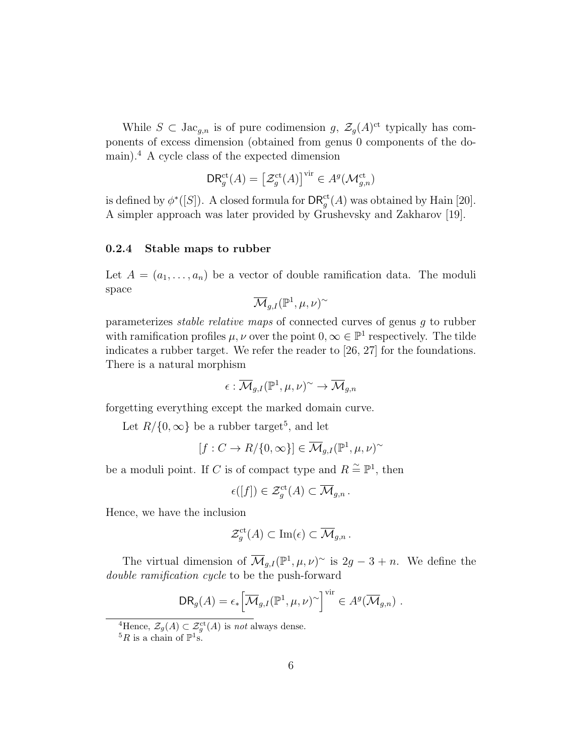While $S \subset \mathrm{Jac}_{g,n}$ is of pure codimension $g$, $\mathcal{Z}_g(A)^{\mathrm{ct}}$ typically has components of excess dimension (obtained from genus 0 components of the domain).[4] A cycle class of the expected dimension

$$\mathsf{DR}_g^{\mathrm{ct}}(A) = \left[\mathcal{Z}_g^{\mathrm{ct}}(A)\right]^{\mathrm{vir}} \in A^g(\mathcal{M}_{g,n}^{\mathrm{ct}})$$

is defined by $\phi^*([S])$. A closed formula for $\mathsf{DR}_g^{\mathrm{ct}}(A)$ was obtained by Hain [20]. A simpler approach was later provided by Grushevsky and Zakharov [19].

### 0.2.4 Stable maps to rubber

Let $A = (a_1, \ldots, a_n)$ be a vector of double ramification data. The moduli space

$$\overline{\mathcal{M}}_{g,I}(\mathbb{P}^1, \mu, \nu)^{\sim}$$

parameterizes *stable relative maps* of connected curves of genus $g$ to rubber with ramification profiles $\mu, \nu$ over the point $0, \infty \in \mathbb{P}^1$ respectively. The tilde indicates a rubber target. We refer the reader to [26, 27] for the foundations. There is a natural morphism

$$\epsilon : \overline{\mathcal{M}}_{g,I}(\mathbb{P}^1, \mu, \nu)^{\sim} \to \overline{\mathcal{M}}_{g,n}$$

forgetting everything except the marked domain curve.

Let $R/\{0, \infty\}$ be a rubber target[5], and let

$$[f : C \to R/\{0, \infty\}] \in \overline{\mathcal{M}}_{g,I}(\mathbb{P}^1, \mu, \nu)^{\sim}$$

be a moduli point. If $C$ is of compact type and $R \overset{\sim}{=} \mathbb{P}^1$, then

$$\epsilon([f]) \in \mathcal{Z}_g^{\mathrm{ct}}(A) \subset \overline{\mathcal{M}}_{g,n}\,.$$

Hence, we have the inclusion

$$\mathcal{Z}_g^{\mathrm{ct}}(A) \subset \mathrm{Im}(\epsilon) \subset \overline{\mathcal{M}}_{g,n}\,.$$

The virtual dimension of $\overline{\mathcal{M}}_{g,I}(\mathbb{P}^1, \mu, \nu)^{\sim}$ is $2g - 3 + n$. We define the *double ramification cycle* to be the push-forward

$$\mathsf{DR}_g(A) = \epsilon_*\Big[\overline{\mathcal{M}}_{g,I}(\mathbb{P}^1, \mu, \nu)^{\sim}\Big]^{\mathrm{vir}} \in A^g(\overline{\mathcal{M}}_{g,n})\,.$$

---

[4] Hence, $\mathcal{Z}_g(A) \subset \mathcal{Z}_g^{\mathrm{ct}}(A)$ is *not* always dense.

[5] $R$ is a chain of $\mathbb{P}^1$s.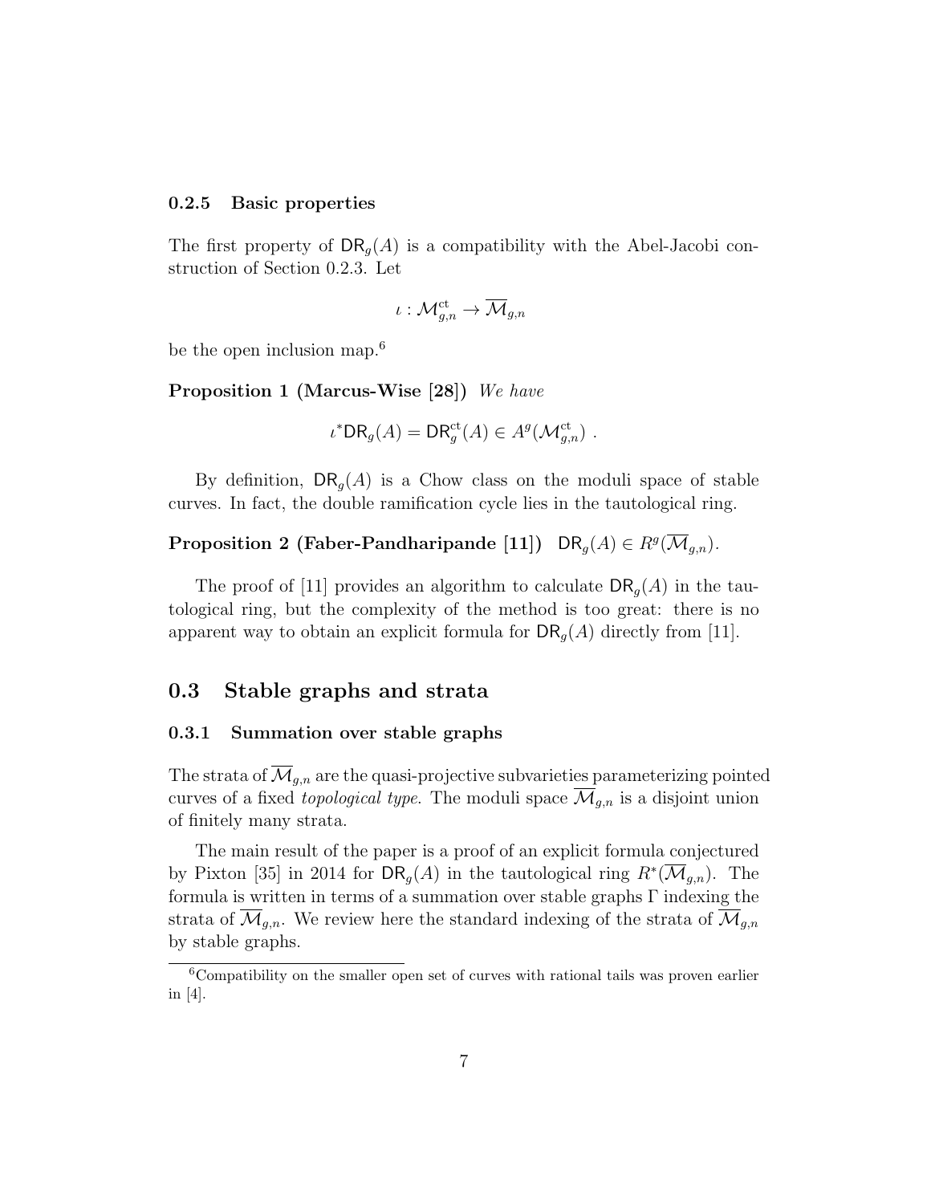### 0.2.5 Basic properties

The first property of $\mathsf{DR}_g(A)$ is a compatibility with the Abel-Jacobi construction of Section 0.2.3. Let

$$\iota : \mathcal{M}_{g,n}^{\mathrm{ct}} \to \overline{\mathcal{M}}_{g,n}$$

be the open inclusion map.[6]

**Proposition 1 (Marcus-Wise [28])** *We have*

$$\iota^* \mathsf{DR}_g(A) = \mathsf{DR}_g^{\mathrm{ct}}(A) \in A^g(\mathcal{M}_{g,n}^{\mathrm{ct}}) \ .$$

By definition, $\mathsf{DR}_g(A)$ is a Chow class on the moduli space of stable curves. In fact, the double ramification cycle lies in the tautological ring.

**Proposition 2 (Faber-Pandharipande [11])** $\mathsf{DR}_g(A) \in R^g(\overline{\mathcal{M}}_{g,n})$.

The proof of [11] provides an algorithm to calculate $\mathsf{DR}_g(A)$ in the tautological ring, but the complexity of the method is too great: there is no apparent way to obtain an explicit formula for $\mathsf{DR}_g(A)$ directly from [11].

## 0.3 Stable graphs and strata

### 0.3.1 Summation over stable graphs

The strata of $\overline{\mathcal{M}}_{g,n}$ are the quasi-projective subvarieties parameterizing pointed curves of a fixed *topological type*. The moduli space $\overline{\mathcal{M}}_{g,n}$ is a disjoint union of finitely many strata.

The main result of the paper is a proof of an explicit formula conjectured by Pixton [35] in 2014 for $\mathsf{DR}_g(A)$ in the tautological ring $R^*(\overline{\mathcal{M}}_{g,n})$. The formula is written in terms of a summation over stable graphs $\Gamma$ indexing the strata of $\overline{\mathcal{M}}_{g,n}$. We review here the standard indexing of the strata of $\overline{\mathcal{M}}_{g,n}$ by stable graphs.

[6] Compatibility on the smaller open set of curves with rational tails was proven earlier in [4].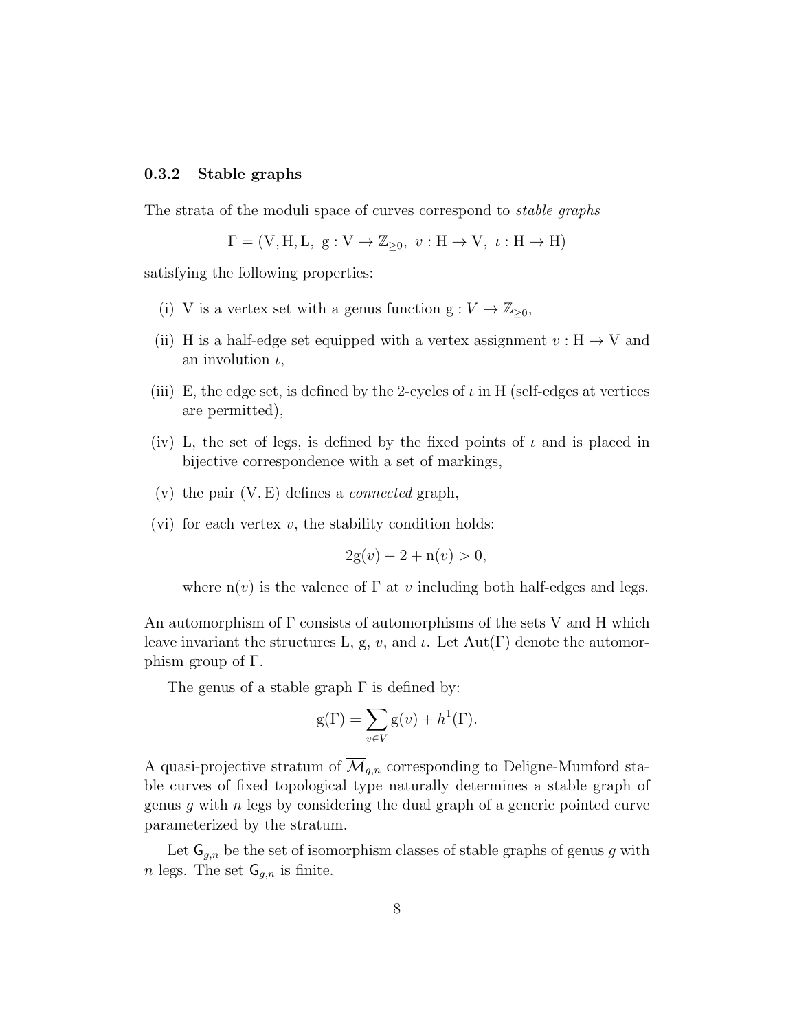### 0.3.2 Stable graphs

The strata of the moduli space of curves correspond to *stable graphs*

$$\Gamma = (\mathrm{V}, \mathrm{H}, \mathrm{L},\ \mathrm{g} : \mathrm{V} \to \mathbb{Z}_{\geq 0},\ v : \mathrm{H} \to \mathrm{V},\ \iota : \mathrm{H} \to \mathrm{H})$$

satisfying the following properties:

(i) V is a vertex set with a genus function $\mathrm{g} : V \to \mathbb{Z}_{\geq 0}$,

(ii) H is a half-edge set equipped with a vertex assignment $v : \mathrm{H} \to \mathrm{V}$ and an involution $\iota$,

(iii) E, the edge set, is defined by the 2-cycles of $\iota$ in H (self-edges at vertices are permitted),

(iv) L, the set of legs, is defined by the fixed points of $\iota$ and is placed in bijective correspondence with a set of markings,

(v) the pair $(\mathrm{V}, \mathrm{E})$ defines a *connected* graph,

(vi) for each vertex $v$, the stability condition holds:

$$2\mathrm{g}(v) - 2 + \mathrm{n}(v) > 0,$$

where $\mathrm{n}(v)$ is the valence of $\Gamma$ at $v$ including both half-edges and legs.

An automorphism of $\Gamma$ consists of automorphisms of the sets V and H which leave invariant the structures L, g, $v$, and $\iota$. Let $\mathrm{Aut}(\Gamma)$ denote the automorphism group of $\Gamma$.

The genus of a stable graph $\Gamma$ is defined by:

$$\mathrm{g}(\Gamma) = \sum_{v \in V} \mathrm{g}(v) + h^1(\Gamma).$$

A quasi-projective stratum of $\overline{\mathcal{M}}_{g,n}$ corresponding to Deligne-Mumford stable curves of fixed topological type naturally determines a stable graph of genus $g$ with $n$ legs by considering the dual graph of a generic pointed curve parameterized by the stratum.

Let $\mathsf{G}_{g,n}$ be the set of isomorphism classes of stable graphs of genus $g$ with $n$ legs. The set $\mathsf{G}_{g,n}$ is finite.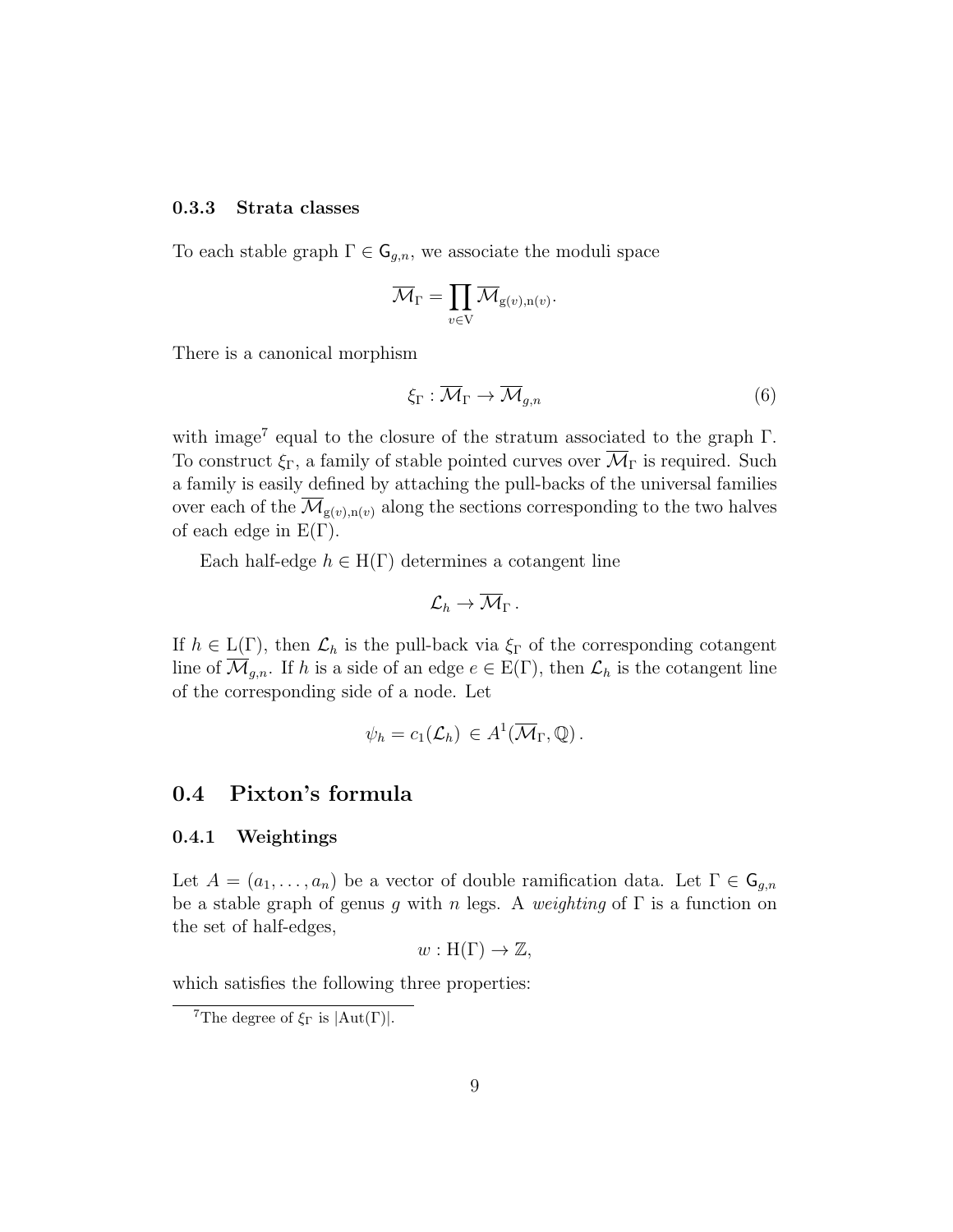#### 0.3.3 Strata classes

To each stable graph $\Gamma \in \mathsf{G}_{g,n}$, we associate the moduli space

$$\overline{\mathcal{M}}_\Gamma = \prod_{v \in \mathrm{V}} \overline{\mathcal{M}}_{\mathrm{g}(v),\mathrm{n}(v)}.$$

There is a canonical morphism

$$\xi_\Gamma : \overline{\mathcal{M}}_\Gamma \to \overline{\mathcal{M}}_{g,n} \tag{6}$$

with image[7] equal to the closure of the stratum associated to the graph $\Gamma$. To construct $\xi_\Gamma$, a family of stable pointed curves over $\overline{\mathcal{M}}_\Gamma$ is required. Such a family is easily defined by attaching the pull-backs of the universal families over each of the $\overline{\mathcal{M}}_{\mathrm{g}(v),\mathrm{n}(v)}$ along the sections corresponding to the two halves of each edge in $\mathrm{E}(\Gamma)$.

Each half-edge $h \in \mathrm{H}(\Gamma)$ determines a cotangent line

$$\mathcal{L}_h \to \overline{\mathcal{M}}_\Gamma \,.$$

If $h \in \mathrm{L}(\Gamma)$, then $\mathcal{L}_h$ is the pull-back via $\xi_\Gamma$ of the corresponding cotangent line of $\overline{\mathcal{M}}_{g,n}$. If $h$ is a side of an edge $e \in \mathrm{E}(\Gamma)$, then $\mathcal{L}_h$ is the cotangent line of the corresponding side of a node. Let

$$\psi_h = c_1(\mathcal{L}_h) \, \in A^1(\overline{\mathcal{M}}_\Gamma, \mathbb{Q}) \,.$$

## 0.4 Pixton's formula

#### 0.4.1 Weightings

Let $A = (a_1, \ldots, a_n)$ be a vector of double ramification data. Let $\Gamma \in \mathsf{G}_{g,n}$ be a stable graph of genus $g$ with $n$ legs. A *weighting* of $\Gamma$ is a function on the set of half-edges,

$$w : \mathrm{H}(\Gamma) \to \mathbb{Z},$$

which satisfies the following three properties:

[7] The degree of $\xi_\Gamma$ is $|\mathrm{Aut}(\Gamma)|$.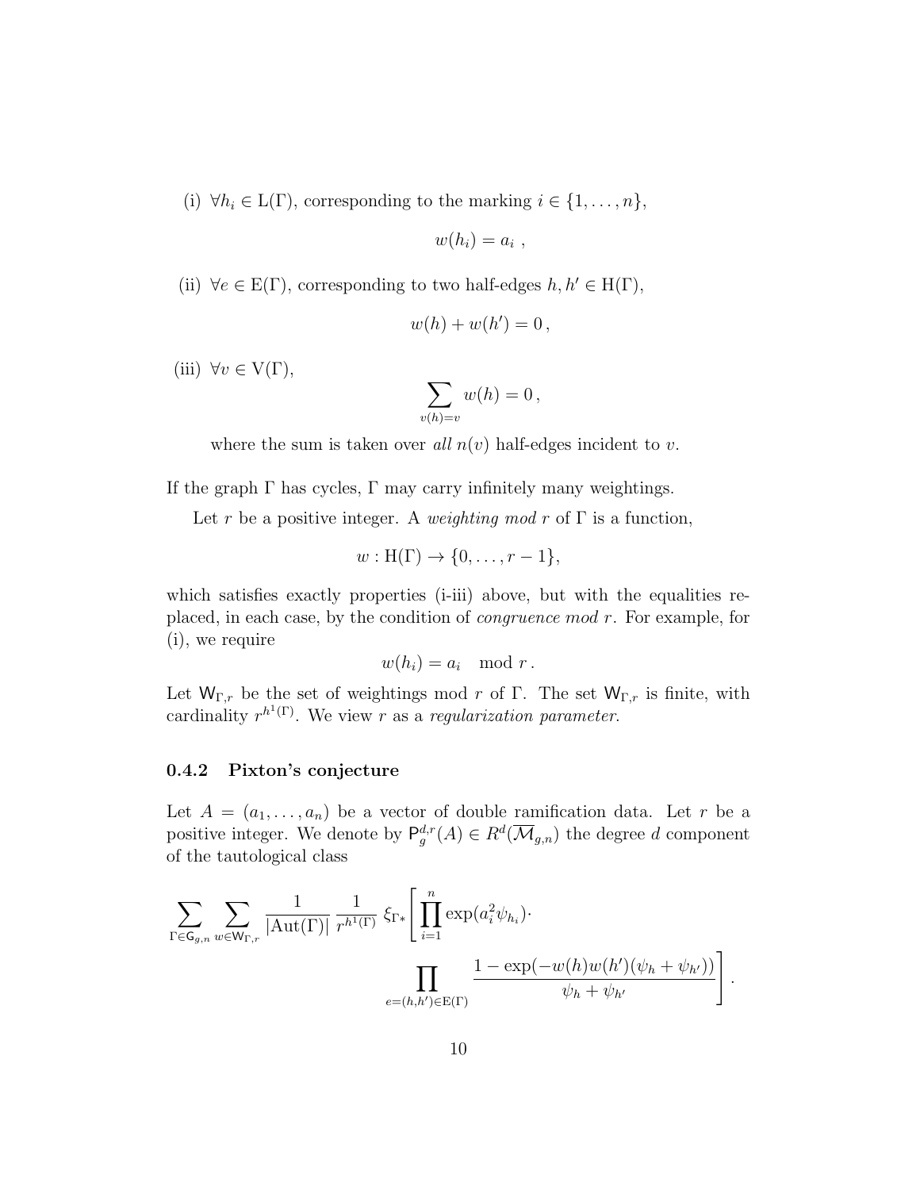(i) $\forall h_i \in \mathrm{L}(\Gamma)$, corresponding to the marking $i \in \{1, \ldots, n\}$,

$$w(h_i) = a_i \ ,$$

(ii) $\forall e \in \mathrm{E}(\Gamma)$, corresponding to two half-edges $h, h' \in \mathrm{H}(\Gamma)$,

$$w(h) + w(h') = 0 \,,$$

(iii) $\forall v \in \mathrm{V}(\Gamma)$,

$$\sum_{v(h)=v} w(h) = 0 \,,$$

where the sum is taken over *all* $n(v)$ half-edges incident to $v$.

If the graph $\Gamma$ has cycles, $\Gamma$ may carry infinitely many weightings.

Let $r$ be a positive integer. A *weighting mod* $r$ of $\Gamma$ is a function,

$$w : \mathrm{H}(\Gamma) \to \{0, \ldots, r-1\},$$

which satisfies exactly properties (i-iii) above, but with the equalities replaced, in each case, by the condition of *congruence mod* $r$. For example, for (i), we require

$$w(h_i) = a_i \mod r \,.$$

Let $\mathsf{W}_{\Gamma,r}$ be the set of weightings mod $r$ of $\Gamma$. The set $\mathsf{W}_{\Gamma,r}$ is finite, with cardinality $r^{h^1(\Gamma)}$. We view $r$ as a *regularization parameter*.

### 0.4.2 Pixton's conjecture

Let $A = (a_1, \ldots, a_n)$ be a vector of double ramification data. Let $r$ be a positive integer. We denote by $\mathsf{P}_g^{d,r}(A) \in R^d(\overline{\mathcal{M}}_{g,n})$ the degree $d$ component of the tautological class

$$\sum_{\Gamma \in \mathsf{G}_{g,n}} \sum_{w \in \mathsf{W}_{\Gamma,r}} \frac{1}{|\mathrm{Aut}(\Gamma)|} \frac{1}{r^{h^1(\Gamma)}} \, \xi_{\Gamma*} \Bigg[ \prod_{i=1}^{n} \exp(a_i^2 \psi_{h_i}) \cdot \prod_{e=(h,h') \in \mathrm{E}(\Gamma)} \frac{1 - \exp(-w(h)w(h')(\psi_h + \psi_{h'}))}{\psi_h + \psi_{h'}} \Bigg] .$$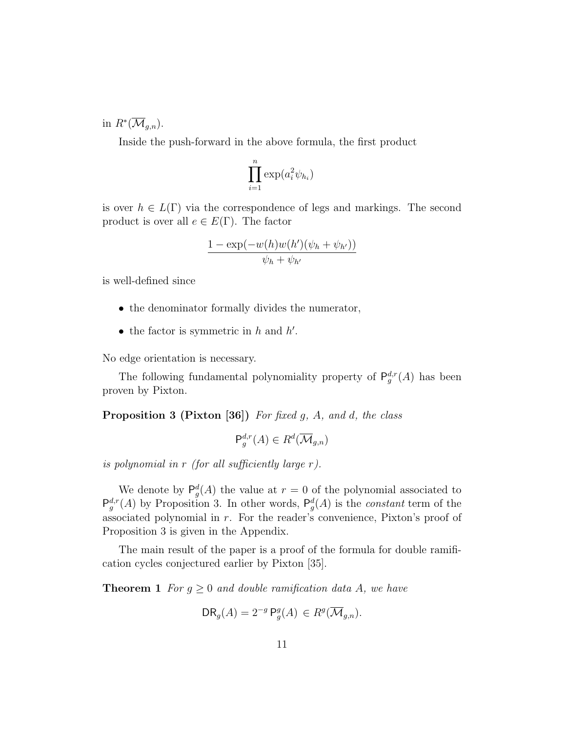in $R^*(\overline{\mathcal{M}}_{g,n})$.

Inside the push-forward in the above formula, the first product

$$\prod_{i=1}^{n} \exp(a_i^2 \psi_{h_i})$$

is over $h \in L(\Gamma)$ via the correspondence of legs and markings. The second product is over all $e \in E(\Gamma)$. The factor

$$\frac{1 - \exp(-w(h)w(h')(\psi_h + \psi_{h'}))}{\psi_h + \psi_{h'}}$$

is well-defined since

- the denominator formally divides the numerator,
- the factor is symmetric in $h$ and $h'$.

No edge orientation is necessary.

The following fundamental polynomiality property of $\mathsf{P}_g^{d,r}(A)$ has been proven by Pixton.

**Proposition 3 (Pixton [36])** *For fixed $g$, $A$, and $d$, the class*

$$\mathsf{P}_g^{d,r}(A) \in R^d(\overline{\mathcal{M}}_{g,n})$$

*is polynomial in $r$ (for all sufficiently large $r$).*

We denote by $\mathsf{P}_g^{d}(A)$ the value at $r = 0$ of the polynomial associated to $\mathsf{P}_g^{d,r}(A)$ by Proposition 3. In other words, $\mathsf{P}_g^{d}(A)$ is the *constant* term of the associated polynomial in $r$. For the reader's convenience, Pixton's proof of Proposition 3 is given in the Appendix.

The main result of the paper is a proof of the formula for double ramification cycles conjectured earlier by Pixton [35].

**Theorem 1** *For $g \geq 0$ and double ramification data $A$, we have*

$$\mathsf{DR}_g(A) = 2^{-g}\, \mathsf{P}_g^{g}(A) \in R^g(\overline{\mathcal{M}}_{g,n}).$$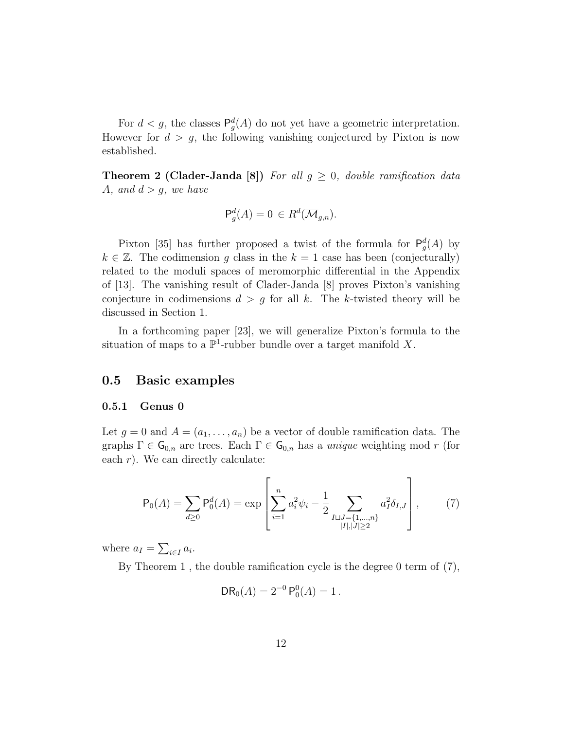For $d < g$, the classes $\mathsf{P}_g^d(A)$ do not yet have a geometric interpretation. However for $d > g$, the following vanishing conjectured by Pixton is now established.

**Theorem 2 (Clader-Janda [8])** *For all $g \geq 0$, double ramification data $A$, and $d > g$, we have*

$$\mathsf{P}_g^d(A) = 0 \in R^d(\overline{\mathcal{M}}_{g,n}).$$

Pixton [35] has further proposed a twist of the formula for $\mathsf{P}_g^d(A)$ by $k \in \mathbb{Z}$. The codimension $g$ class in the $k = 1$ case has been (conjecturally) related to the moduli spaces of meromorphic differential in the Appendix of [13]. The vanishing result of Clader-Janda [8] proves Pixton's vanishing conjecture in codimensions $d > g$ for all $k$. The $k$-twisted theory will be discussed in Section 1.

In a forthcoming paper [23], we will generalize Pixton's formula to the situation of maps to a $\mathbb{P}^1$-rubber bundle over a target manifold $X$.

## 0.5 Basic examples

### 0.5.1 Genus 0

Let $g = 0$ and $A = (a_1, \ldots, a_n)$ be a vector of double ramification data. The graphs $\Gamma \in \mathsf{G}_{0,n}$ are trees. Each $\Gamma \in \mathsf{G}_{0,n}$ has a *unique* weighting mod $r$ (for each $r$). We can directly calculate:

$$\mathsf{P}_0(A) = \sum_{d \geq 0} \mathsf{P}_0^d(A) = \exp\left[\sum_{i=1}^n a_i^2 \psi_i - \frac{1}{2} \sum_{\substack{I \sqcup J = \{1,\ldots,n\} \\ |I|,|J| \geq 2}} a_I^2 \delta_{I,J}\right], \tag{7}$$

where $a_I = \sum_{i \in I} a_i$.

By Theorem 1 , the double ramification cycle is the degree 0 term of (7),

$$\mathsf{DR}_0(A) = 2^{-0}\, \mathsf{P}_0^0(A) = 1\,.$$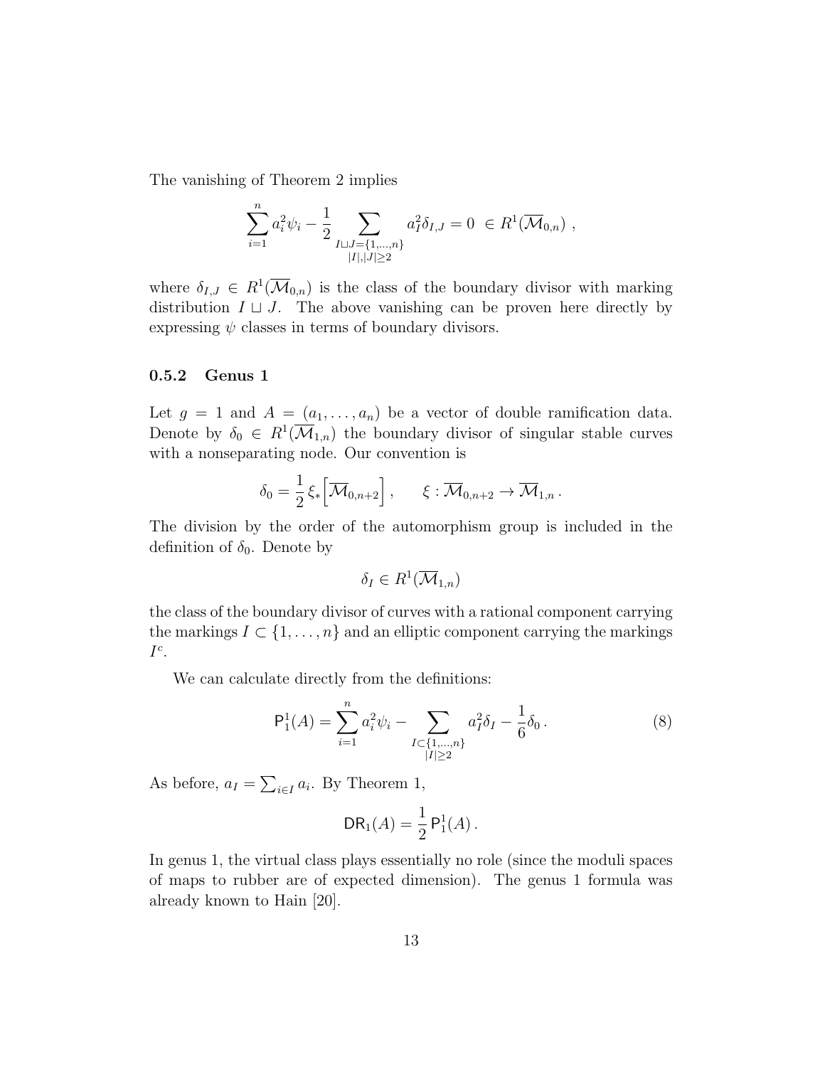The vanishing of Theorem 2 implies

$$\sum_{i=1}^{n} a_i^2 \psi_i - \frac{1}{2} \sum_{\substack{I \sqcup J = \{1,\dots,n\} \\ |I|,|J| \geq 2}} a_I^2 \delta_{I,J} = 0 \ \in R^1(\overline{\mathcal{M}}_{0,n}) \ ,$$

where $\delta_{I,J} \in R^1(\overline{\mathcal{M}}_{0,n})$ is the class of the boundary divisor with marking distribution $I \sqcup J$. The above vanishing can be proven here directly by expressing $\psi$ classes in terms of boundary divisors.

### 0.5.2 Genus 1

Let $g = 1$ and $A = (a_1, \dots, a_n)$ be a vector of double ramification data. Denote by $\delta_0 \in R^1(\overline{\mathcal{M}}_{1,n})$ the boundary divisor of singular stable curves with a nonseparating node. Our convention is

$$\delta_0 = \frac{1}{2} \, \xi_* \Big[ \overline{\mathcal{M}}_{0,n+2} \Big] \, , \qquad \xi : \overline{\mathcal{M}}_{0,n+2} \to \overline{\mathcal{M}}_{1,n} \, .$$

The division by the order of the automorphism group is included in the definition of $\delta_0$. Denote by

$$\delta_I \in R^1(\overline{\mathcal{M}}_{1,n})$$

the class of the boundary divisor of curves with a rational component carrying the markings $I \subset \{1, \dots, n\}$ and an elliptic component carrying the markings $I^c$.

We can calculate directly from the definitions:

$$\mathsf{P}_1^1(A) = \sum_{i=1}^{n} a_i^2 \psi_i - \sum_{\substack{I \subset \{1,\dots,n\} \\ |I| \geq 2}} a_I^2 \delta_I - \frac{1}{6} \delta_0 \, . \tag{8}$$

As before, $a_I = \sum_{i \in I} a_i$. By Theorem 1,

$$\mathsf{DR}_1(A) = \frac{1}{2} \, \mathsf{P}_1^1(A) \, .$$

In genus 1, the virtual class plays essentially no role (since the moduli spaces of maps to rubber are of expected dimension). The genus 1 formula was already known to Hain [20].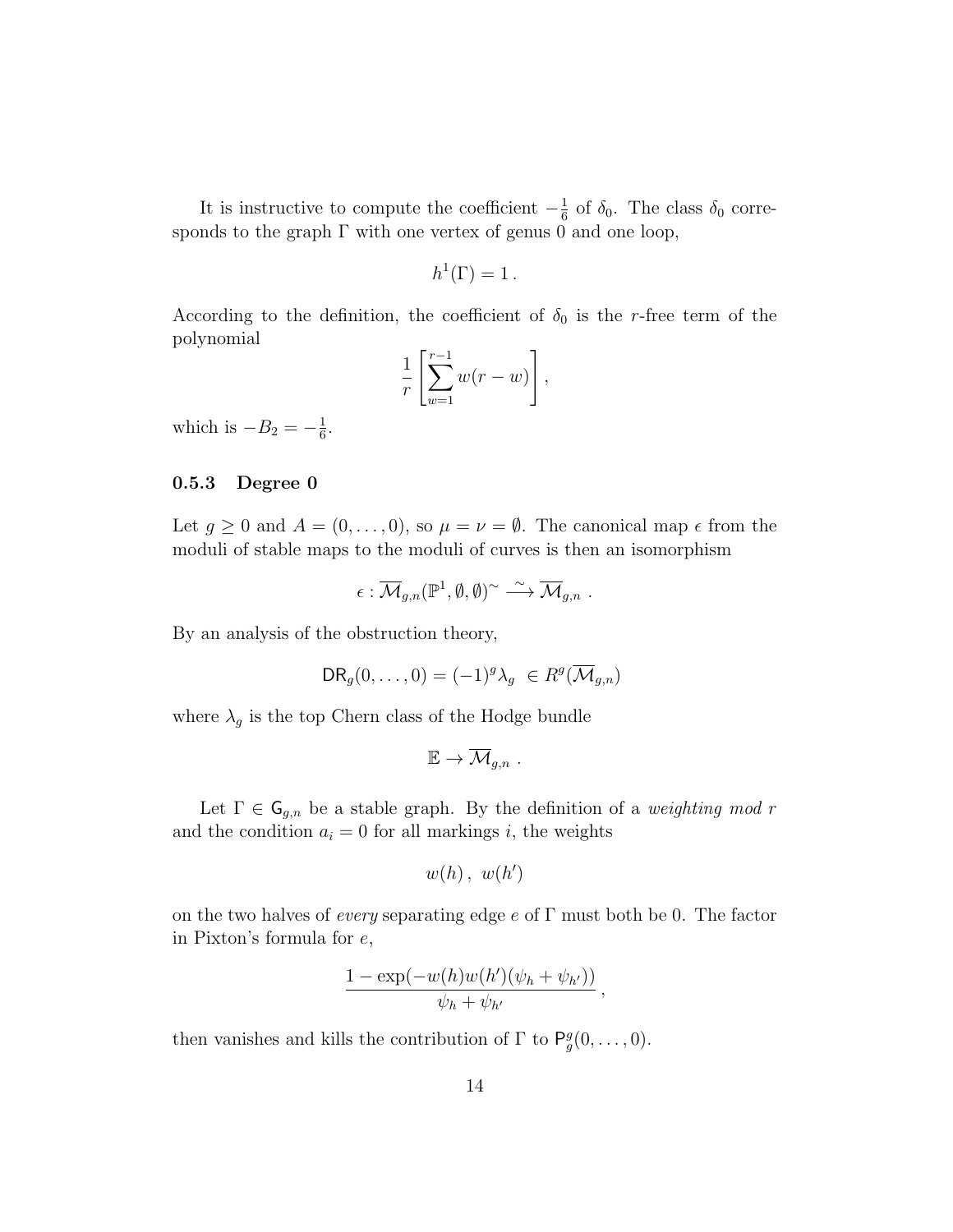It is instructive to compute the coefficient $-\frac{1}{6}$ of $\delta_0$. The class $\delta_0$ corresponds to the graph $\Gamma$ with one vertex of genus 0 and one loop,

$$h^1(\Gamma) = 1\,.$$

According to the definition, the coefficient of $\delta_0$ is the $r$-free term of the polynomial

$$\frac{1}{r}\left[\sum_{w=1}^{r-1} w(r-w)\right],$$

which is $-B_2 = -\frac{1}{6}$.

### 0.5.3 Degree 0

Let $g \geq 0$ and $A = (0, \ldots, 0)$, so $\mu = \nu = \emptyset$. The canonical map $\epsilon$ from the moduli of stable maps to the moduli of curves is then an isomorphism

$$\epsilon : \overline{\mathcal{M}}_{g,n}(\mathbb{P}^1, \emptyset, \emptyset)^{\sim} \xrightarrow{\sim} \overline{\mathcal{M}}_{g,n}\ .$$

By an analysis of the obstruction theory,

$$\mathsf{DR}_g(0, \ldots, 0) = (-1)^g \lambda_g \ \in R^g(\overline{\mathcal{M}}_{g,n})$$

where $\lambda_g$ is the top Chern class of the Hodge bundle

$$\mathbb{E} \to \overline{\mathcal{M}}_{g,n}\ .$$

Let $\Gamma \in \mathsf{G}_{g,n}$ be a stable graph. By the definition of a *weighting mod r* and the condition $a_i = 0$ for all markings $i$, the weights

$$w(h)\,,\ w(h')$$

on the two halves of *every* separating edge $e$ of $\Gamma$ must both be 0. The factor in Pixton's formula for $e$,

$$\frac{1 - \exp(-w(h)w(h')(\psi_h + \psi_{h'}))}{\psi_h + \psi_{h'}}\,,$$

then vanishes and kills the contribution of $\Gamma$ to $\mathsf{P}_g^g(0, \ldots, 0)$.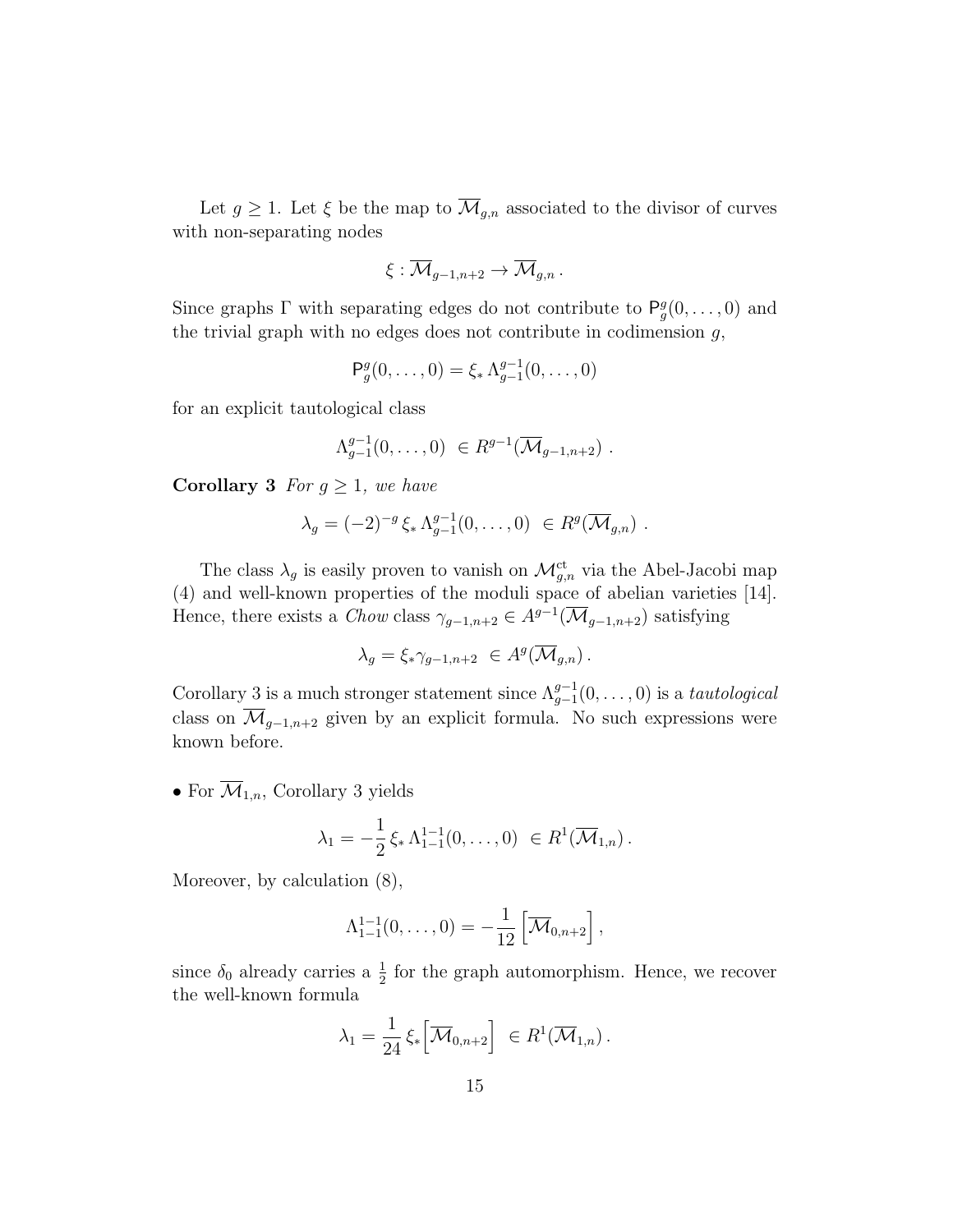Let $g \geq 1$. Let $\xi$ be the map to $\overline{\mathcal{M}}_{g,n}$ associated to the divisor of curves with non-separating nodes

$$\xi : \overline{\mathcal{M}}_{g-1,n+2} \to \overline{\mathcal{M}}_{g,n}\,.$$

Since graphs $\Gamma$ with separating edges do not contribute to $\mathsf{P}_g^g(0,\ldots,0)$ and the trivial graph with no edges does not contribute in codimension $g$,

$$\mathsf{P}_g^g(0,\ldots,0) = \xi_*\, \Lambda_{g-1}^{g-1}(0,\ldots,0)$$

for an explicit tautological class

$$\Lambda_{g-1}^{g-1}(0,\ldots,0) \;\in R^{g-1}(\overline{\mathcal{M}}_{g-1,n+2})\;.$$

**Corollary 3** *For $g \geq 1$, we have*

$$\lambda_g = (-2)^{-g}\, \xi_*\, \Lambda_{g-1}^{g-1}(0,\ldots,0) \;\in R^g(\overline{\mathcal{M}}_{g,n})\;.$$

The class $\lambda_g$ is easily proven to vanish on $\mathcal{M}_{g,n}^{\mathrm{ct}}$ via the Abel-Jacobi map (4) and well-known properties of the moduli space of abelian varieties [14]. Hence, there exists a *Chow* class $\gamma_{g-1,n+2} \in A^{g-1}(\overline{\mathcal{M}}_{g-1,n+2})$ satisfying

$$\lambda_g = \xi_* \gamma_{g-1,n+2} \;\in A^g(\overline{\mathcal{M}}_{g,n})\,.$$

Corollary 3 is a much stronger statement since $\Lambda_{g-1}^{g-1}(0,\ldots,0)$ is a *tautological* class on $\overline{\mathcal{M}}_{g-1,n+2}$ given by an explicit formula. No such expressions were known before.

- For $\overline{\mathcal{M}}_{1,n}$, Corollary 3 yields

$$\lambda_1 = -\frac{1}{2}\, \xi_*\, \Lambda_{1-1}^{1-1}(0,\ldots,0) \;\in R^1(\overline{\mathcal{M}}_{1,n})\,.$$

Moreover, by calculation (8),

$$\Lambda_{1-1}^{1-1}(0,\ldots,0) = -\frac{1}{12}\left[\overline{\mathcal{M}}_{0,n+2}\right],$$

since $\delta_0$ already carries a $\frac{1}{2}$ for the graph automorphism. Hence, we recover the well-known formula

$$\lambda_1 = \frac{1}{24}\, \xi_*\Big[\overline{\mathcal{M}}_{0,n+2}\Big] \;\in R^1(\overline{\mathcal{M}}_{1,n})\,.$$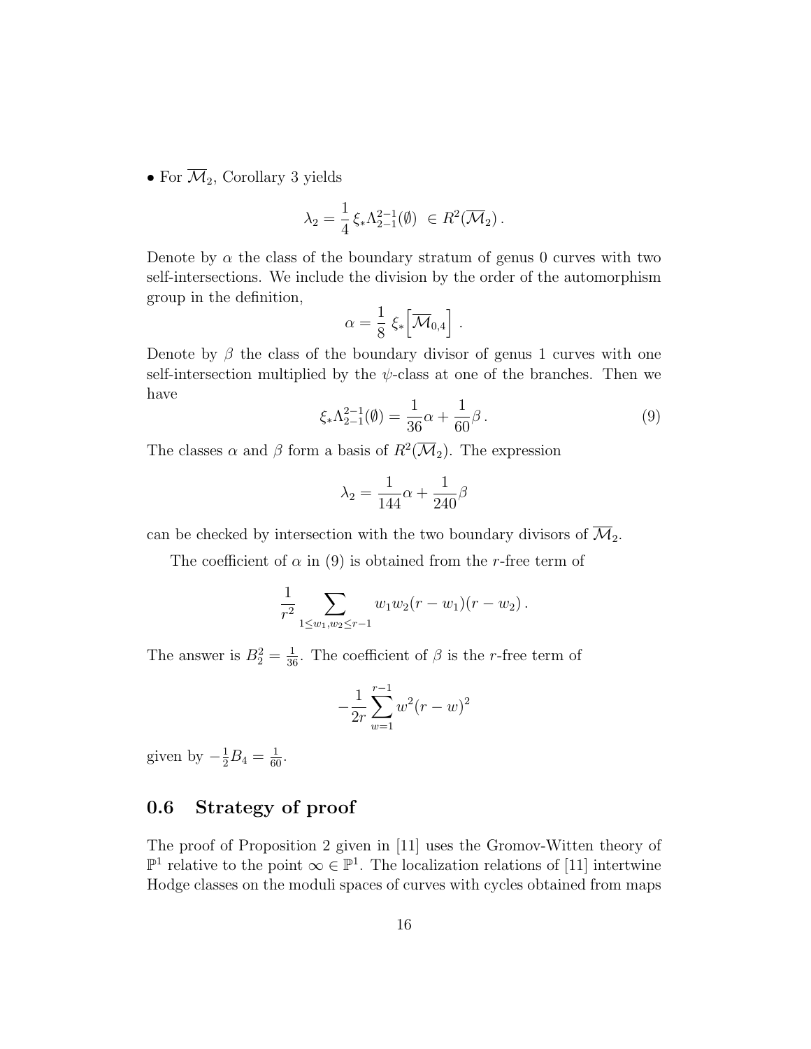• For $\overline{\mathcal{M}}_2$, Corollary 3 yields

$$\lambda_2 = \frac{1}{4}\,\xi_*\Lambda_{2-1}^{2-1}(\emptyset) \ \in R^2(\overline{\mathcal{M}}_2)\,.$$

Denote by $\alpha$ the class of the boundary stratum of genus 0 curves with two self-intersections. We include the division by the order of the automorphism group in the definition,

$$\alpha = \frac{1}{8}\ \xi_*\Big[\overline{\mathcal{M}}_{0,4}\Big]\ .$$

Denote by $\beta$ the class of the boundary divisor of genus 1 curves with one self-intersection multiplied by the $\psi$-class at one of the branches. Then we have

$$\xi_*\Lambda_{2-1}^{2-1}(\emptyset) = \frac{1}{36}\alpha + \frac{1}{60}\beta\,. \tag{9}$$

The classes $\alpha$ and $\beta$ form a basis of $R^2(\overline{\mathcal{M}}_2)$. The expression

$$\lambda_2 = \frac{1}{144}\alpha + \frac{1}{240}\beta$$

can be checked by intersection with the two boundary divisors of $\overline{\mathcal{M}}_2$.

The coefficient of $\alpha$ in (9) is obtained from the $r$-free term of

$$\frac{1}{r^2}\sum_{1\le w_1,w_2\le r-1} w_1w_2(r-w_1)(r-w_2)\,.$$

The answer is $B_2^2 = \frac{1}{36}$. The coefficient of $\beta$ is the $r$-free term of

$$-\frac{1}{2r}\sum_{w=1}^{r-1} w^2(r-w)^2$$

given by $-\frac{1}{2}B_4 = \frac{1}{60}$.

## 0.6 Strategy of proof

The proof of Proposition 2 given in [11] uses the Gromov-Witten theory of $\mathbb{P}^1$ relative to the point $\infty \in \mathbb{P}^1$. The localization relations of [11] intertwine Hodge classes on the moduli spaces of curves with cycles obtained from maps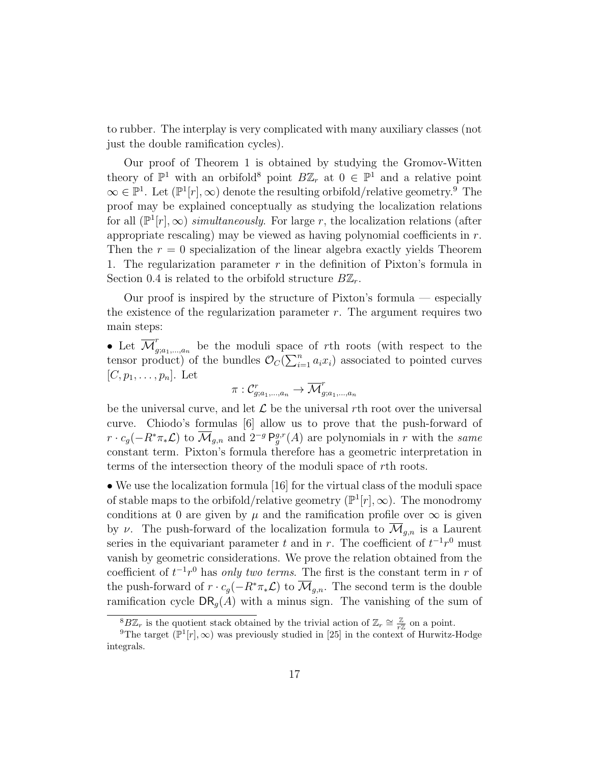to rubber. The interplay is very complicated with many auxiliary classes (not just the double ramification cycles).

Our proof of Theorem 1 is obtained by studying the Gromov-Witten theory of $\mathbb{P}^1$ with an orbifold[8] point $B\mathbb{Z}_r$ at $0 \in \mathbb{P}^1$ and a relative point $\infty \in \mathbb{P}^1$. Let $(\mathbb{P}^1[r], \infty)$ denote the resulting orbifold/relative geometry.[9] The proof may be explained conceptually as studying the localization relations for all $(\mathbb{P}^1[r], \infty)$ *simultaneously*. For large $r$, the localization relations (after appropriate rescaling) may be viewed as having polynomial coefficients in $r$. Then the $r = 0$ specialization of the linear algebra exactly yields Theorem 1. The regularization parameter $r$ in the definition of Pixton's formula in Section 0.4 is related to the orbifold structure $B\mathbb{Z}_r$.

Our proof is inspired by the structure of Pixton's formula — especially the existence of the regularization parameter $r$. The argument requires two main steps:

• Let $\overline{\mathcal{M}}^r_{g;a_1,\ldots,a_n}$ be the moduli space of $r$th roots (with respect to the tensor product) of the bundles $\mathcal{O}_C(\sum_{i=1}^n a_i x_i)$ associated to pointed curves $[C, p_1, \ldots, p_n]$. Let

$$\pi : \mathcal{C}^r_{g;a_1,\ldots,a_n} \to \overline{\mathcal{M}}^r_{g;a_1,\ldots,a_n}$$

be the universal curve, and let $\mathcal{L}$ be the universal $r$th root over the universal curve. Chiodo's formulas [6] allow us to prove that the push-forward of $r \cdot c_g(-R^*\pi_*\mathcal{L})$ to $\overline{\mathcal{M}}_{g,n}$ and $2^{-g}\,\mathsf{P}^{g,r}_g(A)$ are polynomials in $r$ with the *same* constant term. Pixton's formula therefore has a geometric interpretation in terms of the intersection theory of the moduli space of $r$th roots.

• We use the localization formula [16] for the virtual class of the moduli space of stable maps to the orbifold/relative geometry $(\mathbb{P}^1[r], \infty)$. The monodromy conditions at 0 are given by $\mu$ and the ramification profile over $\infty$ is given by $\nu$. The push-forward of the localization formula to $\overline{\mathcal{M}}_{g,n}$ is a Laurent series in the equivariant parameter $t$ and in $r$. The coefficient of $t^{-1}r^0$ must vanish by geometric considerations. We prove the relation obtained from the coefficient of $t^{-1}r^0$ has *only two terms*. The first is the constant term in $r$ of the push-forward of $r \cdot c_g(-R^*\pi_*\mathcal{L})$ to $\overline{\mathcal{M}}_{g,n}$. The second term is the double ramification cycle $\mathsf{DR}_g(A)$ with a minus sign. The vanishing of the sum of

[8] $B\mathbb{Z}_r$ is the quotient stack obtained by the trivial action of $\mathbb{Z}_r \cong \frac{\mathbb{Z}}{r\mathbb{Z}}$ on a point.

[9] The target $(\mathbb{P}^1[r], \infty)$ was previously studied in [25] in the context of Hurwitz-Hodge integrals.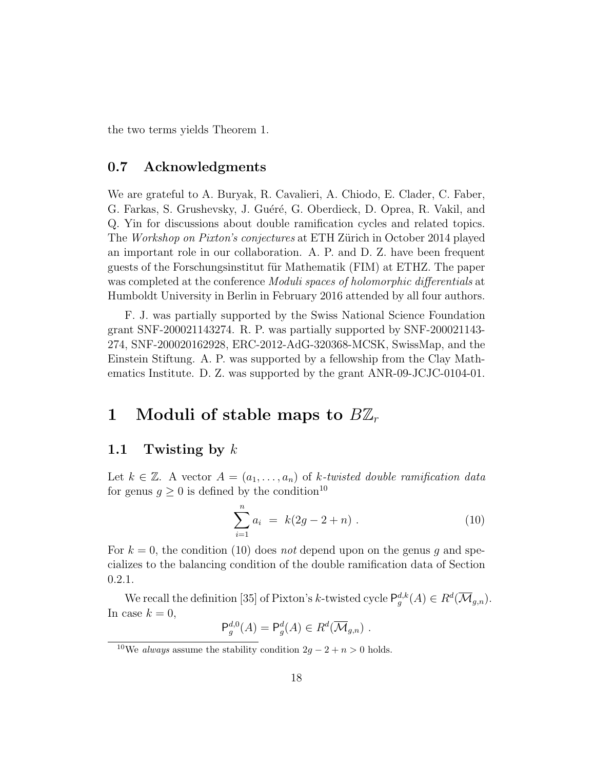the two terms yields Theorem 1.

### 0.7 Acknowledgments

We are grateful to A. Buryak, R. Cavalieri, A. Chiodo, E. Clader, C. Faber, G. Farkas, S. Grushevsky, J. Guéré, G. Oberdieck, D. Oprea, R. Vakil, and Q. Yin for discussions about double ramification cycles and related topics. The *Workshop on Pixton's conjectures* at ETH Zürich in October 2014 played an important role in our collaboration. A. P. and D. Z. have been frequent guests of the Forschungsinstitut für Mathematik (FIM) at ETHZ. The paper was completed at the conference *Moduli spaces of holomorphic differentials* at Humboldt University in Berlin in February 2016 attended by all four authors.

F. J. was partially supported by the Swiss National Science Foundation grant SNF-200021143274. R. P. was partially supported by SNF-200021143-274, SNF-200020162928, ERC-2012-AdG-320368-MCSK, SwissMap, and the Einstein Stiftung. A. P. was supported by a fellowship from the Clay Mathematics Institute. D. Z. was supported by the grant ANR-09-JCJC-0104-01.

# 1 Moduli of stable maps to $B\mathbb{Z}_r$

## 1.1 Twisting by $k$

Let $k \in \mathbb{Z}$. A vector $A = (a_1, \ldots, a_n)$ of *k-twisted double ramification data* for genus $g \geq 0$ is defined by the condition[10]

$$\sum_{i=1}^{n} a_i \;=\; k(2g - 2 + n)\ . \tag{10}$$

For $k = 0$, the condition (10) does *not* depend upon on the genus $g$ and specializes to the balancing condition of the double ramification data of Section 0.2.1.

We recall the definition [35] of Pixton's $k$-twisted cycle $\mathsf{P}_g^{d,k}(A) \in R^d(\overline{\mathcal{M}}_{g,n})$. In case $k = 0$,

$$\mathsf{P}_g^{d,0}(A) = \mathsf{P}_g^{d}(A) \in R^d(\overline{\mathcal{M}}_{g,n})\ .$$

[10] We *always* assume the stability condition $2g - 2 + n > 0$ holds.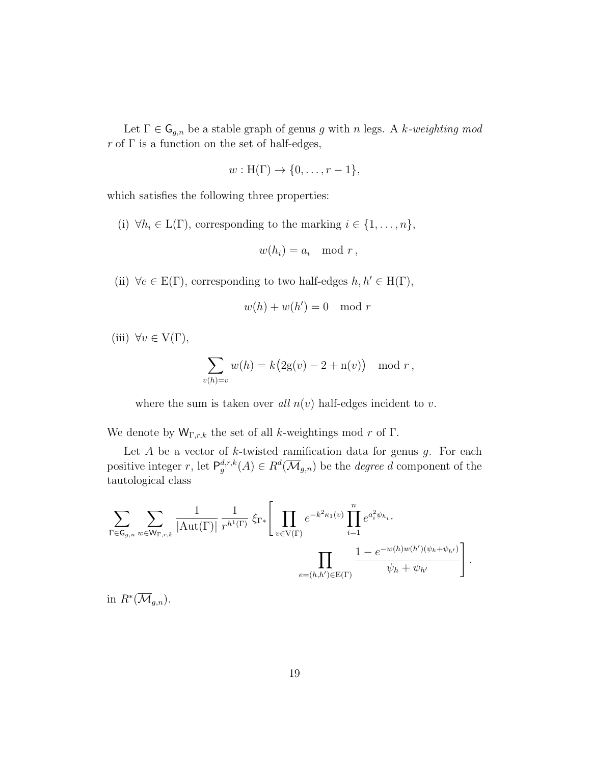Let $\Gamma \in \mathsf{G}_{g,n}$ be a stable graph of genus $g$ with $n$ legs. A *$k$-weighting mod $r$* of $\Gamma$ is a function on the set of half-edges,

$$w : \mathrm{H}(\Gamma) \to \{0, \ldots, r-1\},$$

which satisfies the following three properties:

(i) $\forall h_i \in \mathrm{L}(\Gamma)$, corresponding to the marking $i \in \{1, \ldots, n\}$,

$$w(h_i) = a_i \mod r\,,$$

(ii) $\forall e \in \mathrm{E}(\Gamma)$, corresponding to two half-edges $h, h' \in \mathrm{H}(\Gamma)$,

$$w(h) + w(h') = 0 \mod r$$

(iii) $\forall v \in \mathrm{V}(\Gamma)$,

$$\sum_{v(h)=v} w(h) = k\big(2\mathrm{g}(v) - 2 + \mathrm{n}(v)\big) \mod r\,,$$

where the sum is taken over *all* $n(v)$ half-edges incident to $v$.

We denote by $\mathsf{W}_{\Gamma,r,k}$ the set of all $k$-weightings mod $r$ of $\Gamma$.

Let $A$ be a vector of $k$-twisted ramification data for genus $g$. For each positive integer $r$, let $\mathsf{P}_g^{d,r,k}(A) \in R^d(\overline{\mathcal{M}}_{g,n})$ be the *degree $d$* component of the tautological class

$$\sum_{\Gamma \in \mathsf{G}_{g,n}} \sum_{w \in \mathsf{W}_{\Gamma,r,k}} \frac{1}{|\mathrm{Aut}(\Gamma)|} \frac{1}{r^{h^1(\Gamma)}} \xi_{\Gamma*}\Bigg[ \prod_{v \in \mathrm{V}(\Gamma)} e^{-k^2\kappa_1(v)} \prod_{i=1}^{n} e^{a_i^2 \psi_{h_i}} \cdot \prod_{e=(h,h') \in \mathrm{E}(\Gamma)} \frac{1 - e^{-w(h)w(h')(\psi_h + \psi_{h'})}}{\psi_h + \psi_{h'}} \Bigg].$$

in $R^*(\overline{\mathcal{M}}_{g,n})$.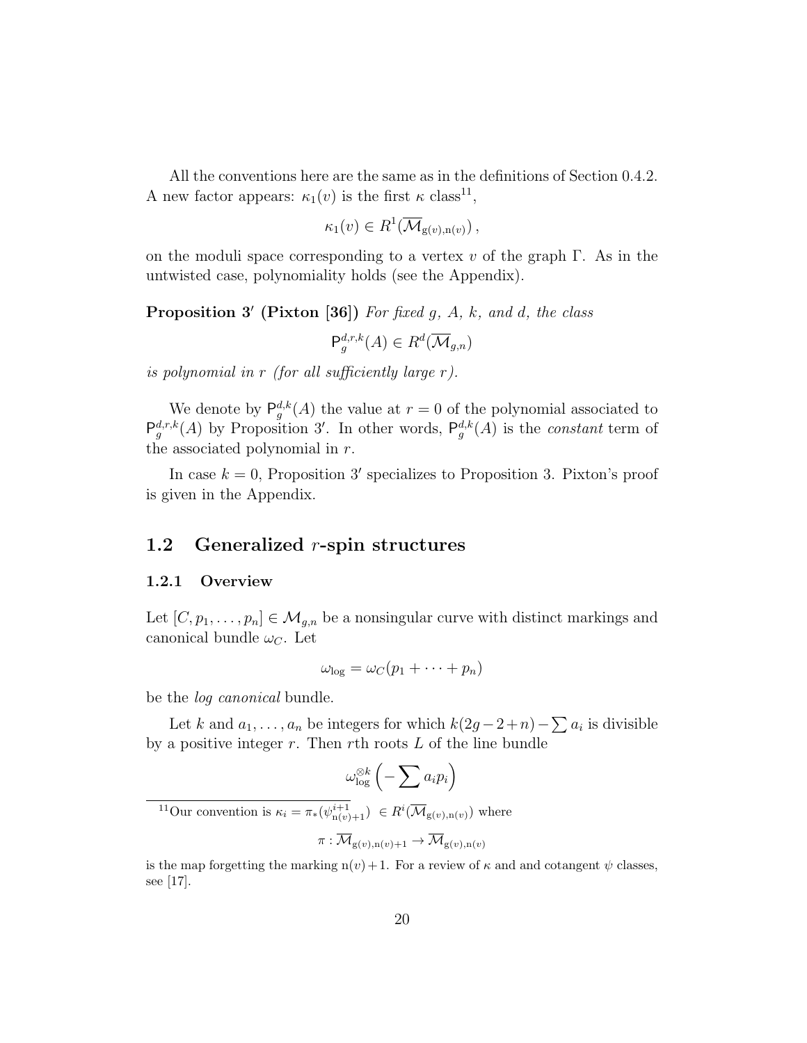All the conventions here are the same as in the definitions of Section 0.4.2. A new factor appears: $\kappa_1(v)$ is the first $\kappa$ class[11],

$$\kappa_1(v) \in R^1(\overline{\mathcal{M}}_{\mathrm{g}(v),\mathrm{n}(v)})\,,$$

on the moduli space corresponding to a vertex $v$ of the graph $\Gamma$. As in the untwisted case, polynomiality holds (see the Appendix).

**Proposition 3′ (Pixton [36])** *For fixed $g$, $A$, $k$, and $d$, the class*

$$\mathsf{P}_g^{d,r,k}(A) \in R^d(\overline{\mathcal{M}}_{g,n})$$

*is polynomial in $r$ (for all sufficiently large $r$).*

We denote by $\mathsf{P}_g^{d,k}(A)$ the value at $r = 0$ of the polynomial associated to $\mathsf{P}_g^{d,r,k}(A)$ by Proposition 3′. In other words, $\mathsf{P}_g^{d,k}(A)$ is the *constant* term of the associated polynomial in $r$.

In case $k = 0$, Proposition 3′ specializes to Proposition 3. Pixton's proof is given in the Appendix.

## 1.2 Generalized $r$-spin structures

### 1.2.1 Overview

Let $[C, p_1, \ldots, p_n] \in \mathcal{M}_{g,n}$ be a nonsingular curve with distinct markings and canonical bundle $\omega_C$. Let

$$\omega_{\log} = \omega_C(p_1 + \cdots + p_n)$$

be the *log canonical* bundle.

Let $k$ and $a_1, \ldots, a_n$ be integers for which $k(2g-2+n) - \sum a_i$ is divisible by a positive integer $r$. Then $r$th roots $L$ of the line bundle

$$\omega_{\log}^{\otimes k}\left(-\sum a_i p_i\right)$$

---

[11] Our convention is $\kappa_i = \pi_*(\psi_{\mathrm{n}(v)+1}^{i+1}) \in R^i(\overline{\mathcal{M}}_{\mathrm{g}(v),\mathrm{n}(v)})$ where

$$\pi : \overline{\mathcal{M}}_{\mathrm{g}(v),\mathrm{n}(v)+1} \to \overline{\mathcal{M}}_{\mathrm{g}(v),\mathrm{n}(v)}$$

is the map forgetting the marking $\mathrm{n}(v)+1$. For a review of $\kappa$ and and cotangent $\psi$ classes, see [17].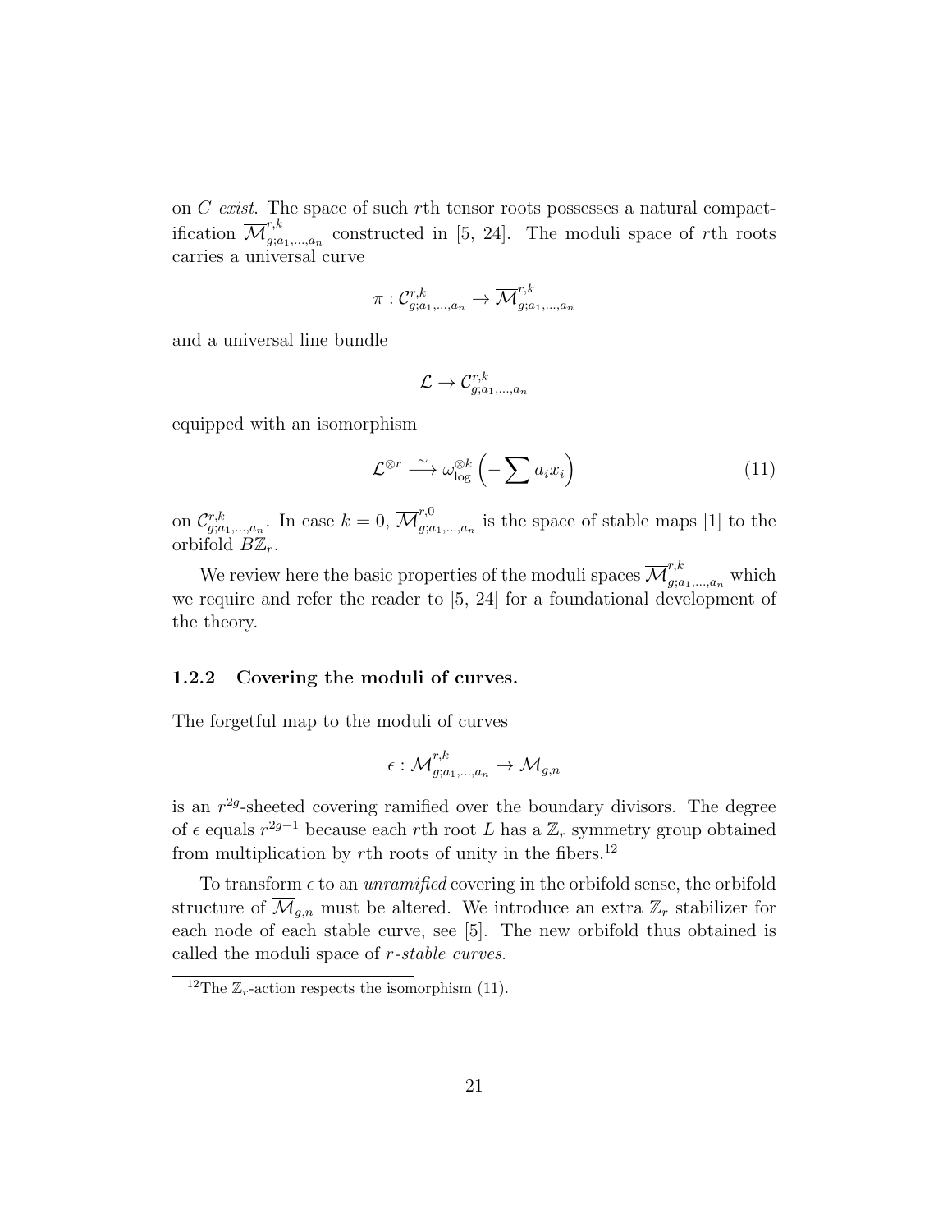on $C$ *exist*. The space of such $r$th tensor roots possesses a natural compactification $\overline{\mathcal{M}}^{r,k}_{g;a_1,\ldots,a_n}$ constructed in [5, 24]. The moduli space of $r$th roots carries a universal curve

$$\pi : \mathcal{C}^{r,k}_{g;a_1,\ldots,a_n} \to \overline{\mathcal{M}}^{r,k}_{g;a_1,\ldots,a_n}$$

and a universal line bundle

$$\mathcal{L} \to \mathcal{C}^{r,k}_{g;a_1,\ldots,a_n}$$

equipped with an isomorphism

$$\mathcal{L}^{\otimes r} \xrightarrow{\sim} \omega_{\log}^{\otimes k}\left(-\sum a_i x_i\right) \tag{11}$$

on $\mathcal{C}^{r,k}_{g;a_1,\ldots,a_n}$. In case $k=0$, $\overline{\mathcal{M}}^{r,0}_{g;a_1,\ldots,a_n}$ is the space of stable maps [1] to the orbifold $B\mathbb{Z}_r$.

We review here the basic properties of the moduli spaces $\overline{\mathcal{M}}^{r,k}_{g;a_1,\ldots,a_n}$ which we require and refer the reader to [5, 24] for a foundational development of the theory.

### 1.2.2 Covering the moduli of curves.

The forgetful map to the moduli of curves

$$\epsilon : \overline{\mathcal{M}}^{r,k}_{g;a_1,\ldots,a_n} \to \overline{\mathcal{M}}_{g,n}$$

is an $r^{2g}$-sheeted covering ramified over the boundary divisors. The degree of $\epsilon$ equals $r^{2g-1}$ because each $r$th root $L$ has a $\mathbb{Z}_r$ symmetry group obtained from multiplication by $r$th roots of unity in the fibers.[12]

To transform $\epsilon$ to an *unramified* covering in the orbifold sense, the orbifold structure of $\overline{\mathcal{M}}_{g,n}$ must be altered. We introduce an extra $\mathbb{Z}_r$ stabilizer for each node of each stable curve, see [5]. The new orbifold thus obtained is called the moduli space of *r-stable curves*.

[12] The $\mathbb{Z}_r$-action respects the isomorphism (11).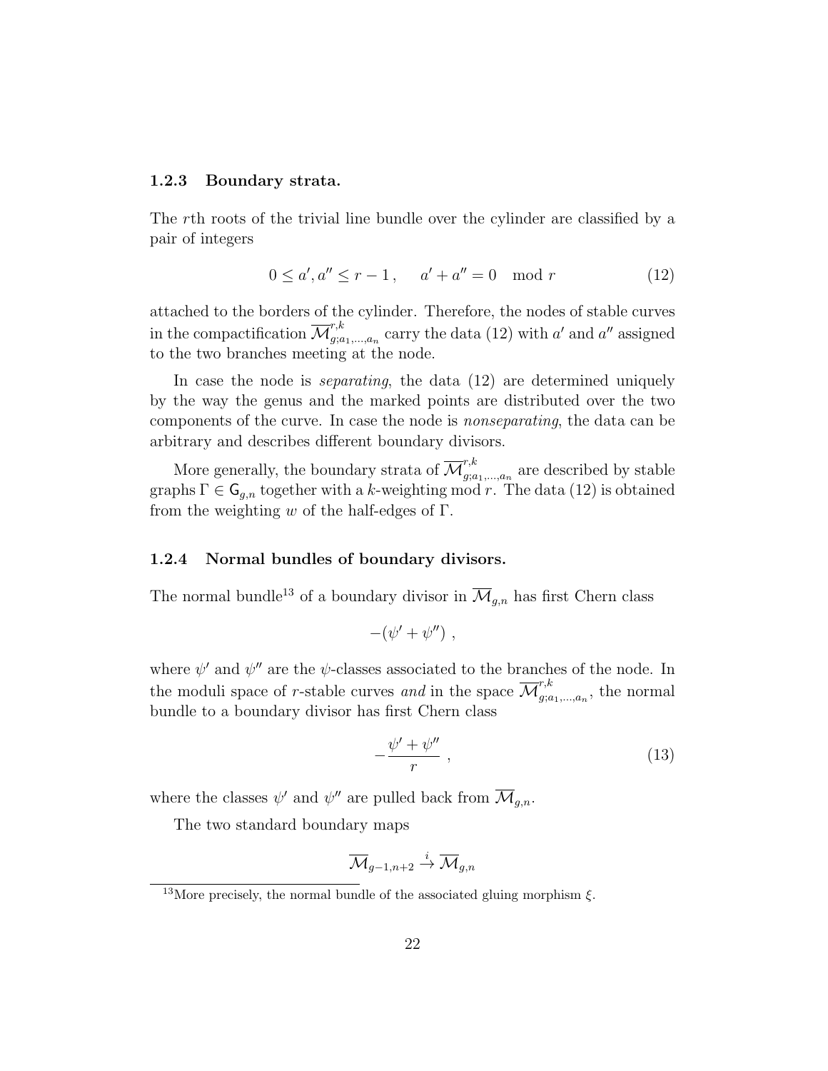#### 1.2.3 Boundary strata.

The $r$th roots of the trivial line bundle over the cylinder are classified by a pair of integers

$$0 \leq a', a'' \leq r-1\,, \quad a' + a'' = 0 \mod r \tag{12}$$

attached to the borders of the cylinder. Therefore, the nodes of stable curves in the compactification $\overline{\mathcal{M}}^{r,k}_{g;a_1,\dots,a_n}$ carry the data (12) with $a'$ and $a''$ assigned to the two branches meeting at the node.

In case the node is *separating*, the data (12) are determined uniquely by the way the genus and the marked points are distributed over the two components of the curve. In case the node is *nonseparating*, the data can be arbitrary and describes different boundary divisors.

More generally, the boundary strata of $\overline{\mathcal{M}}^{r,k}_{g;a_1,\dots,a_n}$ are described by stable graphs $\Gamma \in \mathsf{G}_{g,n}$ together with a $k$-weighting mod $r$. The data (12) is obtained from the weighting $w$ of the half-edges of $\Gamma$.

#### 1.2.4 Normal bundles of boundary divisors.

The normal bundle[13] of a boundary divisor in $\overline{\mathcal{M}}_{g,n}$ has first Chern class

$$-(\psi' + \psi'')\,,$$

where $\psi'$ and $\psi''$ are the $\psi$-classes associated to the branches of the node. In the moduli space of $r$-stable curves *and* in the space $\overline{\mathcal{M}}^{r,k}_{g;a_1,\dots,a_n}$, the normal bundle to a boundary divisor has first Chern class

$$-\frac{\psi' + \psi''}{r}\,, \tag{13}$$

where the classes $\psi'$ and $\psi''$ are pulled back from $\overline{\mathcal{M}}_{g,n}$.

The two standard boundary maps

$$\overline{\mathcal{M}}_{g-1,n+2} \xrightarrow{i} \overline{\mathcal{M}}_{g,n}$$

[13] More precisely, the normal bundle of the associated gluing morphism $\xi$.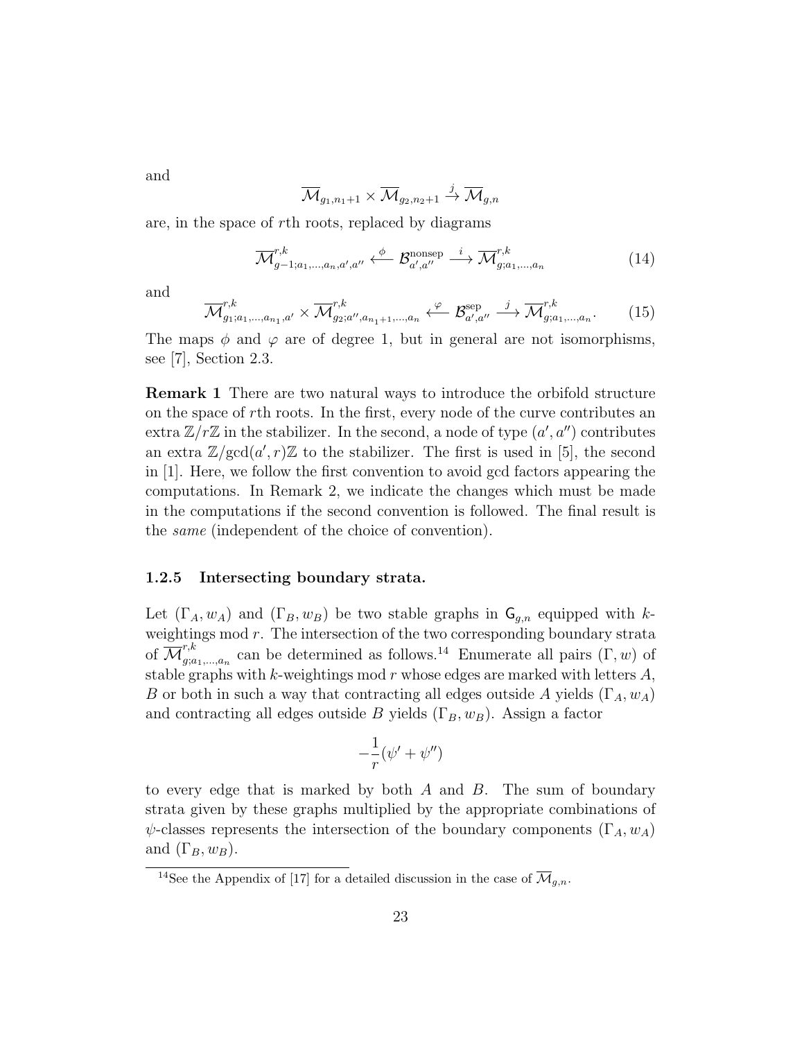and

$$\overline{\mathcal{M}}_{g_1,n_1+1} \times \overline{\mathcal{M}}_{g_2,n_2+1} \xrightarrow{j} \overline{\mathcal{M}}_{g,n}$$

are, in the space of $r$th roots, replaced by diagrams

$$\overline{\mathcal{M}}^{r,k}_{g-1;a_1,\ldots,a_n,a',a''} \xleftarrow{\phi} \mathcal{B}^{\text{nonsep}}_{a',a''} \xrightarrow{i} \overline{\mathcal{M}}^{r,k}_{g;a_1,\ldots,a_n} \tag{14}$$

and

$$\overline{\mathcal{M}}^{r,k}_{g_1;a_1,\ldots,a_{n_1},a'} \times \overline{\mathcal{M}}^{r,k}_{g_2;a'',a_{n_1+1},\ldots,a_n} \xleftarrow{\varphi} \mathcal{B}^{\text{sep}}_{a',a''} \xrightarrow{j} \overline{\mathcal{M}}^{r,k}_{g;a_1,\ldots,a_n}. \tag{15}$$

The maps $\phi$ and $\varphi$ are of degree 1, but in general are not isomorphisms, see [7], Section 2.3.

**Remark 1** There are two natural ways to introduce the orbifold structure on the space of $r$th roots. In the first, every node of the curve contributes an extra $\mathbb{Z}/r\mathbb{Z}$ in the stabilizer. In the second, a node of type $(a', a'')$ contributes an extra $\mathbb{Z}/\gcd(a', r)\mathbb{Z}$ to the stabilizer. The first is used in [5], the second in [1]. Here, we follow the first convention to avoid gcd factors appearing the computations. In Remark 2, we indicate the changes which must be made in the computations if the second convention is followed. The final result is the *same* (independent of the choice of convention).

### 1.2.5 Intersecting boundary strata.

Let $(\Gamma_A, w_A)$ and $(\Gamma_B, w_B)$ be two stable graphs in $\mathsf{G}_{g,n}$ equipped with $k$-weightings mod $r$. The intersection of the two corresponding boundary strata of $\overline{\mathcal{M}}^{r,k}_{g;a_1,\ldots,a_n}$ can be determined as follows.[14] Enumerate all pairs $(\Gamma, w)$ of stable graphs with $k$-weightings mod $r$ whose edges are marked with letters $A$, $B$ or both in such a way that contracting all edges outside $A$ yields $(\Gamma_A, w_A)$ and contracting all edges outside $B$ yields $(\Gamma_B, w_B)$. Assign a factor

$$-\frac{1}{r}(\psi' + \psi'')$$

to every edge that is marked by both $A$ and $B$. The sum of boundary strata given by these graphs multiplied by the appropriate combinations of $\psi$-classes represents the intersection of the boundary components $(\Gamma_A, w_A)$ and $(\Gamma_B, w_B)$.

[14] See the Appendix of [17] for a detailed discussion in the case of $\overline{\mathcal{M}}_{g,n}$.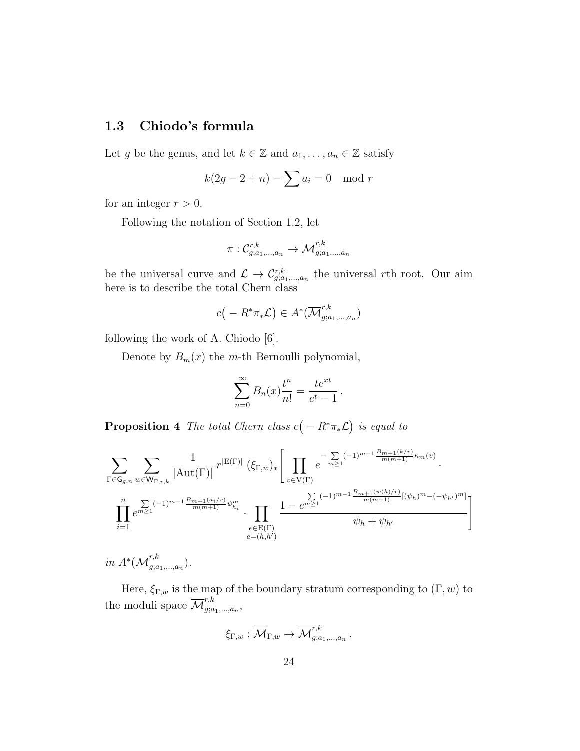### 1.3 Chiodo's formula

Let $g$ be the genus, and let $k \in \mathbb{Z}$ and $a_1, \ldots, a_n \in \mathbb{Z}$ satisfy

$$k(2g-2+n) - \sum a_i = 0 \mod r$$

for an integer $r > 0$.

Following the notation of Section 1.2, let

$$\pi : \mathcal{C}^{r,k}_{g;a_1,\ldots,a_n} \to \overline{\mathcal{M}}^{r,k}_{g;a_1,\ldots,a_n}$$

be the universal curve and $\mathcal{L} \to \mathcal{C}^{r,k}_{g;a_1,\ldots,a_n}$ the universal $r$th root. Our aim here is to describe the total Chern class

$$c\big(-R^*\pi_*\mathcal{L}\big) \in A^*(\overline{\mathcal{M}}^{r,k}_{g;a_1,\ldots,a_n})$$

following the work of A. Chiodo [6].

Denote by $B_m(x)$ the $m$-th Bernoulli polynomial,

$$\sum_{n=0}^{\infty} B_n(x) \frac{t^n}{n!} = \frac{te^{xt}}{e^t - 1}\,.$$

**Proposition 4** *The total Chern class $c\big(-R^*\pi_*\mathcal{L}\big)$ is equal to*

$$\sum_{\Gamma \in \mathsf{G}_{g,n}} \sum_{w \in \mathsf{W}_{\Gamma,r,k}} \frac{1}{|\mathrm{Aut}(\Gamma)|}\, r^{|\mathrm{E}(\Gamma)|}\, (\xi_{\Gamma,w})_* \Bigg[ \prod_{v \in \mathrm{V}(\Gamma)} e^{-\sum\limits_{m \geq 1} (-1)^{m-1} \frac{B_{m+1}(k/r)}{m(m+1)} \kappa_m(v)} \cdot$$

$$\prod_{i=1}^{n} e^{\sum\limits_{m \geq 1} (-1)^{m-1} \frac{B_{m+1}(a_i/r)}{m(m+1)} \psi_{h_i}^m} \cdot \prod_{\substack{e \in \mathrm{E}(\Gamma) \\ e = (h,h')}} \frac{1 - e^{\sum\limits_{m \geq 1} (-1)^{m-1} \frac{B_{m+1}(w(h)/r)}{m(m+1)} [(\psi_h)^m - (-\psi_{h'})^m]}}{\psi_h + \psi_{h'}} \Bigg]$$

*in $A^*(\overline{\mathcal{M}}^{r,k}_{g;a_1,\ldots,a_n})$.*

Here, $\xi_{\Gamma,w}$ is the map of the boundary stratum corresponding to $(\Gamma, w)$ to the moduli space $\overline{\mathcal{M}}^{r,k}_{g;a_1,\ldots,a_n}$,

$$\xi_{\Gamma,w} : \overline{\mathcal{M}}_{\Gamma,w} \to \overline{\mathcal{M}}^{r,k}_{g;a_1,\ldots,a_n}\,.$$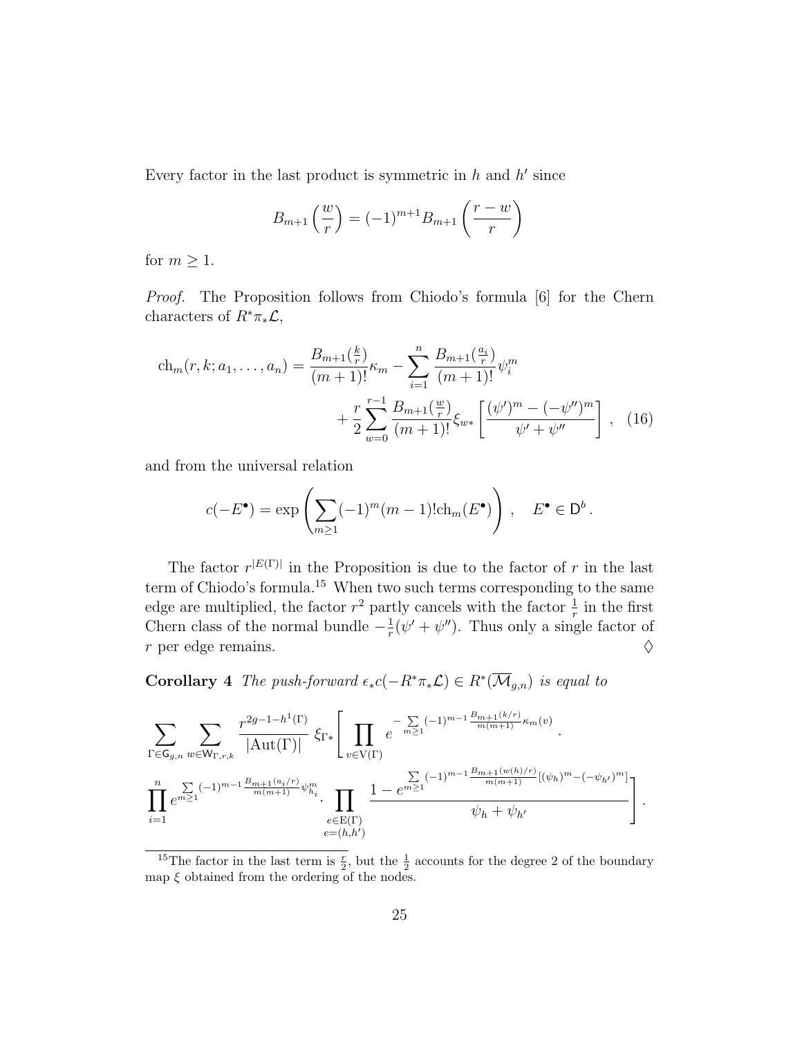Every factor in the last product is symmetric in $h$ and $h'$ since

$$B_{m+1}\left(\frac{w}{r}\right) = (-1)^{m+1} B_{m+1}\left(\frac{r-w}{r}\right)$$

for $m \geq 1$.

*Proof.* The Proposition follows from Chiodo's formula [6] for the Chern characters of $R^*\pi_*\mathcal{L}$,

$$\mathrm{ch}_m(r,k;a_1,\ldots,a_n) = \frac{B_{m+1}(\frac{k}{r})}{(m+1)!}\kappa_m - \sum_{i=1}^{n} \frac{B_{m+1}(\frac{a_i}{r})}{(m+1)!}\psi_i^m + \frac{r}{2}\sum_{w=0}^{r-1} \frac{B_{m+1}(\frac{w}{r})}{(m+1)!}\xi_{w*}\left[\frac{(\psi')^m - (-\psi'')^m}{\psi' + \psi''}\right], \quad (16)$$

and from the universal relation

$$c(-E^\bullet) = \exp\left(\sum_{m\geq 1}(-1)^m (m-1)!\mathrm{ch}_m(E^\bullet)\right), \quad E^\bullet \in \mathsf{D}^b.$$

The factor $r^{|E(\Gamma)|}$ in the Proposition is due to the factor of $r$ in the last term of Chiodo's formula.[15] When two such terms corresponding to the same edge are multiplied, the factor $r^2$ partly cancels with the factor $\frac{1}{r}$ in the first Chern class of the normal bundle $-\frac{1}{r}(\psi' + \psi'')$. Thus only a single factor of $r$ per edge remains. ♢

**Corollary 4** *The push-forward $\epsilon_* c(-R^*\pi_*\mathcal{L}) \in R^*(\overline{\mathcal{M}}_{g,n})$ is equal to*

$$\sum_{\Gamma \in \mathsf{G}_{g,n}} \sum_{w \in \mathsf{W}_{\Gamma,r,k}} \frac{r^{2g-1-h^1(\Gamma)}}{|\mathrm{Aut}(\Gamma)|}\, \xi_{\Gamma*}\Bigg[\prod_{v\in \mathrm{V}(\Gamma)} e^{-\sum\limits_{m\geq 1}(-1)^{m-1}\frac{B_{m+1}(k/r)}{m(m+1)}\kappa_m(v)} \cdot \prod_{i=1}^{n} e^{\sum\limits_{m\geq 1}(-1)^{m-1}\frac{B_{m+1}(a_i/r)}{m(m+1)}\psi_{h_i}^m} \cdot \prod_{\substack{e\in \mathrm{E}(\Gamma)\\ e=(h,h')}} \frac{1 - e^{\sum\limits_{m\geq 1}(-1)^{m-1}\frac{B_{m+1}(w(h)/r)}{m(m+1)}[(\psi_h)^m - (-\psi_{h'})^m]}}{\psi_h + \psi_{h'}}\Bigg].$$

---

[15] The factor in the last term is $\frac{r}{2}$, but the $\frac{1}{2}$ accounts for the degree 2 of the boundary map $\xi$ obtained from the ordering of the nodes.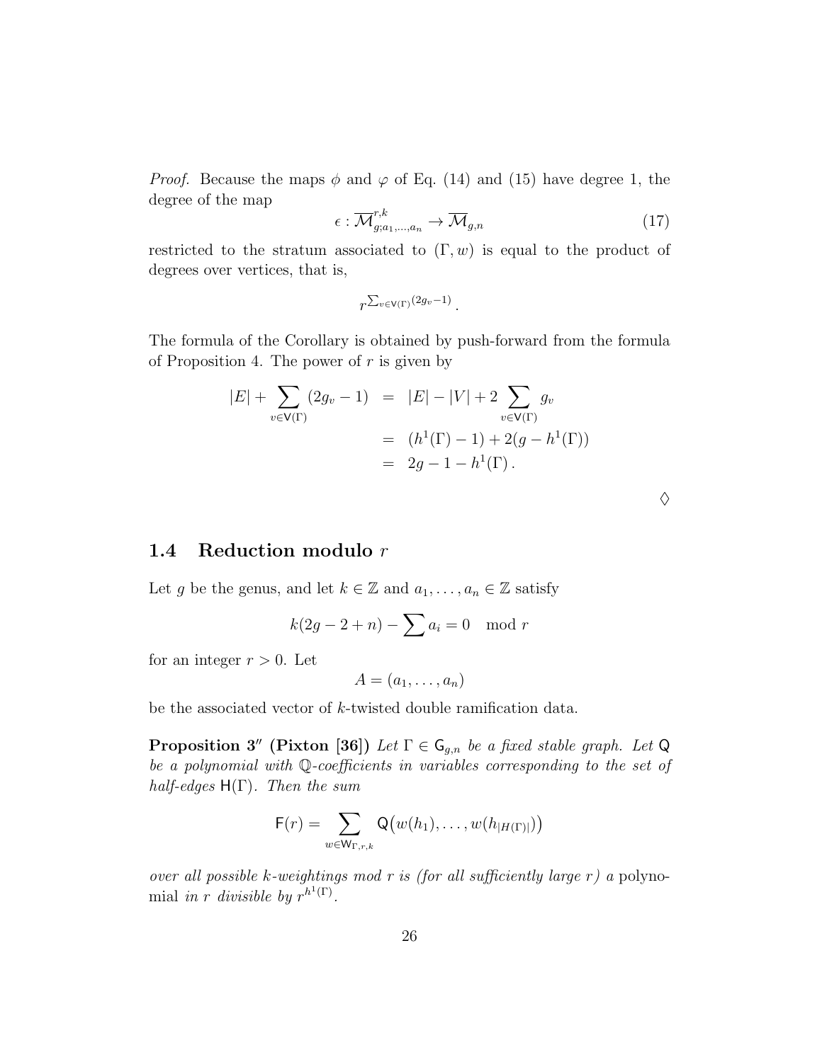*Proof.* Because the maps $\phi$ and $\varphi$ of Eq. (14) and (15) have degree 1, the degree of the map

$$\epsilon : \overline{\mathcal{M}}^{r,k}_{g;a_1,\ldots,a_n} \to \overline{\mathcal{M}}_{g,n} \tag{17}$$

restricted to the stratum associated to $(\Gamma, w)$ is equal to the product of degrees over vertices, that is,

$$r^{\sum_{v \in \mathsf{V}(\Gamma)}(2g_v - 1)}\,.$$

The formula of the Corollary is obtained by push-forward from the formula of Proposition 4. The power of $r$ is given by

$$\begin{aligned}
|E| + \sum_{v \in \mathsf{V}(\Gamma)} (2g_v - 1) &= |E| - |V| + 2 \sum_{v \in \mathsf{V}(\Gamma)} g_v \\
&= (h^1(\Gamma) - 1) + 2(g - h^1(\Gamma)) \\
&= 2g - 1 - h^1(\Gamma)\,.
\end{aligned}$$

$\Diamond$

## 1.4 Reduction modulo $r$

Let $g$ be the genus, and let $k \in \mathbb{Z}$ and $a_1, \ldots, a_n \in \mathbb{Z}$ satisfy

$$k(2g - 2 + n) - \sum a_i = 0 \mod r$$

for an integer $r > 0$. Let

$$A = (a_1, \ldots, a_n)$$

be the associated vector of $k$-twisted double ramification data.

**Proposition 3″ (Pixton [36])** *Let $\Gamma \in \mathsf{G}_{g,n}$ be a fixed stable graph. Let $\mathsf{Q}$ be a polynomial with $\mathbb{Q}$-coefficients in variables corresponding to the set of half-edges $\mathsf{H}(\Gamma)$. Then the sum*

$$\mathsf{F}(r) = \sum_{w \in \mathsf{W}_{\Gamma,r,k}} \mathsf{Q}\big(w(h_1), \ldots, w(h_{|H(\Gamma)|})\big)$$

*over all possible $k$-weightings mod $r$ is (for all sufficiently large $r$) a* polynomial *in $r$ divisible by $r^{h^1(\Gamma)}$.*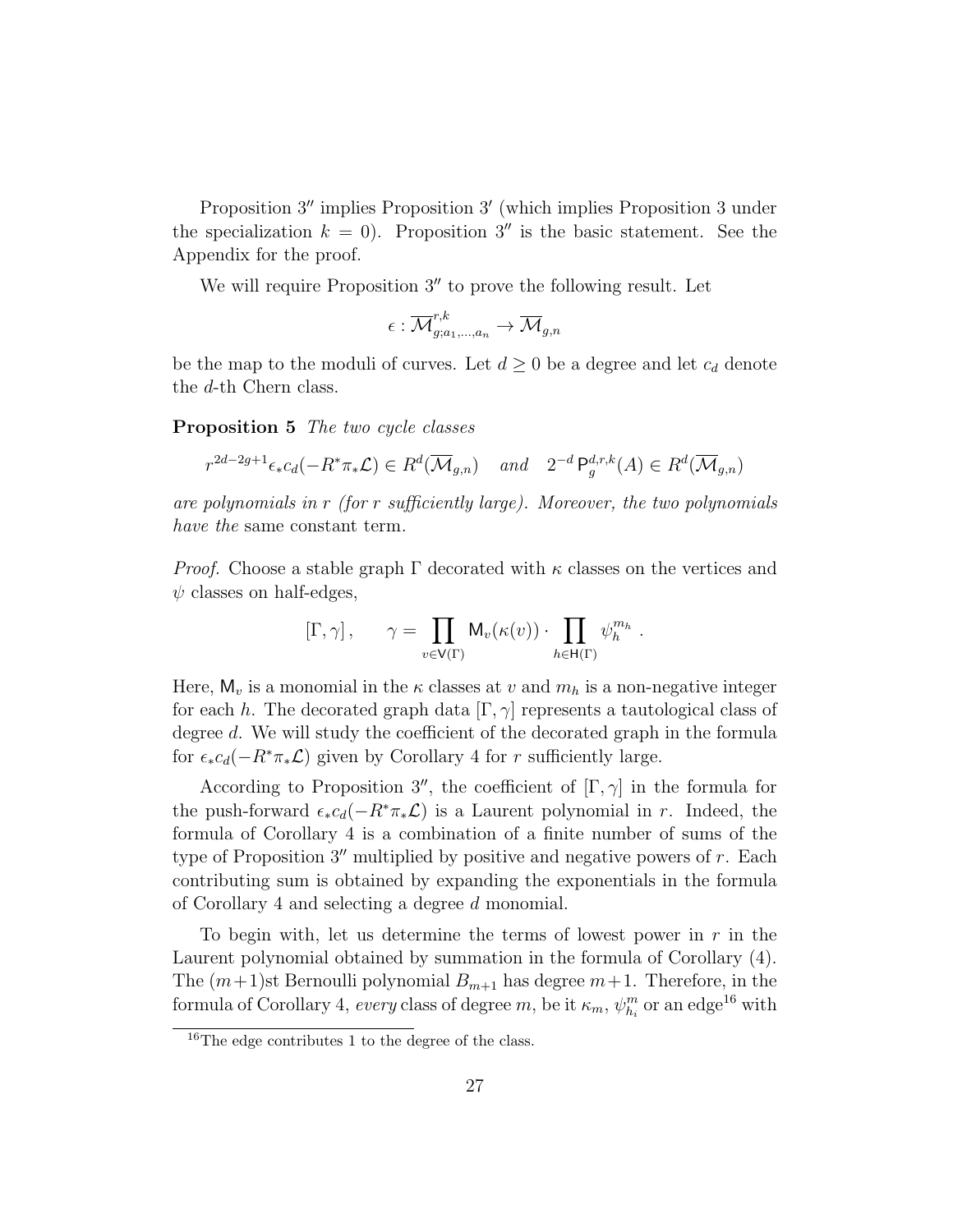Proposition 3″ implies Proposition 3′ (which implies Proposition 3 under the specialization $k = 0$). Proposition 3″ is the basic statement. See the Appendix for the proof.

We will require Proposition 3″ to prove the following result. Let

$$\epsilon : \overline{\mathcal{M}}^{r,k}_{g;a_1,\ldots,a_n} \to \overline{\mathcal{M}}_{g,n}$$

be the map to the moduli of curves. Let $d \geq 0$ be a degree and let $c_d$ denote the $d$-th Chern class.

**Proposition 5** *The two cycle classes*

$$r^{2d-2g+1}\epsilon_* c_d(-R^*\pi_*\mathcal{L}) \in R^d(\overline{\mathcal{M}}_{g,n}) \quad \textit{and} \quad 2^{-d}\,\mathsf{P}^{d,r,k}_g(A) \in R^d(\overline{\mathcal{M}}_{g,n})$$

*are polynomials in $r$ (for $r$ sufficiently large). Moreover, the two polynomials have the* same constant term.

*Proof.* Choose a stable graph $\Gamma$ decorated with $\kappa$ classes on the vertices and $\psi$ classes on half-edges,

$$[\Gamma, \gamma]\,, \qquad \gamma = \prod_{v \in \mathsf{V}(\Gamma)} \mathsf{M}_v(\kappa(v)) \cdot \prod_{h \in \mathsf{H}(\Gamma)} \psi_h^{m_h}\ .$$

Here, $\mathsf{M}_v$ is a monomial in the $\kappa$ classes at $v$ and $m_h$ is a non-negative integer for each $h$. The decorated graph data $[\Gamma, \gamma]$ represents a tautological class of degree $d$. We will study the coefficient of the decorated graph in the formula for $\epsilon_* c_d(-R^*\pi_*\mathcal{L})$ given by Corollary 4 for $r$ sufficiently large.

According to Proposition 3″, the coefficient of $[\Gamma, \gamma]$ in the formula for the push-forward $\epsilon_* c_d(-R^*\pi_*\mathcal{L})$ is a Laurent polynomial in $r$. Indeed, the formula of Corollary 4 is a combination of a finite number of sums of the type of Proposition 3″ multiplied by positive and negative powers of $r$. Each contributing sum is obtained by expanding the exponentials in the formula of Corollary 4 and selecting a degree $d$ monomial.

To begin with, let us determine the terms of lowest power in $r$ in the Laurent polynomial obtained by summation in the formula of Corollary (4). The $(m+1)$st Bernoulli polynomial $B_{m+1}$ has degree $m+1$. Therefore, in the formula of Corollary 4, *every* class of degree $m$, be it $\kappa_m$, $\psi_{h_i}^m$ or an edge[16] with

[16]The edge contributes 1 to the degree of the class.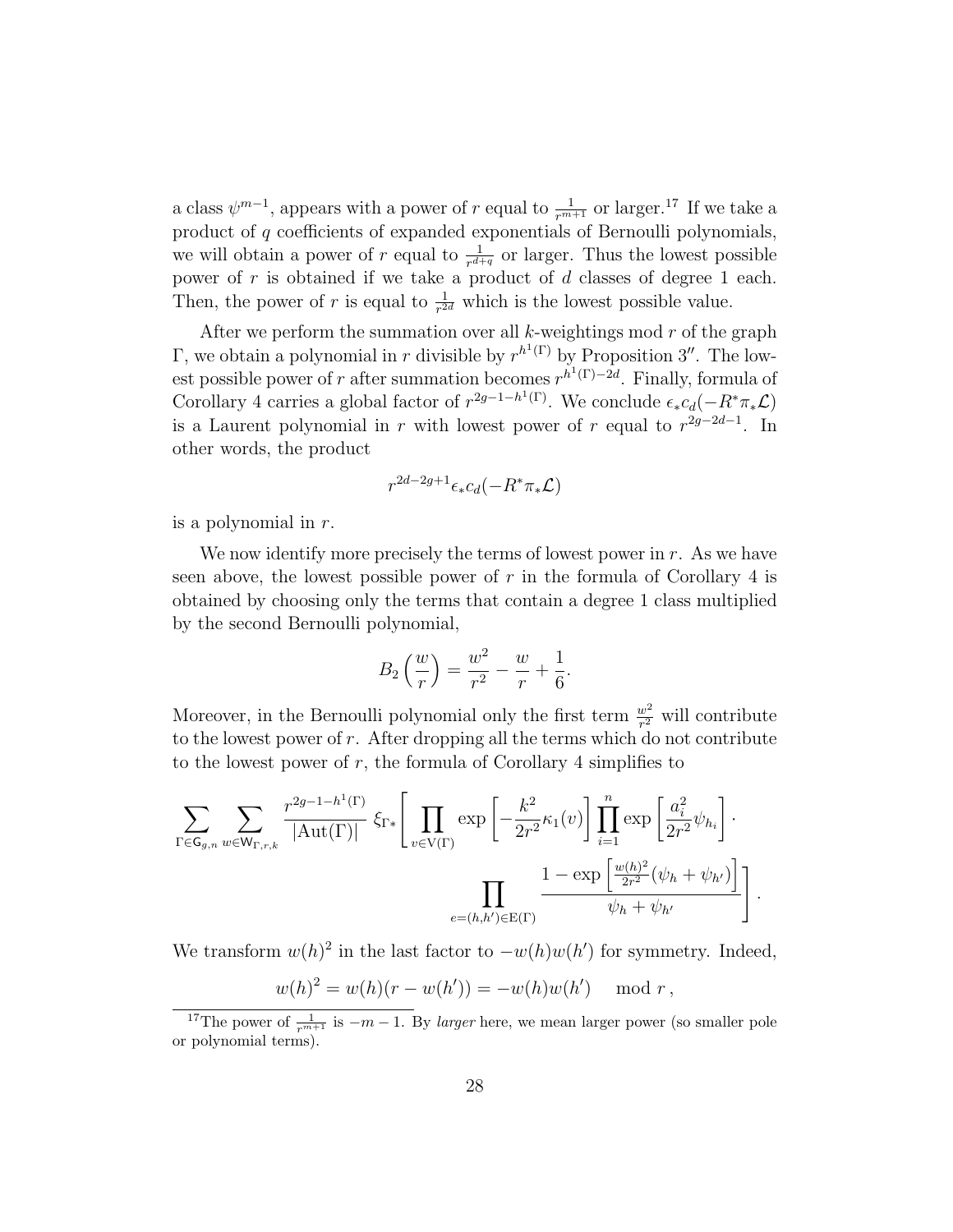a class $\psi^{m-1}$, appears with a power of $r$ equal to $\frac{1}{r^{m+1}}$ or larger.[17] If we take a product of $q$ coefficients of expanded exponentials of Bernoulli polynomials, we will obtain a power of $r$ equal to $\frac{1}{r^{d+q}}$ or larger. Thus the lowest possible power of $r$ is obtained if we take a product of $d$ classes of degree 1 each. Then, the power of $r$ is equal to $\frac{1}{r^{2d}}$ which is the lowest possible value.

After we perform the summation over all $k$-weightings mod $r$ of the graph $\Gamma$, we obtain a polynomial in $r$ divisible by $r^{h^1(\Gamma)}$ by Proposition $3''$. The lowest possible power of $r$ after summation becomes $r^{h^1(\Gamma)-2d}$. Finally, formula of Corollary 4 carries a global factor of $r^{2g-1-h^1(\Gamma)}$. We conclude $\epsilon_* c_d(-R^*\pi_*\mathcal{L})$ is a Laurent polynomial in $r$ with lowest power of $r$ equal to $r^{2g-2d-1}$. In other words, the product

$$r^{2d-2g+1}\epsilon_* c_d(-R^*\pi_*\mathcal{L})$$

is a polynomial in $r$.

We now identify more precisely the terms of lowest power in $r$. As we have seen above, the lowest possible power of $r$ in the formula of Corollary 4 is obtained by choosing only the terms that contain a degree 1 class multiplied by the second Bernoulli polynomial,

$$B_2\left(\frac{w}{r}\right) = \frac{w^2}{r^2} - \frac{w}{r} + \frac{1}{6}.$$

Moreover, in the Bernoulli polynomial only the first term $\frac{w^2}{r^2}$ will contribute to the lowest power of $r$. After dropping all the terms which do not contribute to the lowest power of $r$, the formula of Corollary 4 simplifies to

$$\sum_{\Gamma \in \mathsf{G}_{g,n}} \sum_{w \in \mathsf{W}_{\Gamma,r,k}} \frac{r^{2g-1-h^1(\Gamma)}}{|\mathrm{Aut}(\Gamma)|}\, \xi_{\Gamma *}\Bigg[\prod_{v \in \mathrm{V}(\Gamma)} \exp\left[-\frac{k^2}{2r^2}\kappa_1(v)\right] \prod_{i=1}^{n} \exp\left[\frac{a_i^2}{2r^2}\psi_{h_i}\right] \cdot \prod_{e=(h,h') \in \mathrm{E}(\Gamma)} \frac{1-\exp\left[\frac{w(h)^2}{2r^2}(\psi_h + \psi_{h'})\right]}{\psi_h + \psi_{h'}}\Bigg].$$

We transform $w(h)^2$ in the last factor to $-w(h)w(h')$ for symmetry. Indeed,

$$w(h)^2 = w(h)(r - w(h')) = -w(h)w(h') \mod r\,,$$

[17] The power of $\frac{1}{r^{m+1}}$ is $-m-1$. By *larger* here, we mean larger power (so smaller pole or polynomial terms).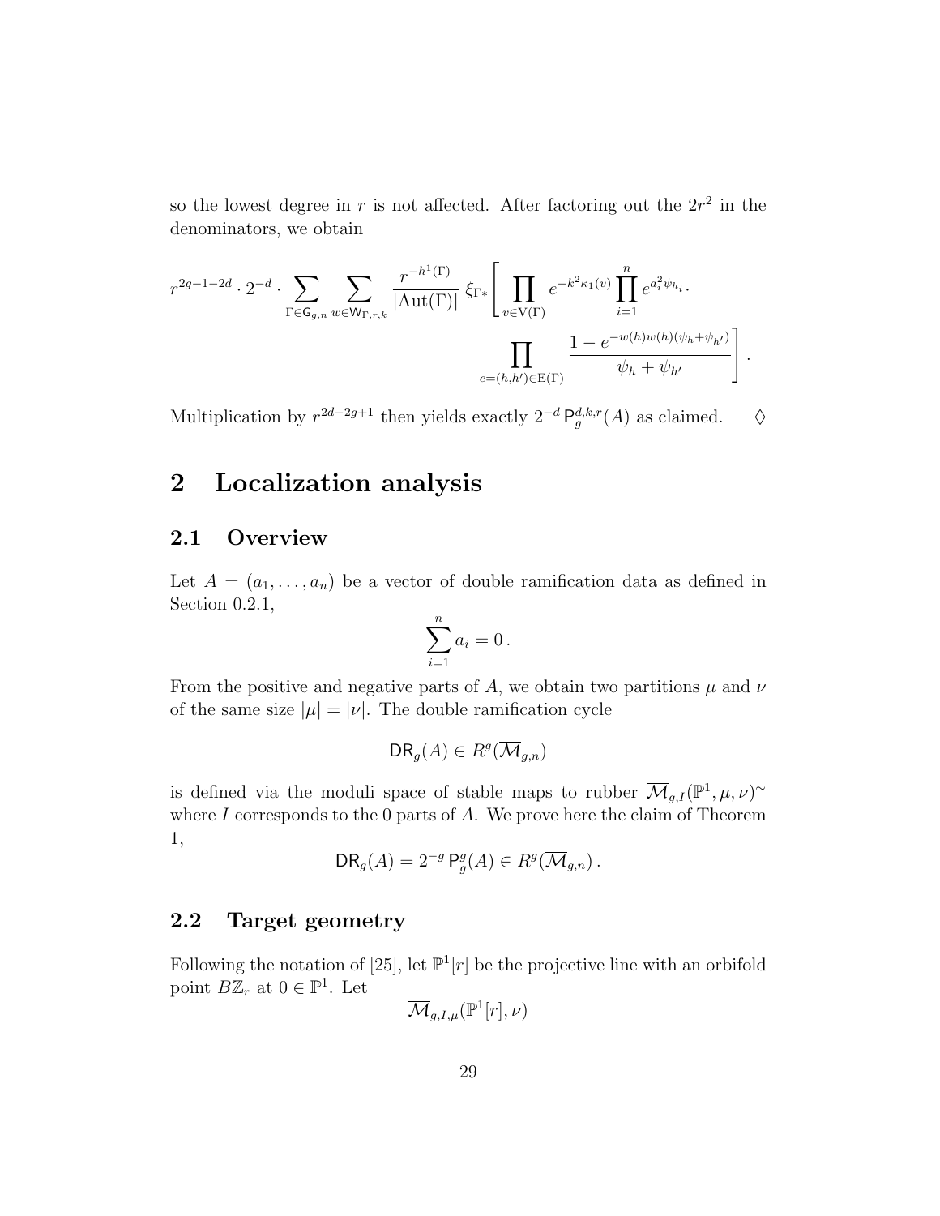so the lowest degree in $r$ is not affected. After factoring out the $2r^2$ in the denominators, we obtain

$$r^{2g-1-2d} \cdot 2^{-d} \cdot \sum_{\Gamma \in \mathsf{G}_{g,n}} \sum_{w \in \mathsf{W}_{\Gamma,r,k}} \frac{r^{-h^1(\Gamma)}}{|\mathrm{Aut}(\Gamma)|} \, \xi_{\Gamma*} \Bigg[ \prod_{v \in \mathrm{V}(\Gamma)} e^{-k^2 \kappa_1(v)} \prod_{i=1}^{n} e^{a_i^2 \psi_{h_i}} \cdot \prod_{e=(h,h') \in \mathrm{E}(\Gamma)} \frac{1 - e^{-w(h)w(h)(\psi_h + \psi_{h'})}}{\psi_h + \psi_{h'}} \Bigg].$$

Multiplication by $r^{2d-2g+1}$ then yields exactly $2^{-d}\, \mathsf{P}_g^{d,k,r}(A)$ as claimed. $\quad\Diamond$

# 2 Localization analysis

## 2.1 Overview

Let $A = (a_1, \ldots, a_n)$ be a vector of double ramification data as defined in Section 0.2.1,

$$\sum_{i=1}^{n} a_i = 0\,.$$

From the positive and negative parts of $A$, we obtain two partitions $\mu$ and $\nu$ of the same size $|\mu| = |\nu|$. The double ramification cycle

$$\mathsf{DR}_g(A) \in R^g(\overline{\mathcal{M}}_{g,n})$$

is defined via the moduli space of stable maps to rubber $\overline{\mathcal{M}}_{g,I}(\mathbb{P}^1, \mu, \nu)^\sim$ where $I$ corresponds to the 0 parts of $A$. We prove here the claim of Theorem 1,

$$\mathsf{DR}_g(A) = 2^{-g}\, \mathsf{P}_g^g(A) \in R^g(\overline{\mathcal{M}}_{g,n})\,.$$

## 2.2 Target geometry

Following the notation of [25], let $\mathbb{P}^1[r]$ be the projective line with an orbifold point $B\mathbb{Z}_r$ at $0 \in \mathbb{P}^1$. Let

$$\overline{\mathcal{M}}_{g,I,\mu}(\mathbb{P}^1[r], \nu)$$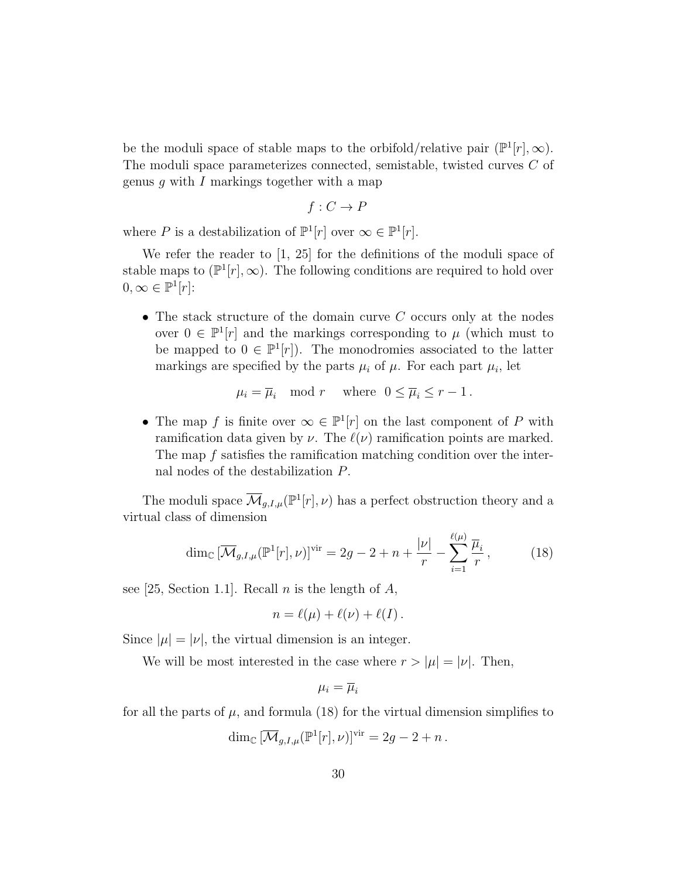be the moduli space of stable maps to the orbifold/relative pair $(\mathbb{P}^1[r], \infty)$. The moduli space parameterizes connected, semistable, twisted curves $C$ of genus $g$ with $I$ markings together with a map

$$f : C \to P$$

where $P$ is a destabilization of $\mathbb{P}^1[r]$ over $\infty \in \mathbb{P}^1[r]$.

We refer the reader to [1, 25] for the definitions of the moduli space of stable maps to $(\mathbb{P}^1[r], \infty)$. The following conditions are required to hold over $0, \infty \in \mathbb{P}^1[r]$:

- The stack structure of the domain curve $C$ occurs only at the nodes over $0 \in \mathbb{P}^1[r]$ and the markings corresponding to $\mu$ (which must to be mapped to $0 \in \mathbb{P}^1[r]$). The monodromies associated to the latter markings are specified by the parts $\mu_i$ of $\mu$. For each part $\mu_i$, let

$$\mu_i = \overline{\mu}_i \mod r \quad \text{where } \ 0 \le \overline{\mu}_i \le r - 1 \,.$$

- The map $f$ is finite over $\infty \in \mathbb{P}^1[r]$ on the last component of $P$ with ramification data given by $\nu$. The $\ell(\nu)$ ramification points are marked. The map $f$ satisfies the ramification matching condition over the internal nodes of the destabilization $P$.

The moduli space $\overline{\mathcal{M}}_{g,I,\mu}(\mathbb{P}^1[r], \nu)$ has a perfect obstruction theory and a virtual class of dimension

$$\dim_{\mathbb{C}} [\overline{\mathcal{M}}_{g,I,\mu}(\mathbb{P}^1[r], \nu)]^{\text{vir}} = 2g - 2 + n + \frac{|\nu|}{r} - \sum_{i=1}^{\ell(\mu)} \frac{\overline{\mu}_i}{r} \,, \tag{18}$$

see [25, Section 1.1]. Recall $n$ is the length of $A$,

$$n = \ell(\mu) + \ell(\nu) + \ell(I) \,.$$

Since $|\mu| = |\nu|$, the virtual dimension is an integer.

We will be most interested in the case where $r > |\mu| = |\nu|$. Then,

$$\mu_i = \overline{\mu}_i$$

for all the parts of $\mu$, and formula (18) for the virtual dimension simplifies to

$$\dim_{\mathbb{C}} [\overline{\mathcal{M}}_{g,I,\mu}(\mathbb{P}^1[r], \nu)]^{\text{vir}} = 2g - 2 + n \,.$$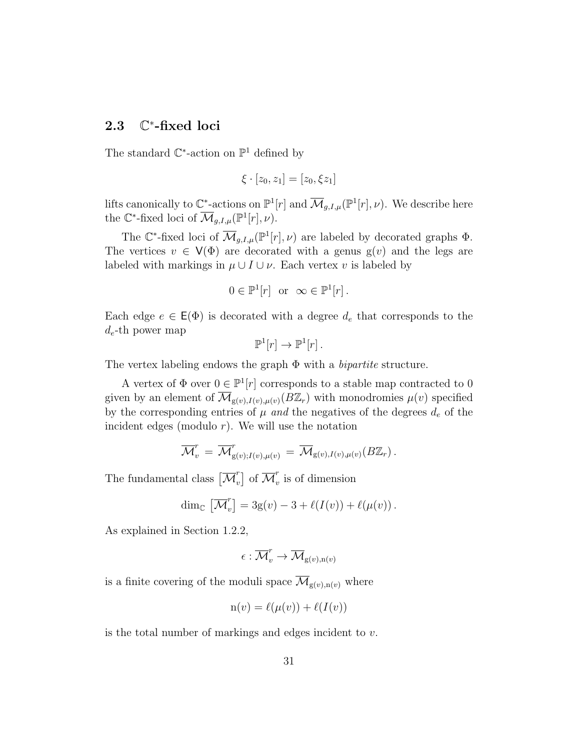### 2.3 $\mathbb{C}^*$-fixed loci

The standard $\mathbb{C}^*$-action on $\mathbb{P}^1$ defined by

$$\xi \cdot [z_0, z_1] = [z_0, \xi z_1]$$

lifts canonically to $\mathbb{C}^*$-actions on $\mathbb{P}^1[r]$ and $\overline{\mathcal{M}}_{g,I,\mu}(\mathbb{P}^1[r], \nu)$. We describe here the $\mathbb{C}^*$-fixed loci of $\overline{\mathcal{M}}_{g,I,\mu}(\mathbb{P}^1[r], \nu)$.

The $\mathbb{C}^*$-fixed loci of $\overline{\mathcal{M}}_{g,I,\mu}(\mathbb{P}^1[r], \nu)$ are labeled by decorated graphs $\Phi$. The vertices $v \in \mathsf{V}(\Phi)$ are decorated with a genus $\mathrm{g}(v)$ and the legs are labeled with markings in $\mu \cup I \cup \nu$. Each vertex $v$ is labeled by

$$0 \in \mathbb{P}^1[r] \quad \text{or} \quad \infty \in \mathbb{P}^1[r]\,.$$

Each edge $e \in \mathsf{E}(\Phi)$ is decorated with a degree $d_e$ that corresponds to the $d_e$-th power map

$$\mathbb{P}^1[r] \to \mathbb{P}^1[r]\,.$$

The vertex labeling endows the graph $\Phi$ with a *bipartite* structure.

A vertex of $\Phi$ over $0 \in \mathbb{P}^1[r]$ corresponds to a stable map contracted to 0 given by an element of $\overline{\mathcal{M}}_{\mathrm{g}(v),I(v),\mu(v)}(B\mathbb{Z}_r)$ with monodromies $\mu(v)$ specified by the corresponding entries of $\mu$ *and* the negatives of the degrees $d_e$ of the incident edges (modulo $r$). We will use the notation

$$\overline{\mathcal{M}}^r_v = \overline{\mathcal{M}}^r_{\mathrm{g}(v);I(v),\mu(v)} = \overline{\mathcal{M}}_{\mathrm{g}(v),I(v),\mu(v)}(B\mathbb{Z}_r)\,.$$

The fundamental class $\left[\overline{\mathcal{M}}^r_v\right]$ of $\overline{\mathcal{M}}^r_v$ is of dimension

$$\dim_{\mathbb{C}} \left[\overline{\mathcal{M}}^r_v\right] = 3\mathrm{g}(v) - 3 + \ell(I(v)) + \ell(\mu(v))\,.$$

As explained in Section 1.2.2,

$$\epsilon : \overline{\mathcal{M}}^r_v \to \overline{\mathcal{M}}_{\mathrm{g}(v),\mathrm{n}(v)}$$

is a finite covering of the moduli space $\overline{\mathcal{M}}_{\mathrm{g}(v),\mathrm{n}(v)}$ where

$$\mathrm{n}(v) = \ell(\mu(v)) + \ell(I(v))$$

is the total number of markings and edges incident to $v$.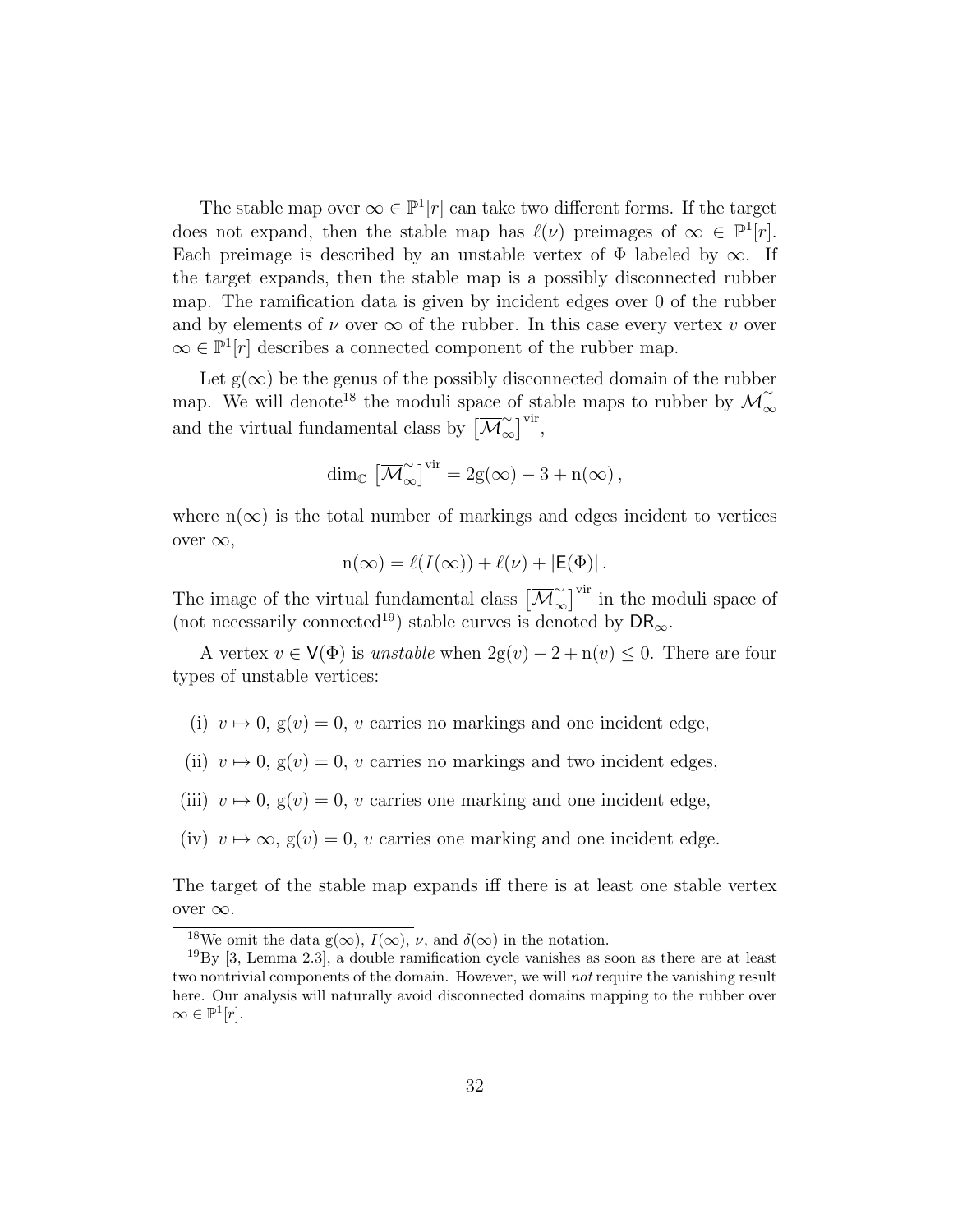The stable map over $\infty \in \mathbb{P}^1[r]$ can take two different forms. If the target does not expand, then the stable map has $\ell(\nu)$ preimages of $\infty \in \mathbb{P}^1[r]$. Each preimage is described by an unstable vertex of $\Phi$ labeled by $\infty$. If the target expands, then the stable map is a possibly disconnected rubber map. The ramification data is given by incident edges over 0 of the rubber and by elements of $\nu$ over $\infty$ of the rubber. In this case every vertex $v$ over $\infty \in \mathbb{P}^1[r]$ describes a connected component of the rubber map.

Let $\mathrm{g}(\infty)$ be the genus of the possibly disconnected domain of the rubber map. We will denote[18] the moduli space of stable maps to rubber by $\overline{\mathcal{M}}_\infty^\sim$ and the virtual fundamental class by $\left[\overline{\mathcal{M}}_\infty^\sim\right]^{\mathrm{vir}}$,

$$\dim_{\mathbb{C}} \left[\overline{\mathcal{M}}_\infty^\sim\right]^{\mathrm{vir}} = 2\mathrm{g}(\infty) - 3 + \mathrm{n}(\infty)\,,$$

where $\mathrm{n}(\infty)$ is the total number of markings and edges incident to vertices over $\infty$,

$$\mathrm{n}(\infty) = \ell(I(\infty)) + \ell(\nu) + |\mathsf{E}(\Phi)|\,.$$

The image of the virtual fundamental class $\left[\overline{\mathcal{M}}_\infty^\sim\right]^{\mathrm{vir}}$ in the moduli space of (not necessarily connected[19]) stable curves is denoted by $\mathsf{DR}_\infty$.

A vertex $v \in \mathsf{V}(\Phi)$ is *unstable* when $2\mathrm{g}(v) - 2 + \mathrm{n}(v) \leq 0$. There are four types of unstable vertices:

(i) $v \mapsto 0$, $\mathrm{g}(v) = 0$, $v$ carries no markings and one incident edge,

(ii) $v \mapsto 0$, $\mathrm{g}(v) = 0$, $v$ carries no markings and two incident edges,

(iii) $v \mapsto 0$, $\mathrm{g}(v) = 0$, $v$ carries one marking and one incident edge,

(iv) $v \mapsto \infty$, $\mathrm{g}(v) = 0$, $v$ carries one marking and one incident edge.

The target of the stable map expands iff there is at least one stable vertex over $\infty$.

---

[18] We omit the data $\mathrm{g}(\infty)$, $I(\infty)$, $\nu$, and $\delta(\infty)$ in the notation.

[19] By [3, Lemma 2.3], a double ramification cycle vanishes as soon as there are at least two nontrivial components of the domain. However, we will *not* require the vanishing result here. Our analysis will naturally avoid disconnected domains mapping to the rubber over $\infty \in \mathbb{P}^1[r]$.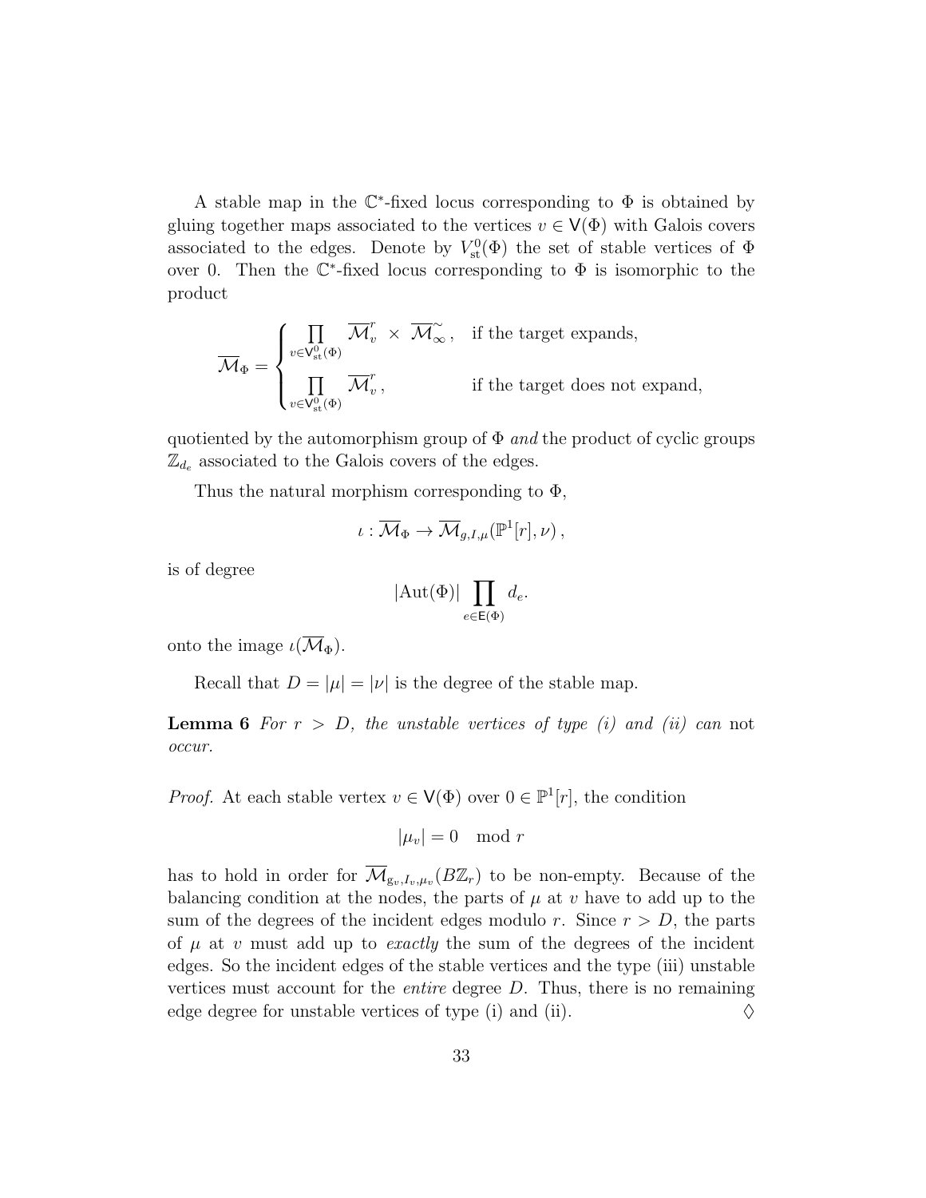A stable map in the $\mathbb{C}^*$-fixed locus corresponding to $\Phi$ is obtained by gluing together maps associated to the vertices $v \in \mathsf{V}(\Phi)$ with Galois covers associated to the edges. Denote by $V^0_{\rm st}(\Phi)$ the set of stable vertices of $\Phi$ over 0. Then the $\mathbb{C}^*$-fixed locus corresponding to $\Phi$ is isomorphic to the product

$$\overline{\mathcal{M}}_\Phi = \begin{cases} \prod_{v \in \mathsf{V}^0_{\rm st}(\Phi)} \overline{\mathcal{M}}^r_v \; \times \; \overline{\mathcal{M}}^\sim_\infty \,, & \text{if the target expands,} \\ \prod_{v \in \mathsf{V}^0_{\rm st}(\Phi)} \overline{\mathcal{M}}^r_v \,, & \text{if the target does not expand,} \end{cases}$$

quotiented by the automorphism group of $\Phi$ *and* the product of cyclic groups $\mathbb{Z}_{d_e}$ associated to the Galois covers of the edges.

Thus the natural morphism corresponding to $\Phi$,

$$\iota : \overline{\mathcal{M}}_\Phi \to \overline{\mathcal{M}}_{g,I,\mu}(\mathbb{P}^1[r], \nu) \,,$$

is of degree

$$|\mathrm{Aut}(\Phi)| \prod_{e \in \mathsf{E}(\Phi)} d_e.$$

onto the image $\iota(\overline{\mathcal{M}}_\Phi)$.

Recall that $D = |\mu| = |\nu|$ is the degree of the stable map.

**Lemma 6** *For $r > D$, the unstable vertices of type (i) and (ii) can* not *occur.*

*Proof.* At each stable vertex $v \in \mathsf{V}(\Phi)$ over $0 \in \mathbb{P}^1[r]$, the condition

$$|\mu_v| = 0 \mod r$$

has to hold in order for $\overline{\mathcal{M}}_{g_v, I_v, \mu_v}(B\mathbb{Z}_r)$ to be non-empty. Because of the balancing condition at the nodes, the parts of $\mu$ at $v$ have to add up to the sum of the degrees of the incident edges modulo $r$. Since $r > D$, the parts of $\mu$ at $v$ must add up to *exactly* the sum of the degrees of the incident edges. So the incident edges of the stable vertices and the type (iii) unstable vertices must account for the *entire* degree $D$. Thus, there is no remaining edge degree for unstable vertices of type (i) and (ii). $\Diamond$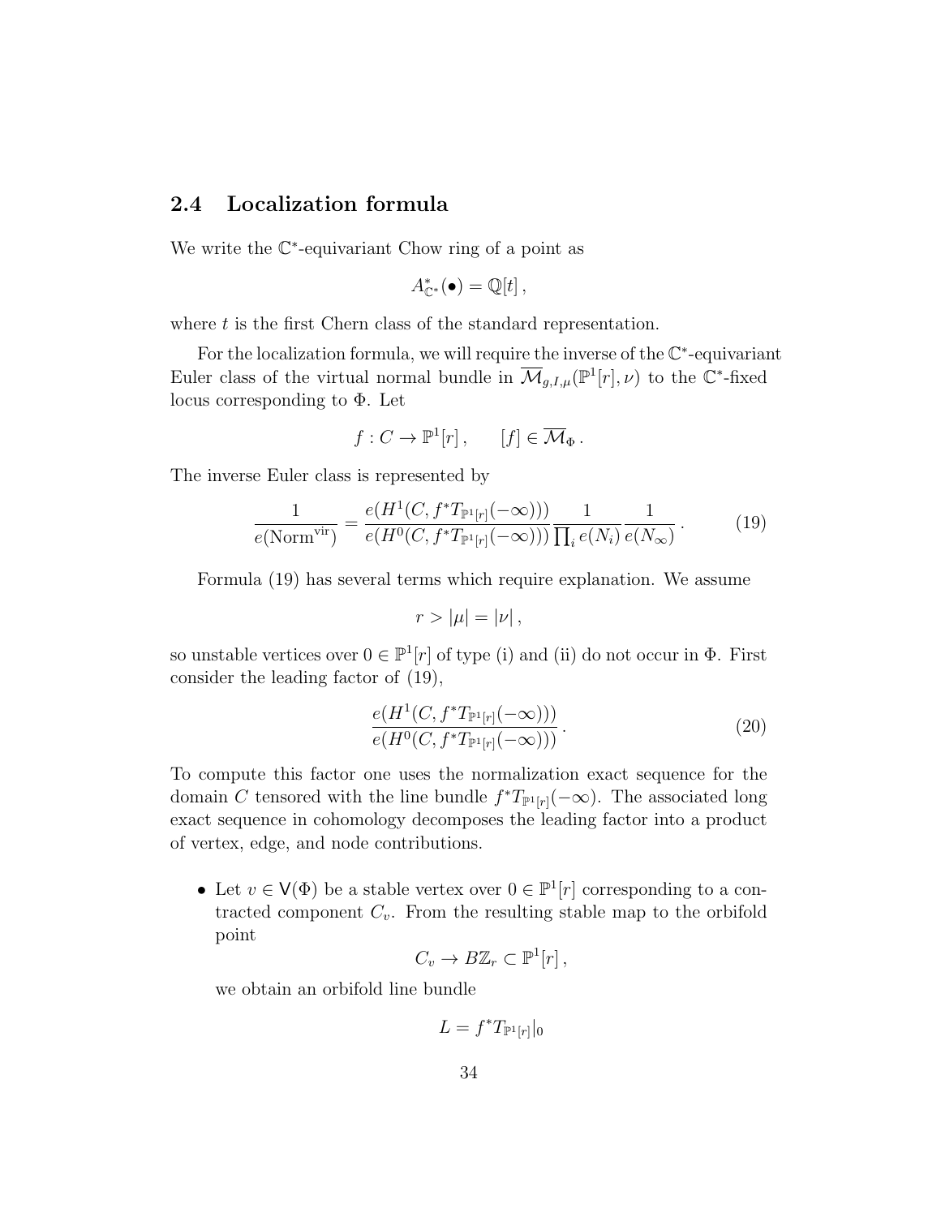## 2.4 Localization formula

We write the $\mathbb{C}^*$-equivariant Chow ring of a point as

$$A^*_{\mathbb{C}^*}(\bullet) = \mathbb{Q}[t]\,,$$

where $t$ is the first Chern class of the standard representation.

For the localization formula, we will require the inverse of the $\mathbb{C}^*$-equivariant Euler class of the virtual normal bundle in $\overline{\mathcal{M}}_{g,I,\mu}(\mathbb{P}^1[r],\nu)$ to the $\mathbb{C}^*$-fixed locus corresponding to $\Phi$. Let

$$f : C \to \mathbb{P}^1[r]\,, \qquad [f] \in \overline{\mathcal{M}}_\Phi\,.$$

The inverse Euler class is represented by

$$\frac{1}{e(\mathrm{Norm}^{\mathrm{vir}})} = \frac{e(H^1(C, f^*T_{\mathbb{P}^1[r]}(-\infty)))}{e(H^0(C, f^*T_{\mathbb{P}^1[r]}(-\infty)))} \frac{1}{\prod_i e(N_i)} \frac{1}{e(N_\infty)}\,. \tag{19}$$

Formula (19) has several terms which require explanation. We assume

$$r > |\mu| = |\nu|\,,$$

so unstable vertices over $0 \in \mathbb{P}^1[r]$ of type (i) and (ii) do not occur in $\Phi$. First consider the leading factor of (19),

$$\frac{e(H^1(C, f^*T_{\mathbb{P}^1[r]}(-\infty)))}{e(H^0(C, f^*T_{\mathbb{P}^1[r]}(-\infty)))}\,. \tag{20}$$

To compute this factor one uses the normalization exact sequence for the domain $C$ tensored with the line bundle $f^*T_{\mathbb{P}^1[r]}(-\infty)$. The associated long exact sequence in cohomology decomposes the leading factor into a product of vertex, edge, and node contributions.

- Let $v \in \mathsf{V}(\Phi)$ be a stable vertex over $0 \in \mathbb{P}^1[r]$ corresponding to a contracted component $C_v$. From the resulting stable map to the orbifold point

  $$C_v \to B\mathbb{Z}_r \subset \mathbb{P}^1[r]\,,$$

  we obtain an orbifold line bundle

  $$L = f^*T_{\mathbb{P}^1[r]}|_0$$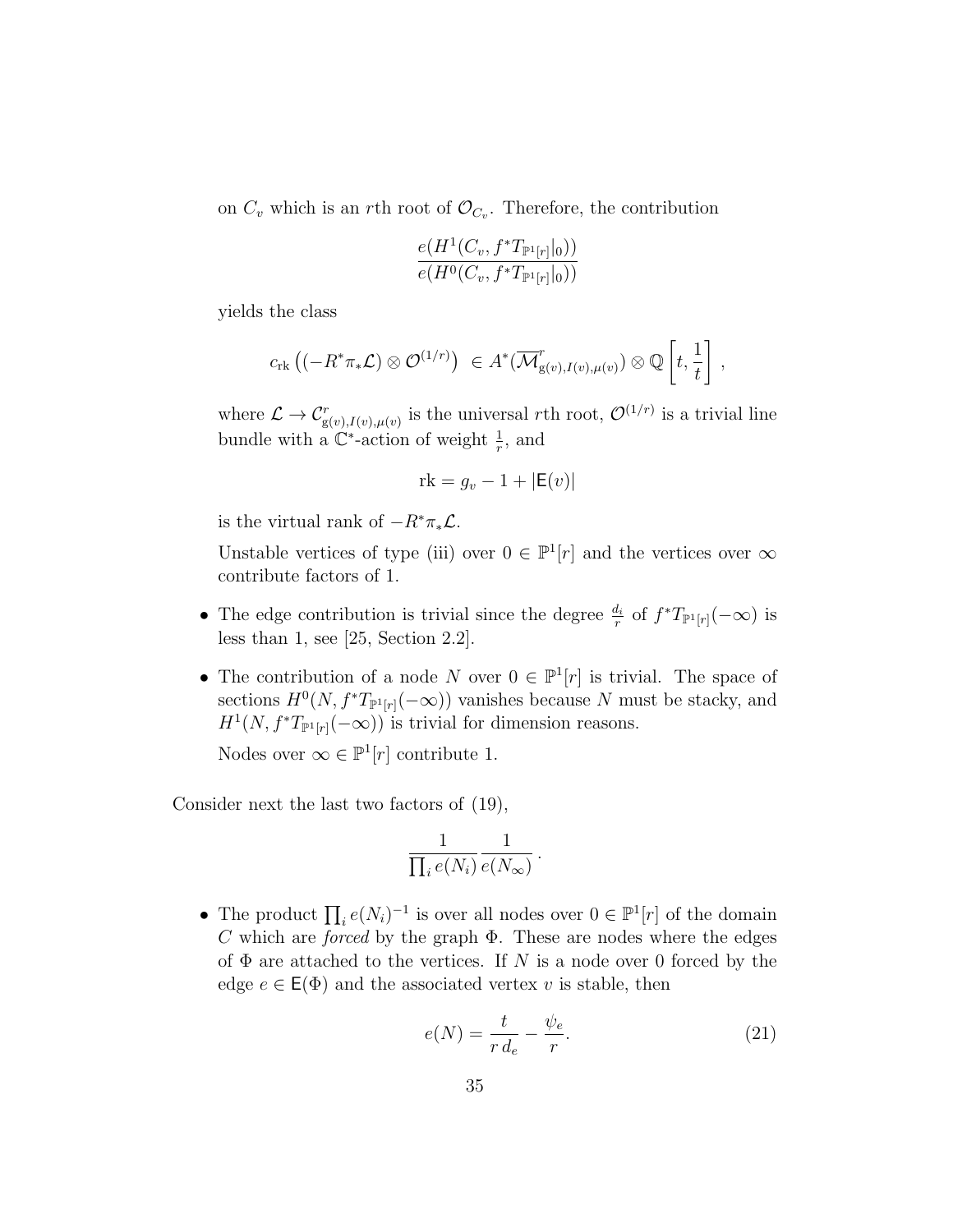on $C_v$ which is an $r$th root of $\mathcal{O}_{C_v}$. Therefore, the contribution

$$\frac{e(H^1(C_v, f^*T_{\mathbb{P}^1[r]}|_0))}{e(H^0(C_v, f^*T_{\mathbb{P}^1[r]}|_0))}$$

yields the class

$$c_{\mathrm{rk}}\left((-R^*\pi_*\mathcal{L}) \otimes \mathcal{O}^{(1/r)}\right) \in A^*(\overline{\mathcal{M}}^r_{\mathrm{g}(v),I(v),\mu(v)}) \otimes \mathbb{Q}\left[t, \frac{1}{t}\right],$$

where $\mathcal{L} \to \mathcal{C}^r_{\mathrm{g}(v),I(v),\mu(v)}$ is the universal $r$th root, $\mathcal{O}^{(1/r)}$ is a trivial line bundle with a $\mathbb{C}^*$-action of weight $\frac{1}{r}$, and

$$\mathrm{rk} = g_v - 1 + |\mathsf{E}(v)|$$

is the virtual rank of $-R^*\pi_*\mathcal{L}$.

Unstable vertices of type (iii) over $0 \in \mathbb{P}^1[r]$ and the vertices over $\infty$ contribute factors of 1.

- The edge contribution is trivial since the degree $\frac{d_i}{r}$ of $f^*T_{\mathbb{P}^1[r]}(-\infty)$ is less than 1, see [25, Section 2.2].
- The contribution of a node $N$ over $0 \in \mathbb{P}^1[r]$ is trivial. The space of sections $H^0(N, f^*T_{\mathbb{P}^1[r]}(-\infty))$ vanishes because $N$ must be stacky, and $H^1(N, f^*T_{\mathbb{P}^1[r]}(-\infty))$ is trivial for dimension reasons.

  Nodes over $\infty \in \mathbb{P}^1[r]$ contribute 1.

Consider next the last two factors of (19),

$$\frac{1}{\prod_i e(N_i)} \frac{1}{e(N_\infty)}.$$

- The product $\prod_i e(N_i)^{-1}$ is over all nodes over $0 \in \mathbb{P}^1[r]$ of the domain $C$ which are *forced* by the graph $\Phi$. These are nodes where the edges of $\Phi$ are attached to the vertices. If $N$ is a node over 0 forced by the edge $e \in \mathsf{E}(\Phi)$ and the associated vertex $v$ is stable, then

$$e(N) = \frac{t}{r\,d_e} - \frac{\psi_e}{r}. \tag{21}$$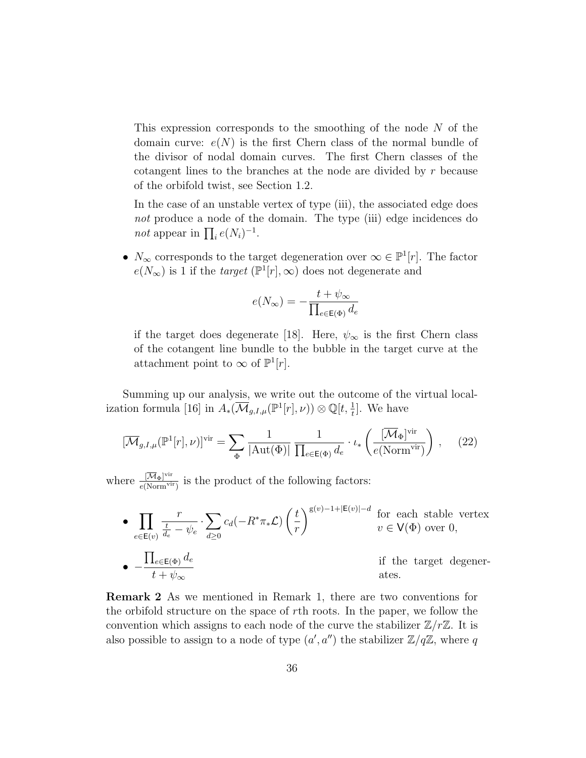This expression corresponds to the smoothing of the node $N$ of the domain curve: $e(N)$ is the first Chern class of the normal bundle of the divisor of nodal domain curves. The first Chern classes of the cotangent lines to the branches at the node are divided by $r$ because of the orbifold twist, see Section 1.2.

In the case of an unstable vertex of type (iii), the associated edge does *not* produce a node of the domain. The type (iii) edge incidences do *not* appear in $\prod_i e(N_i)^{-1}$.

- $N_\infty$ corresponds to the target degeneration over $\infty \in \mathbb{P}^1[r]$. The factor $e(N_\infty)$ is 1 if the *target* $(\mathbb{P}^1[r], \infty)$ does not degenerate and

$$e(N_\infty) = -\frac{t + \psi_\infty}{\prod_{e \in \mathsf{E}(\Phi)} d_e}$$

if the target does degenerate [18]. Here, $\psi_\infty$ is the first Chern class of the cotangent line bundle to the bubble in the target curve at the attachment point to $\infty$ of $\mathbb{P}^1[r]$.

Summing up our analysis, we write out the outcome of the virtual localization formula [16] in $A_*(\overline{\mathcal{M}}_{g,I,\mu}(\mathbb{P}^1[r], \nu)) \otimes \mathbb{Q}[t, \frac{1}{t}]$. We have

$$[\overline{\mathcal{M}}_{g,I,\mu}(\mathbb{P}^1[r], \nu)]^{\mathrm{vir}} = \sum_{\Phi} \frac{1}{|\mathrm{Aut}(\Phi)|} \frac{1}{\prod_{e \in \mathsf{E}(\Phi)} d_e} \cdot \iota_* \left( \frac{[\overline{\mathcal{M}}_\Phi]^{\mathrm{vir}}}{e(\mathrm{Norm}^{\mathrm{vir}})} \right), \qquad (22)$$

where $\frac{[\overline{\mathcal{M}}_\Phi]^{\mathrm{vir}}}{e(\mathrm{Norm}^{\mathrm{vir}})}$ is the product of the following factors:

- $\displaystyle\prod_{e \in \mathsf{E}(v)} \frac{r}{\frac{t}{d_e} - \psi_e} \cdot \sum_{d \geq 0} c_d(-R^*\pi_*\mathcal{L}) \left(\frac{t}{r}\right)^{\mathrm{g}(v)-1+|\mathsf{E}(v)|-d}$ for each stable vertex $v \in \mathsf{V}(\Phi)$ over 0,

- $\displaystyle -\frac{\prod_{e \in \mathsf{E}(\Phi)} d_e}{t + \psi_\infty}$ if the target degenerates.

**Remark 2** As we mentioned in Remark 1, there are two conventions for the orbifold structure on the space of $r$th roots. In the paper, we follow the convention which assigns to each node of the curve the stabilizer $\mathbb{Z}/r\mathbb{Z}$. It is also possible to assign to a node of type $(a', a'')$ the stabilizer $\mathbb{Z}/q\mathbb{Z}$, where $q$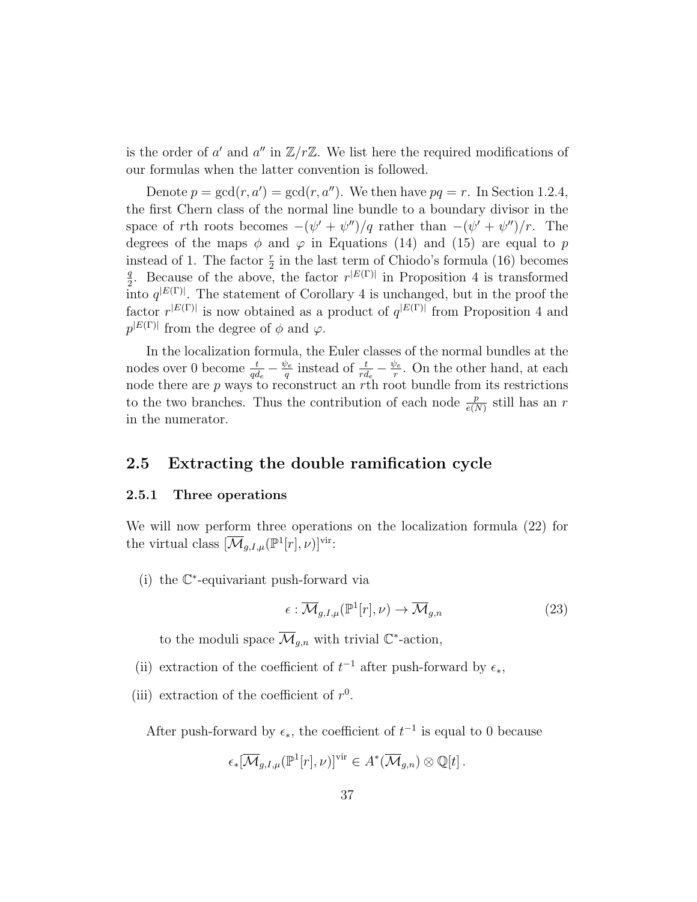is the order of $a'$ and $a''$ in $\mathbb{Z}/r\mathbb{Z}$. We list here the required modifications of our formulas when the latter convention is followed.

Denote $p = \gcd(r, a') = \gcd(r, a'')$. We then have $pq = r$. In Section 1.2.4, the first Chern class of the normal line bundle to a boundary divisor in the space of $r$th roots becomes $-(\psi' + \psi'')/q$ rather than $-(\psi' + \psi'')/r$. The degrees of the maps $\phi$ and $\varphi$ in Equations (14) and (15) are equal to $p$ instead of 1. The factor $\frac{r}{2}$ in the last term of Chiodo's formula (16) becomes $\frac{q}{2}$. Because of the above, the factor $r^{|E(\Gamma)|}$ in Proposition 4 is transformed into $q^{|E(\Gamma)|}$. The statement of Corollary 4 is unchanged, but in the proof the factor $r^{|E(\Gamma)|}$ is now obtained as a product of $q^{|E(\Gamma)|}$ from Proposition 4 and $p^{|E(\Gamma)|}$ from the degree of $\phi$ and $\varphi$.

In the localization formula, the Euler classes of the normal bundles at the nodes over 0 become $\frac{t}{qd_e} - \frac{\psi_e}{q}$ instead of $\frac{t}{rd_e} - \frac{\psi_e}{r}$. On the other hand, at each node there are $p$ ways to reconstruct an $r$th root bundle from its restrictions to the two branches. Thus the contribution of each node $\frac{p}{e(N)}$ still has an $r$ in the numerator.

## 2.5 Extracting the double ramification cycle

### 2.5.1 Three operations

We will now perform three operations on the localization formula (22) for the virtual class $[\overline{\mathcal{M}}_{g,I,\mu}(\mathbb{P}^1[r], \nu)]^{\mathrm{vir}}$:

(i) the $\mathbb{C}^*$-equivariant push-forward via

$$\epsilon : \overline{\mathcal{M}}_{g,I,\mu}(\mathbb{P}^1[r], \nu) \to \overline{\mathcal{M}}_{g,n} \tag{23}$$

to the moduli space $\overline{\mathcal{M}}_{g,n}$ with trivial $\mathbb{C}^*$-action,

(ii) extraction of the coefficient of $t^{-1}$ after push-forward by $\epsilon_*$,

(iii) extraction of the coefficient of $r^0$.

After push-forward by $\epsilon_*$, the coefficient of $t^{-1}$ is equal to 0 because

$$\epsilon_*[\overline{\mathcal{M}}_{g,I,\mu}(\mathbb{P}^1[r], \nu)]^{\mathrm{vir}} \in A^*(\overline{\mathcal{M}}_{g,n}) \otimes \mathbb{Q}[t]\,.$$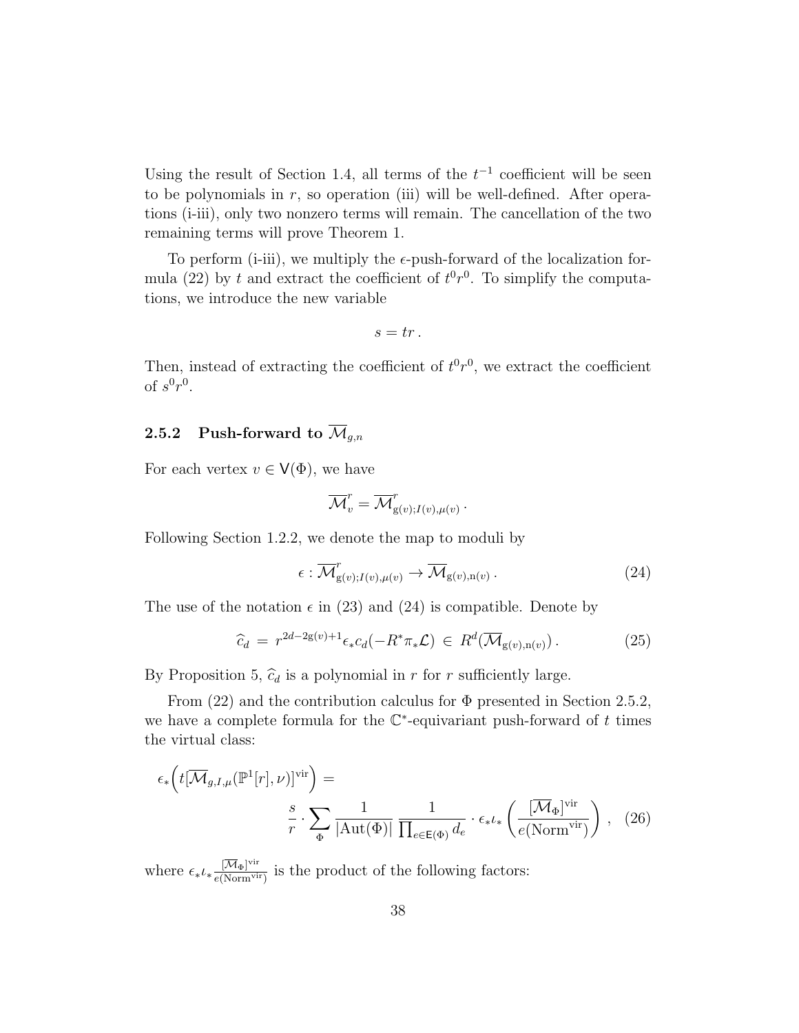Using the result of Section 1.4, all terms of the $t^{-1}$ coefficient will be seen to be polynomials in $r$, so operation (iii) will be well-defined. After operations (i-iii), only two nonzero terms will remain. The cancellation of the two remaining terms will prove Theorem 1.

To perform (i-iii), we multiply the $\epsilon$-push-forward of the localization formula (22) by $t$ and extract the coefficient of $t^0 r^0$. To simplify the computations, we introduce the new variable

$$s = tr \, .$$

Then, instead of extracting the coefficient of $t^0 r^0$, we extract the coefficient of $s^0 r^0$.

### 2.5.2 Push-forward to $\overline{\mathcal{M}}_{g,n}$

For each vertex $v \in \mathsf{V}(\Phi)$, we have

$$\overline{\mathcal{M}}^r_v = \overline{\mathcal{M}}^r_{\mathrm{g}(v);I(v),\mu(v)} \, .$$

Following Section 1.2.2, we denote the map to moduli by

$$\epsilon : \overline{\mathcal{M}}^r_{\mathrm{g}(v);I(v),\mu(v)} \to \overline{\mathcal{M}}_{\mathrm{g}(v),\mathrm{n}(v)} \, . \tag{24}$$

The use of the notation $\epsilon$ in (23) and (24) is compatible. Denote by

$$\widehat{c}_d \, = \, r^{2d-2\mathrm{g}(v)+1} \epsilon_* c_d(-R^* \pi_* \mathcal{L}) \, \in \, R^d(\overline{\mathcal{M}}_{\mathrm{g}(v),\mathrm{n}(v)}) \, . \tag{25}$$

By Proposition 5, $\widehat{c}_d$ is a polynomial in $r$ for $r$ sufficiently large.

From (22) and the contribution calculus for $\Phi$ presented in Section 2.5.2, we have a complete formula for the $\mathbb{C}^*$-equivariant push-forward of $t$ times the virtual class:

$$\epsilon_*\Big( t[\overline{\mathcal{M}}_{g,I,\mu}(\mathbb{P}^1[r],\nu)]^{\mathrm{vir}} \Big) = \frac{s}{r} \cdot \sum_{\Phi} \frac{1}{|\mathrm{Aut}(\Phi)|} \, \frac{1}{\prod_{e \in \mathsf{E}(\Phi)} d_e} \cdot \epsilon_* \iota_* \left( \frac{[\overline{\mathcal{M}}_\Phi]^{\mathrm{vir}}}{e(\mathrm{Norm}^{\mathrm{vir}})} \right) \, , \tag{26}$$

where $\epsilon_* \iota_* \frac{[\overline{\mathcal{M}}_\Phi]^{\mathrm{vir}}}{e(\mathrm{Norm}^{\mathrm{vir}})}$ is the product of the following factors: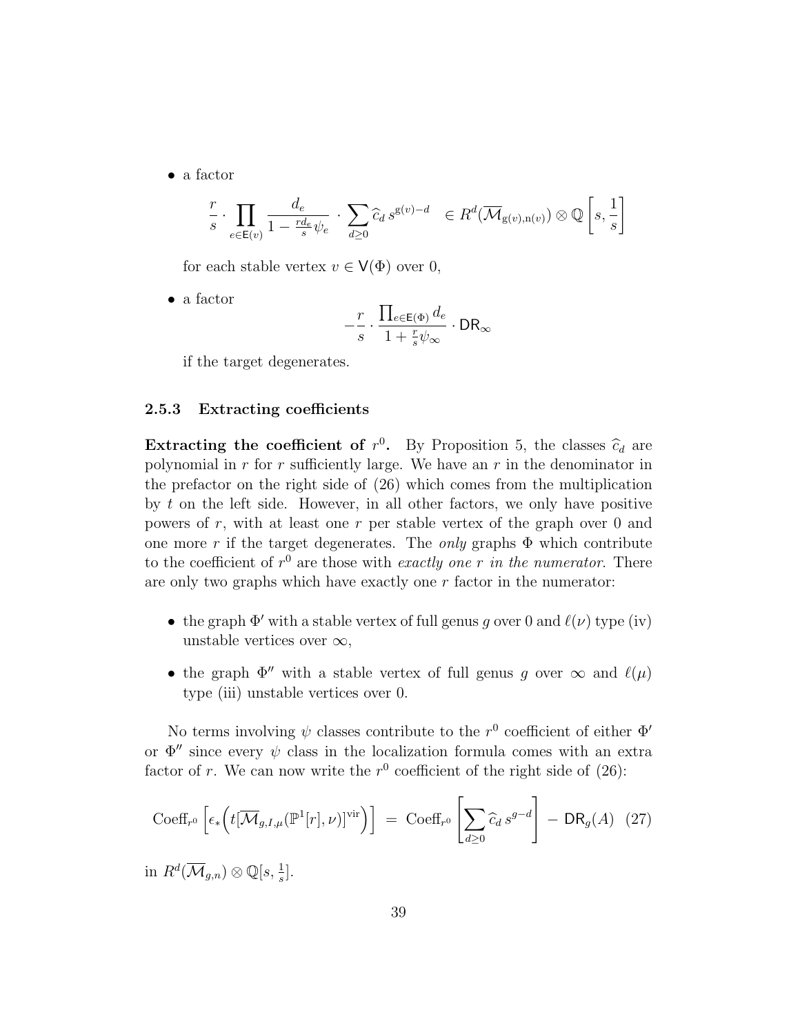- a factor

$$\frac{r}{s} \cdot \prod_{e \in \mathsf{E}(v)} \frac{d_e}{1 - \frac{r d_e}{s}\psi_e} \cdot \sum_{d \geq 0} \widehat{c}_d \, s^{\mathrm{g}(v)-d} \quad \in R^d(\overline{\mathcal{M}}_{\mathrm{g}(v),\mathrm{n}(v)}) \otimes \mathbb{Q}\left[s, \frac{1}{s}\right]$$

  for each stable vertex $v \in \mathsf{V}(\Phi)$ over 0,

- a factor

$$-\frac{r}{s} \cdot \frac{\prod_{e \in \mathsf{E}(\Phi)} d_e}{1 + \frac{r}{s}\psi_\infty} \cdot \mathsf{DR}_\infty$$

  if the target degenerates.

#### 2.5.3 Extracting coefficients

**Extracting the coefficient of $r^0$.** By Proposition 5, the classes $\widehat{c}_d$ are polynomial in $r$ for $r$ sufficiently large. We have an $r$ in the denominator in the prefactor on the right side of (26) which comes from the multiplication by $t$ on the left side. However, in all other factors, we only have positive powers of $r$, with at least one $r$ per stable vertex of the graph over 0 and one more $r$ if the target degenerates. The *only* graphs $\Phi$ which contribute to the coefficient of $r^0$ are those with *exactly one $r$ in the numerator*. There are only two graphs which have exactly one $r$ factor in the numerator:

- the graph $\Phi'$ with a stable vertex of full genus $g$ over 0 and $\ell(\nu)$ type (iv) unstable vertices over $\infty$,
- the graph $\Phi''$ with a stable vertex of full genus $g$ over $\infty$ and $\ell(\mu)$ type (iii) unstable vertices over 0.

No terms involving $\psi$ classes contribute to the $r^0$ coefficient of either $\Phi'$ or $\Phi''$ since every $\psi$ class in the localization formula comes with an extra factor of $r$. We can now write the $r^0$ coefficient of the right side of (26):

$$\mathrm{Coeff}_{r^0}\left[\epsilon_*\Big(t[\overline{\mathcal{M}}_{g,I,\mu}(\mathbb{P}^1[r],\nu)]^{\mathrm{vir}}\Big)\right] \;=\; \mathrm{Coeff}_{r^0}\left[\sum_{d\geq 0} \widehat{c}_d \, s^{g-d}\right] \;-\; \mathsf{DR}_g(A) \quad (27)$$

in $R^d(\overline{\mathcal{M}}_{g,n}) \otimes \mathbb{Q}[s, \frac{1}{s}]$.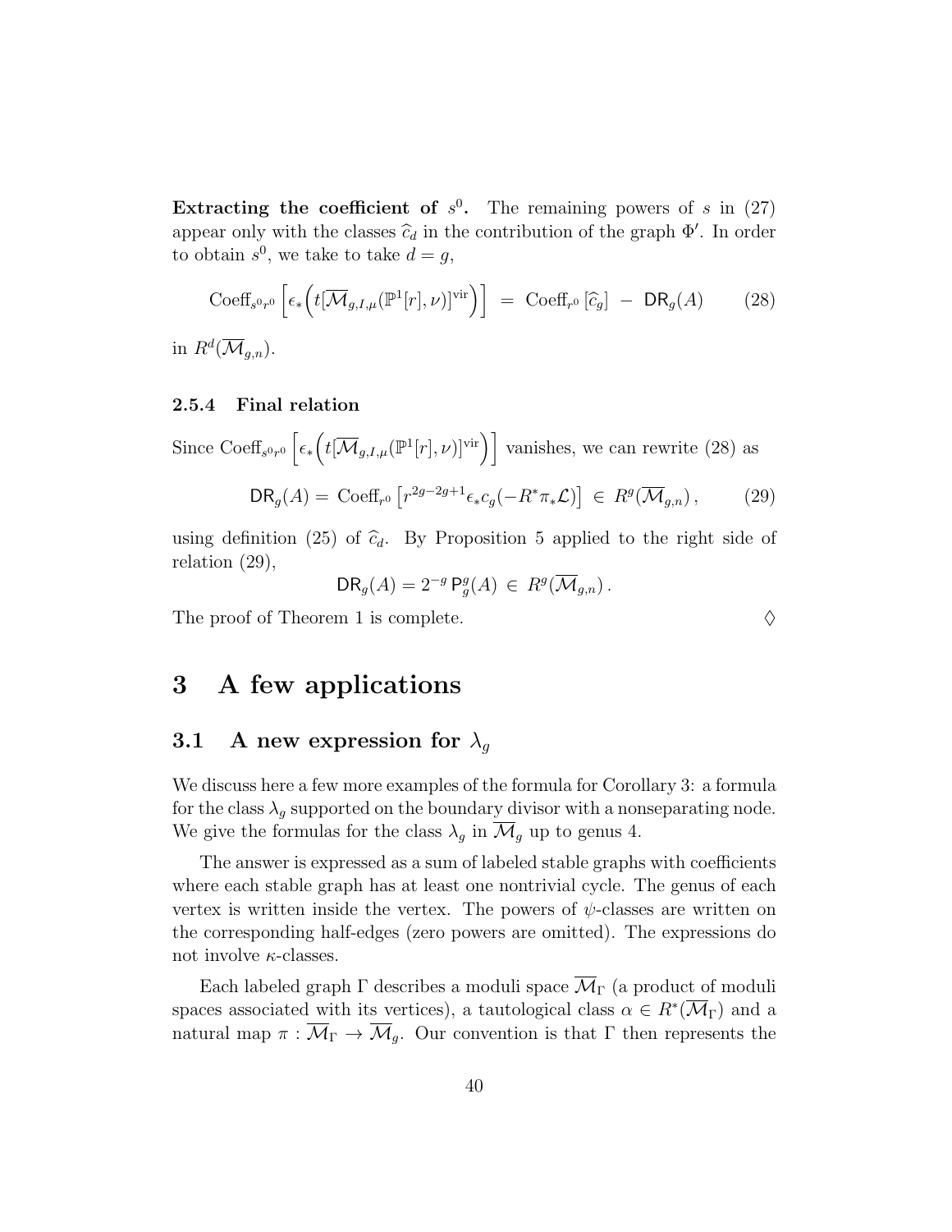**Extracting the coefficient of $s^0$.** The remaining powers of $s$ in (27) appear only with the classes $\widehat{c}_d$ in the contribution of the graph $\Phi'$. In order to obtain $s^0$, we take to take $d = g$,

$$\mathrm{Coeff}_{s^0 r^0}\left[\epsilon_*\Big(t[\overline{\mathcal{M}}_{g,I,\mu}(\mathbb{P}^1[r],\nu)]^{\mathrm{vir}}\Big)\right] \;=\; \mathrm{Coeff}_{r^0}\left[\widehat{c}_g\right] \;-\; \mathsf{DR}_g(A) \qquad (28)$$

in $R^d(\overline{\mathcal{M}}_{g,n})$.

### 2.5.4 Final relation

Since $\mathrm{Coeff}_{s^0 r^0}\left[\epsilon_*\Big(t[\overline{\mathcal{M}}_{g,I,\mu}(\mathbb{P}^1[r],\nu)]^{\mathrm{vir}}\Big)\right]$ vanishes, we can rewrite (28) as

$$\mathsf{DR}_g(A) = \mathrm{Coeff}_{r^0}\left[r^{2g-2g+1}\epsilon_* c_g(-R^*\pi_*\mathcal{L})\right] \in R^g(\overline{\mathcal{M}}_{g,n}), \qquad (29)$$

using definition (25) of $\widehat{c}_d$. By Proposition 5 applied to the right side of relation (29),

$$\mathsf{DR}_g(A) = 2^{-g}\,\mathsf{P}_g^g(A) \in R^g(\overline{\mathcal{M}}_{g,n}).$$

The proof of Theorem 1 is complete. $\Diamond$

# 3 A few applications

## 3.1 A new expression for $\lambda_g$

We discuss here a few more examples of the formula for Corollary 3: a formula for the class $\lambda_g$ supported on the boundary divisor with a nonseparating node. We give the formulas for the class $\lambda_g$ in $\overline{\mathcal{M}}_g$ up to genus 4.

The answer is expressed as a sum of labeled stable graphs with coefficients where each stable graph has at least one nontrivial cycle. The genus of each vertex is written inside the vertex. The powers of $\psi$-classes are written on the corresponding half-edges (zero powers are omitted). The expressions do not involve $\kappa$-classes.

Each labeled graph $\Gamma$ describes a moduli space $\overline{\mathcal{M}}_\Gamma$ (a product of moduli spaces associated with its vertices), a tautological class $\alpha \in R^*(\overline{\mathcal{M}}_\Gamma)$ and a natural map $\pi : \overline{\mathcal{M}}_\Gamma \to \overline{\mathcal{M}}_g$. Our convention is that $\Gamma$ then represents the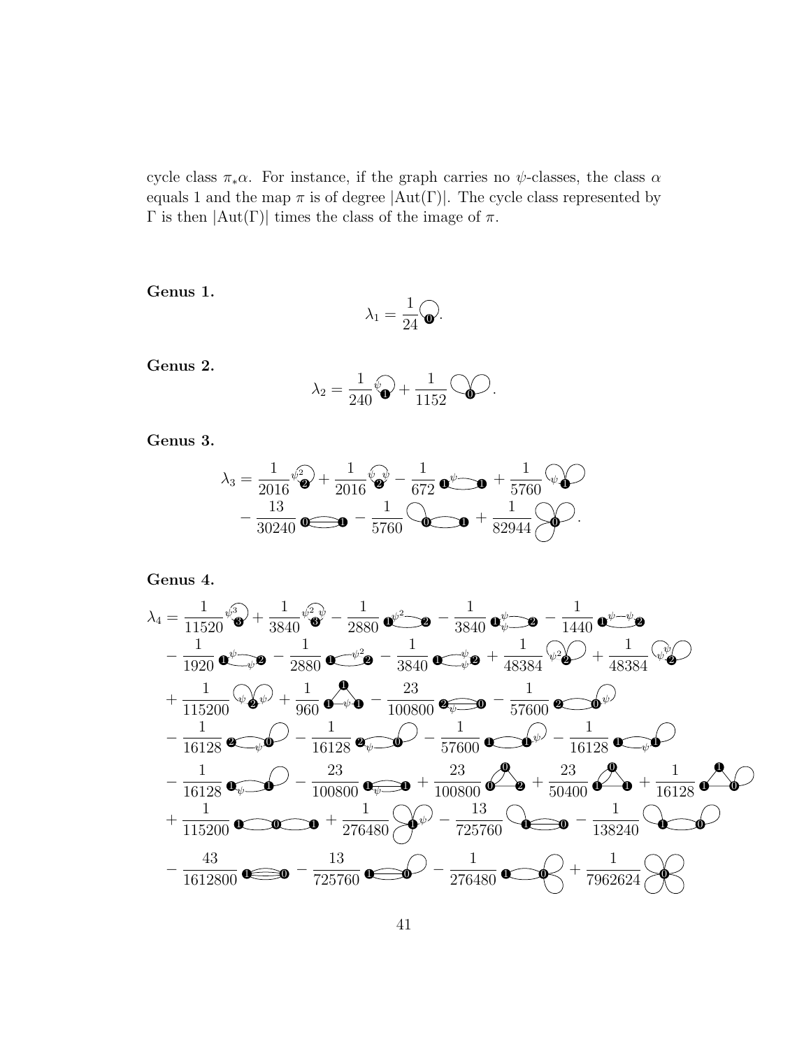cycle class $\pi_*\alpha$. For instance, if the graph carries no $\psi$-classes, the class $\alpha$ equals 1 and the map $\pi$ is of degree $|\mathrm{Aut}(\Gamma)|$. The cycle class represented by $\Gamma$ is then $|\mathrm{Aut}(\Gamma)|$ times the class of the image of $\pi$.

**Genus 1.**

$$\lambda_1 = \frac{1}{24}\,[\text{graph}].$$

**Genus 2.**

$$\lambda_2 = \frac{1}{240}\,[\text{graph}] + \frac{1}{1152}\,[\text{graph}].$$

**Genus 3.**

$$\lambda_3 = \frac{1}{2016}\,[\text{graph}] + \frac{1}{2016}\,[\text{graph}] - \frac{1}{672}\,[\text{graph}] + \frac{1}{5760}\,[\text{graph}] - \frac{13}{30240}\,[\text{graph}] - \frac{1}{5760}\,[\text{graph}] + \frac{1}{82944}\,[\text{graph}].$$

**Genus 4.**

$$\lambda_4 = \frac{1}{11520}\,[\text{graph}] + \frac{1}{3840}\,[\text{graph}] - \frac{1}{2880}\,[\text{graph}] - \frac{1}{3840}\,[\text{graph}] - \frac{1}{1440}\,[\text{graph}]$$
$$- \frac{1}{1920}\,[\text{graph}] - \frac{1}{2880}\,[\text{graph}] - \frac{1}{3840}\,[\text{graph}] + \frac{1}{48384}\,[\text{graph}] + \frac{1}{48384}\,[\text{graph}]$$
$$+ \frac{1}{115200}\,[\text{graph}] + \frac{1}{960}\,[\text{graph}] - \frac{23}{100800}\,[\text{graph}] - \frac{1}{57600}\,[\text{graph}]$$
$$- \frac{1}{16128}\,[\text{graph}] - \frac{1}{16128}\,[\text{graph}] - \frac{1}{57600}\,[\text{graph}] - \frac{1}{16128}\,[\text{graph}]$$
$$- \frac{1}{16128}\,[\text{graph}] - \frac{23}{100800}\,[\text{graph}] + \frac{23}{100800}\,[\text{graph}] + \frac{23}{50400}\,[\text{graph}] + \frac{1}{16128}\,[\text{graph}]$$
$$+ \frac{1}{115200}\,[\text{graph}] + \frac{1}{276480}\,[\text{graph}] - \frac{13}{725760}\,[\text{graph}] - \frac{1}{138240}\,[\text{graph}]$$
$$- \frac{43}{1612800}\,[\text{graph}] - \frac{13}{725760}\,[\text{graph}] - \frac{1}{276480}\,[\text{graph}] + \frac{1}{7962624}\,[\text{graph}]$$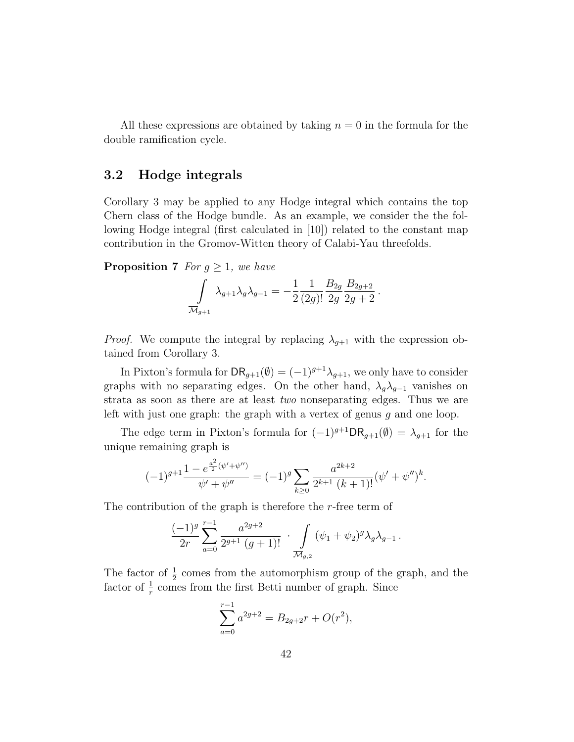All these expressions are obtained by taking $n = 0$ in the formula for the double ramification cycle.

## 3.2 Hodge integrals

Corollary 3 may be applied to any Hodge integral which contains the top Chern class of the Hodge bundle. As an example, we consider the the following Hodge integral (first calculated in [10]) related to the constant map contribution in the Gromov-Witten theory of Calabi-Yau threefolds.

**Proposition 7** *For $g \geq 1$, we have*

$$\int_{\overline{\mathcal{M}}_{g+1}} \lambda_{g+1}\lambda_g\lambda_{g-1} = -\frac{1}{2}\frac{1}{(2g)!}\frac{B_{2g}}{2g}\frac{B_{2g+2}}{2g+2}\,.$$

*Proof.* We compute the integral by replacing $\lambda_{g+1}$ with the expression obtained from Corollary 3.

In Pixton's formula for $\mathsf{DR}_{g+1}(\emptyset) = (-1)^{g+1}\lambda_{g+1}$, we only have to consider graphs with no separating edges. On the other hand, $\lambda_g\lambda_{g-1}$ vanishes on strata as soon as there are at least *two* nonseparating edges. Thus we are left with just one graph: the graph with a vertex of genus $g$ and one loop.

The edge term in Pixton's formula for $(-1)^{g+1}\mathsf{DR}_{g+1}(\emptyset) = \lambda_{g+1}$ for the unique remaining graph is

$$(-1)^{g+1}\frac{1 - e^{\frac{a^2}{2}(\psi'+\psi'')}}{\psi' + \psi''} = (-1)^g \sum_{k\geq 0} \frac{a^{2k+2}}{2^{k+1}\,(k+1)!}(\psi' + \psi'')^k.$$

The contribution of the graph is therefore the $r$-free term of

$$\frac{(-1)^g}{2r}\sum_{a=0}^{r-1}\frac{a^{2g+2}}{2^{g+1}\,(g+1)!} \;\cdot \int_{\overline{\mathcal{M}}_{g,2}} (\psi_1 + \psi_2)^g \lambda_g\lambda_{g-1}\,.$$

The factor of $\frac{1}{2}$ comes from the automorphism group of the graph, and the factor of $\frac{1}{r}$ comes from the first Betti number of graph. Since

$$\sum_{a=0}^{r-1} a^{2g+2} = B_{2g+2}r + O(r^2),$$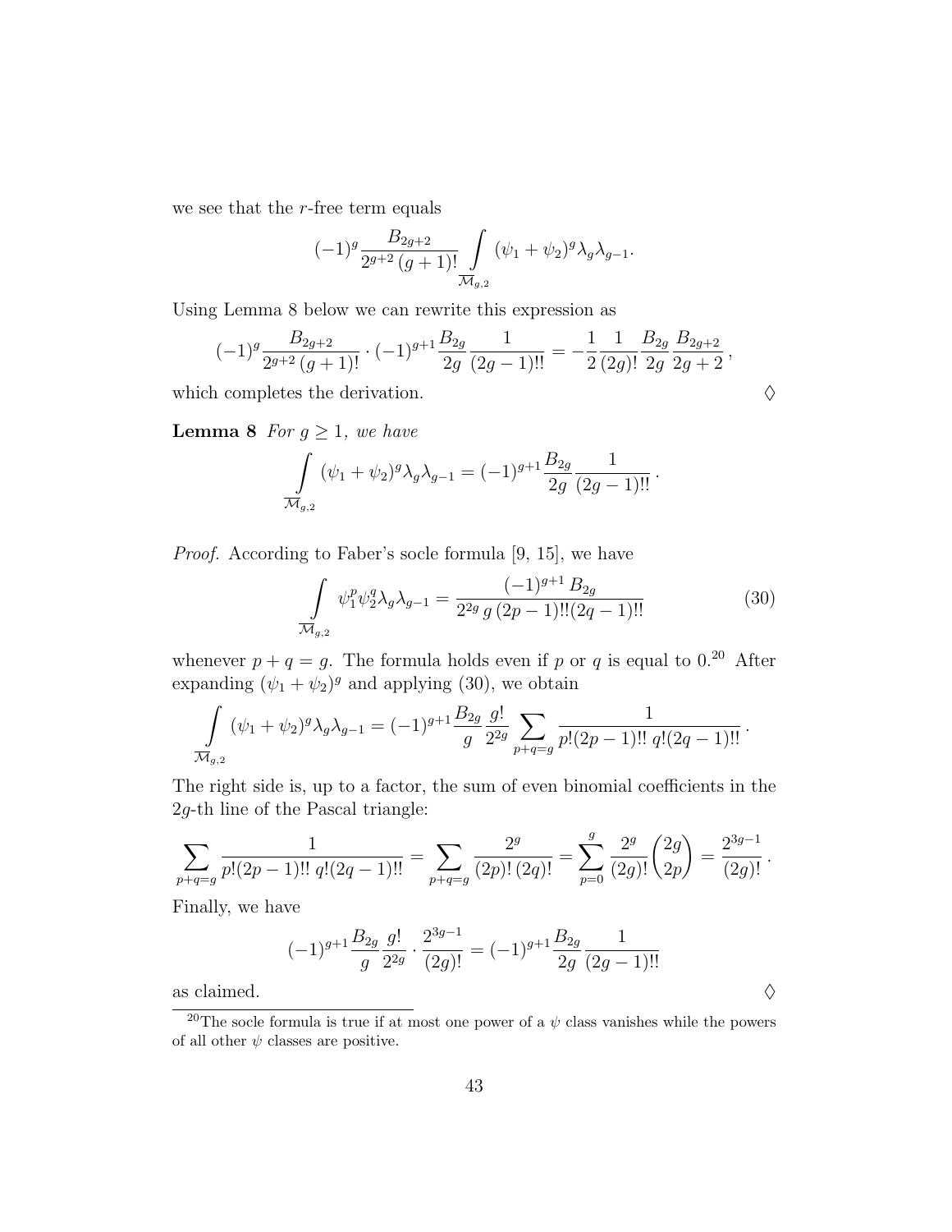we see that the $r$-free term equals

$$(-1)^g \frac{B_{2g+2}}{2^{g+2}\,(g+1)!} \int\limits_{\overline{\mathcal{M}}_{g,2}} (\psi_1+\psi_2)^g \lambda_g \lambda_{g-1}.$$

Using Lemma 8 below we can rewrite this expression as

$$(-1)^g \frac{B_{2g+2}}{2^{g+2}\,(g+1)!} \cdot (-1)^{g+1} \frac{B_{2g}}{2g} \frac{1}{(2g-1)!!} = -\frac{1}{2}\frac{1}{(2g)!}\frac{B_{2g}}{2g}\frac{B_{2g+2}}{2g+2}\,,$$

which completes the derivation. ♢

**Lemma 8** *For $g \geq 1$, we have*

$$\int\limits_{\overline{\mathcal{M}}_{g,2}} (\psi_1+\psi_2)^g \lambda_g \lambda_{g-1} = (-1)^{g+1} \frac{B_{2g}}{2g} \frac{1}{(2g-1)!!}\,.$$

*Proof.* According to Faber's socle formula [9, 15], we have

$$\int\limits_{\overline{\mathcal{M}}_{g,2}} \psi_1^p \psi_2^q \lambda_g \lambda_{g-1} = \frac{(-1)^{g+1}\,B_{2g}}{2^{2g}\,g\,(2p-1)!!(2q-1)!!} \tag{30}$$

whenever $p+q=g$. The formula holds even if $p$ or $q$ is equal to 0.[20] After expanding $(\psi_1+\psi_2)^g$ and applying (30), we obtain

$$\int\limits_{\overline{\mathcal{M}}_{g,2}} (\psi_1+\psi_2)^g \lambda_g \lambda_{g-1} = (-1)^{g+1} \frac{B_{2g}}{g} \frac{g!}{2^{2g}} \sum_{p+q=g} \frac{1}{p!(2p-1)!!\,q!(2q-1)!!}\,.$$

The right side is, up to a factor, the sum of even binomial coefficients in the $2g$-th line of the Pascal triangle:

$$\sum_{p+q=g} \frac{1}{p!(2p-1)!!\,q!(2q-1)!!} = \sum_{p+q=g} \frac{2^g}{(2p)!\,(2q)!} = \sum_{p=0}^{g} \frac{2^g}{(2g)!}\binom{2g}{2p} = \frac{2^{3g-1}}{(2g)!}\,.$$

Finally, we have

$$(-1)^{g+1} \frac{B_{2g}}{g} \frac{g!}{2^{2g}} \cdot \frac{2^{3g-1}}{(2g)!} = (-1)^{g+1} \frac{B_{2g}}{2g} \frac{1}{(2g-1)!!}$$

as claimed. ♢

[20] The socle formula is true if at most one power of a $\psi$ class vanishes while the powers of all other $\psi$ classes are positive.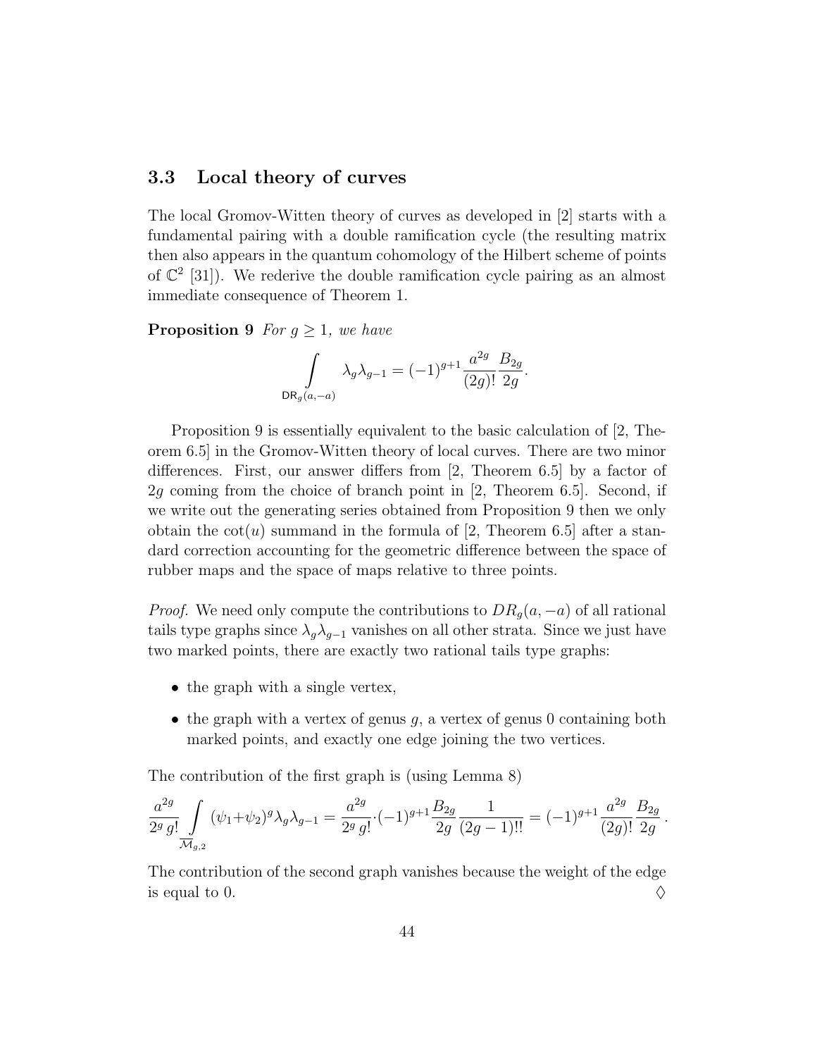### 3.3 Local theory of curves

The local Gromov-Witten theory of curves as developed in [2] starts with a fundamental pairing with a double ramification cycle (the resulting matrix then also appears in the quantum cohomology of the Hilbert scheme of points of $\mathbb{C}^2$ [31]). We rederive the double ramification cycle pairing as an almost immediate consequence of Theorem 1.

**Proposition 9** *For $g \geq 1$, we have*

$$\int_{\mathsf{DR}_g(a,-a)} \lambda_g \lambda_{g-1} = (-1)^{g+1} \frac{a^{2g}}{(2g)!} \frac{B_{2g}}{2g}.$$

Proposition 9 is essentially equivalent to the basic calculation of [2, Theorem 6.5] in the Gromov-Witten theory of local curves. There are two minor differences. First, our answer differs from [2, Theorem 6.5] by a factor of $2g$ coming from the choice of branch point in [2, Theorem 6.5]. Second, if we write out the generating series obtained from Proposition 9 then we only obtain the $\cot(u)$ summand in the formula of [2, Theorem 6.5] after a standard correction accounting for the geometric difference between the space of rubber maps and the space of maps relative to three points.

*Proof.* We need only compute the contributions to $DR_g(a,-a)$ of all rational tails type graphs since $\lambda_g \lambda_{g-1}$ vanishes on all other strata. Since we just have two marked points, there are exactly two rational tails type graphs:

- the graph with a single vertex,
- the graph with a vertex of genus $g$, a vertex of genus 0 containing both marked points, and exactly one edge joining the two vertices.

The contribution of the first graph is (using Lemma 8)

$$\frac{a^{2g}}{2^g\, g!} \int_{\overline{\mathcal{M}}_{g,2}} (\psi_1 + \psi_2)^g \lambda_g \lambda_{g-1} = \frac{a^{2g}}{2^g\, g!} \cdot (-1)^{g+1} \frac{B_{2g}}{2g} \frac{1}{(2g-1)!!} = (-1)^{g+1} \frac{a^{2g}}{(2g)!} \frac{B_{2g}}{2g}.$$

The contribution of the second graph vanishes because the weight of the edge is equal to 0. ◊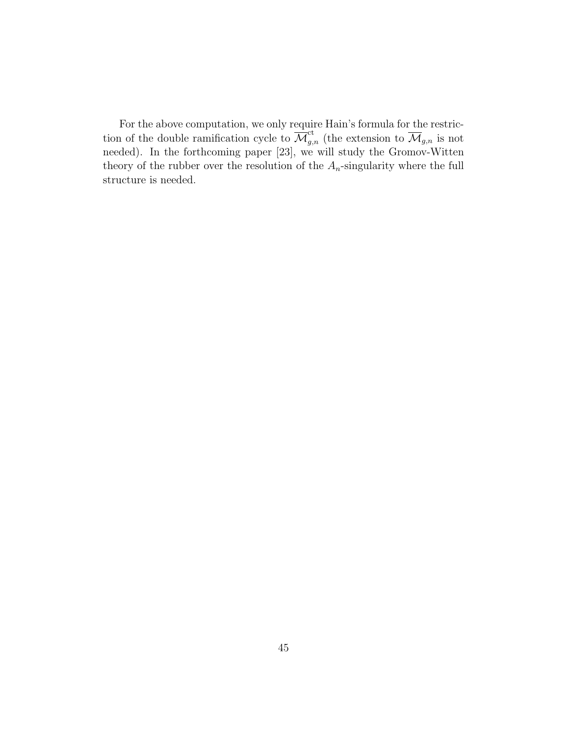For the above computation, we only require Hain's formula for the restriction of the double ramification cycle to $\overline{\mathcal{M}}_{g,n}^{\mathrm{ct}}$ (the extension to $\overline{\mathcal{M}}_{g,n}$ is not needed). In the forthcoming paper [23], we will study the Gromov-Witten theory of the rubber over the resolution of the $A_n$-singularity where the full structure is needed.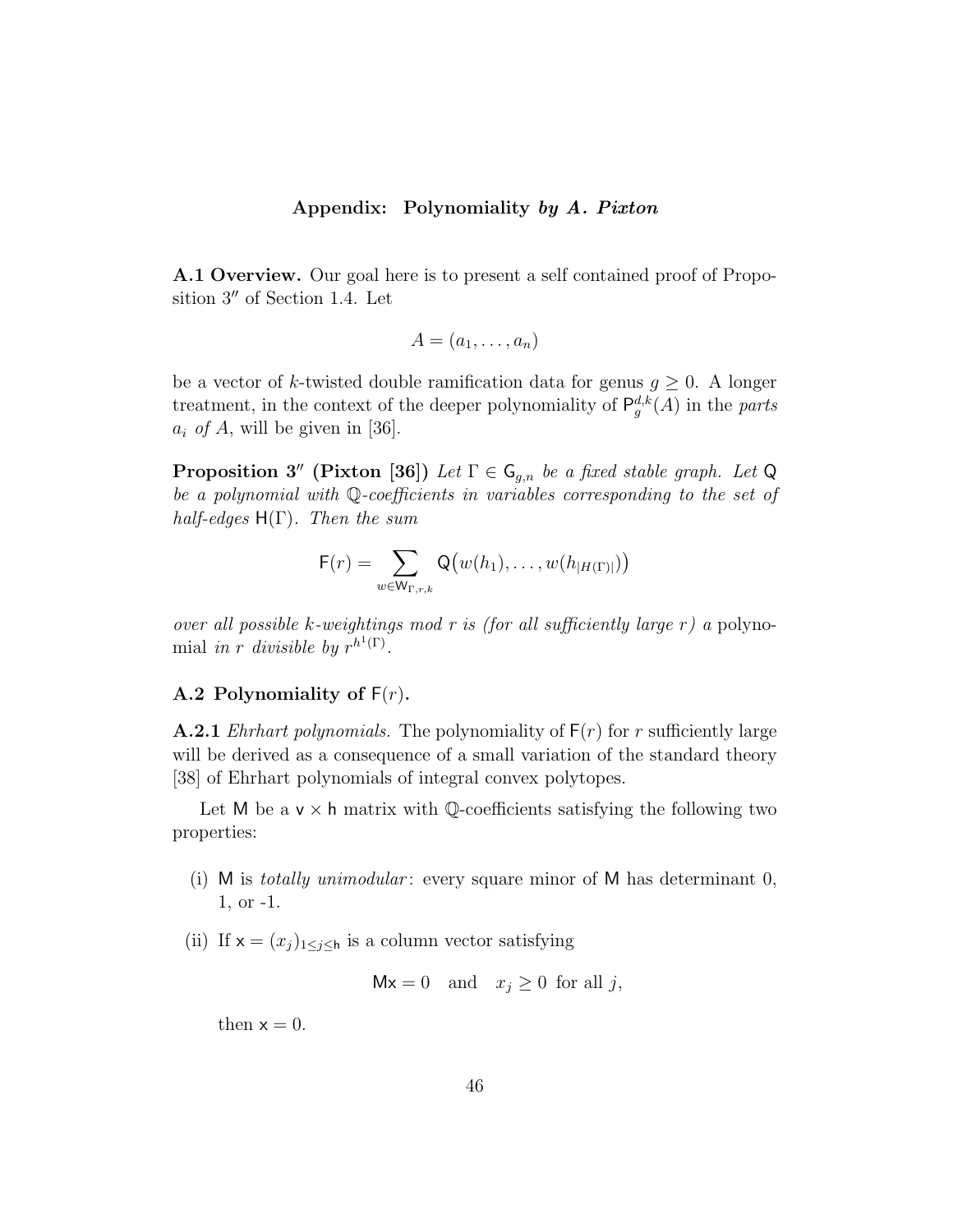## Appendix: Polynomiality *by A. Pixton*

**A.1 Overview.** Our goal here is to present a self contained proof of Proposition $3''$ of Section 1.4. Let

$$A = (a_1, \ldots, a_n)$$

be a vector of $k$-twisted double ramification data for genus $g \geq 0$. A longer treatment, in the context of the deeper polynomiality of $\mathsf{P}_g^{d,k}(A)$ in the *parts* $a_i$ *of* $A$, will be given in [36].

**Proposition $3''$ (Pixton [36])** *Let $\Gamma \in \mathsf{G}_{g,n}$ be a fixed stable graph. Let $\mathsf{Q}$ be a polynomial with $\mathbb{Q}$-coefficients in variables corresponding to the set of half-edges $\mathsf{H}(\Gamma)$. Then the sum*

$$\mathsf{F}(r) = \sum_{w \in \mathsf{W}_{\Gamma,r,k}} \mathsf{Q}\big(w(h_1), \ldots, w(h_{|H(\Gamma)|})\big)$$

*over all possible $k$-weightings mod $r$ is (for all sufficiently large $r$) a* polynomial *in $r$ divisible by $r^{h^1(\Gamma)}$.*

### A.2 Polynomiality of $\mathsf{F}(r)$.

**A.2.1** *Ehrhart polynomials.* The polynomiality of $\mathsf{F}(r)$ for $r$ sufficiently large will be derived as a consequence of a small variation of the standard theory [38] of Ehrhart polynomials of integral convex polytopes.

Let $\mathsf{M}$ be a $\mathsf{v} \times \mathsf{h}$ matrix with $\mathbb{Q}$-coefficients satisfying the following two properties:

(i) $\mathsf{M}$ is *totally unimodular*: every square minor of $\mathsf{M}$ has determinant 0, 1, or -1.

(ii) If $\mathsf{x} = (x_j)_{1 \leq j \leq \mathsf{h}}$ is a column vector satisfying

$$\mathsf{M}\mathsf{x} = 0 \quad \text{and} \quad x_j \geq 0 \text{ for all } j,$$

then $\mathsf{x} = 0$.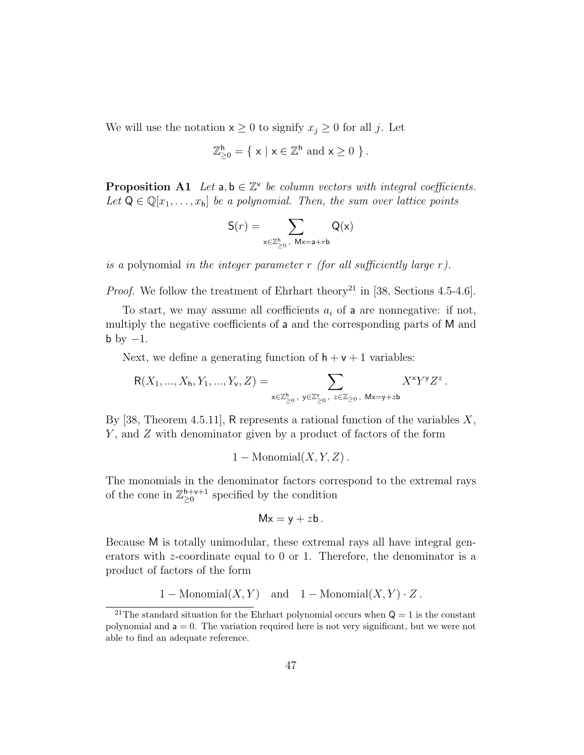We will use the notation $\mathsf{x} \geq 0$ to signify $x_j \geq 0$ for all $j$. Let

$$\mathbb{Z}^{\mathsf{h}}_{\geq 0} = \{ \ \mathsf{x} \mid \mathsf{x} \in \mathbb{Z}^{\mathsf{h}} \text{ and } \mathsf{x} \geq 0 \ \}.$$

**Proposition A1** *Let $\mathsf{a}, \mathsf{b} \in \mathbb{Z}^{\mathsf{v}}$ be column vectors with integral coefficients. Let $\mathsf{Q} \in \mathbb{Q}[x_1, \ldots, x_{\mathsf{h}}]$ be a polynomial. Then, the sum over lattice points*

$$\mathsf{S}(r) = \sum_{\mathsf{x} \in \mathbb{Z}^{\mathsf{h}}_{\geq 0}, \ \mathsf{M}\mathsf{x} = \mathsf{a} + r\mathsf{b}} \mathsf{Q}(\mathsf{x})$$

*is a* polynomial *in the integer parameter $r$ (for all sufficiently large $r$).*

*Proof.* We follow the treatment of Ehrhart theory[21] in [38, Sections 4.5-4.6].

To start, we may assume all coefficients $a_i$ of $\mathsf{a}$ are nonnegative: if not, multiply the negative coefficients of $\mathsf{a}$ and the corresponding parts of $\mathsf{M}$ and $\mathsf{b}$ by $-1$.

Next, we define a generating function of $\mathsf{h} + \mathsf{v} + 1$ variables:

$$\mathsf{R}(X_1, ..., X_{\mathsf{h}}, Y_1, ..., Y_{\mathsf{v}}, Z) = \sum_{\mathsf{x} \in \mathbb{Z}^{\mathsf{h}}_{\geq 0}, \ \mathsf{y} \in \mathbb{Z}^{\mathsf{v}}_{\geq 0}, \ z \in \mathbb{Z}_{\geq 0}, \ \mathsf{M}\mathsf{x} = \mathsf{y} + z\mathsf{b}} X^{\mathsf{x}} Y^{\mathsf{y}} Z^{z}.$$

By [38, Theorem 4.5.11], $\mathsf{R}$ represents a rational function of the variables $X$, $Y$, and $Z$ with denominator given by a product of factors of the form

$$1 - \text{Monomial}(X, Y, Z).$$

The monomials in the denominator factors correspond to the extremal rays of the cone in $\mathbb{Z}^{\mathsf{h}+\mathsf{v}+1}_{\geq 0}$ specified by the condition

$$\mathsf{M}\mathsf{x} = \mathsf{y} + z\mathsf{b}.$$

Because $\mathsf{M}$ is totally unimodular, these extremal rays all have integral generators with $z$-coordinate equal to 0 or 1. Therefore, the denominator is a product of factors of the form

$$1 - \text{Monomial}(X, Y) \quad \text{and} \quad 1 - \text{Monomial}(X, Y) \cdot Z.$$

[21] The standard situation for the Ehrhart polynomial occurs when $\mathsf{Q} = 1$ is the constant polynomial and $\mathsf{a} = 0$. The variation required here is not very significant, but we were not able to find an adequate reference.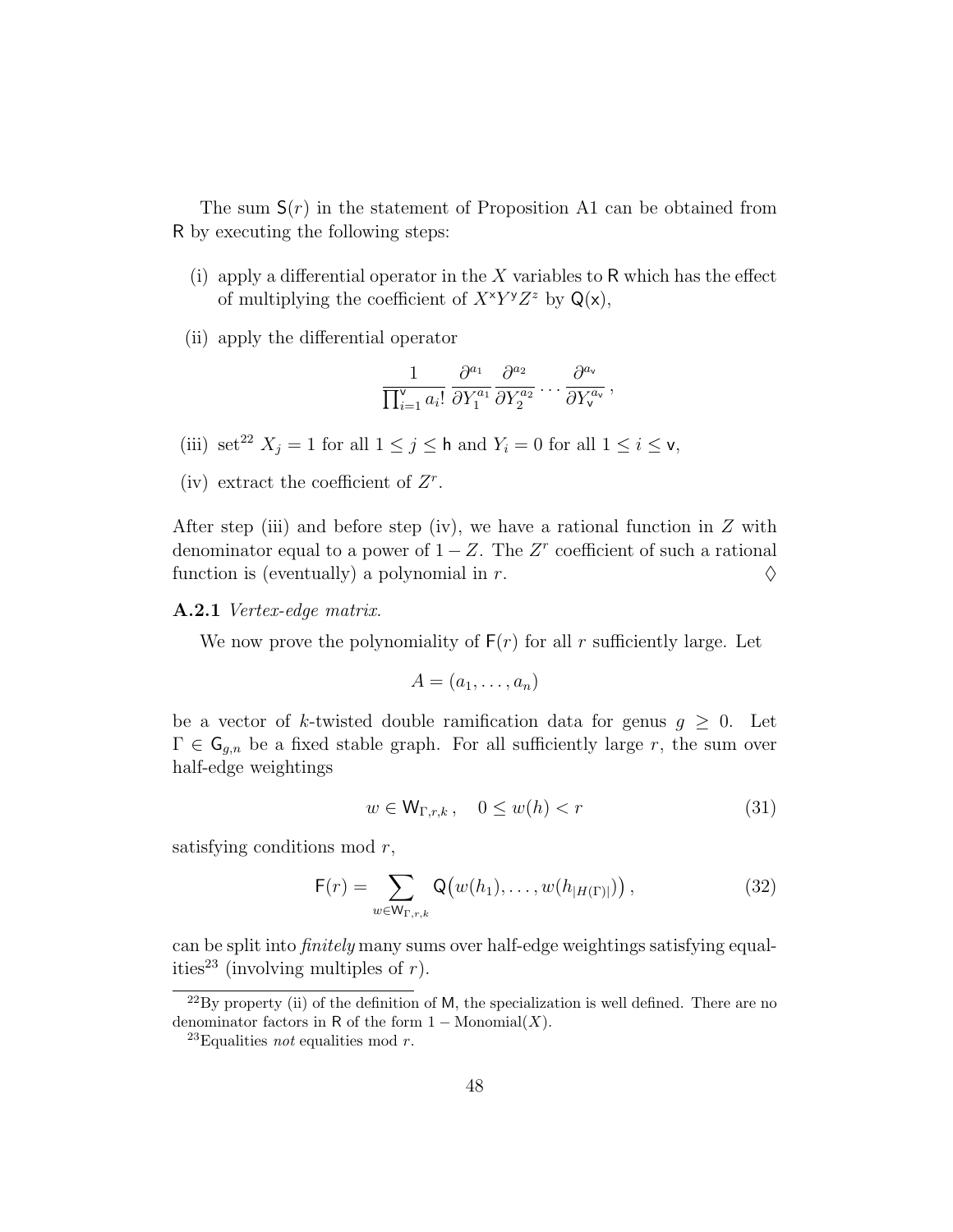The sum $\mathsf{S}(r)$ in the statement of Proposition A1 can be obtained from $\mathsf{R}$ by executing the following steps:

(i) apply a differential operator in the $X$ variables to $\mathsf{R}$ which has the effect of multiplying the coefficient of $X^{\mathsf{x}}Y^{\mathsf{y}}Z^{z}$ by $\mathsf{Q}(\mathsf{x})$,

(ii) apply the differential operator

$$\frac{1}{\prod_{i=1}^{\mathsf{v}} a_i!} \frac{\partial^{a_1}}{\partial Y_1^{a_1}} \frac{\partial^{a_2}}{\partial Y_2^{a_2}} \cdots \frac{\partial^{a_{\mathsf{v}}}}{\partial Y_{\mathsf{v}}^{a_{\mathsf{v}}}},$$

(iii) set[22] $X_j = 1$ for all $1 \leq j \leq \mathsf{h}$ and $Y_i = 0$ for all $1 \leq i \leq \mathsf{v}$,

(iv) extract the coefficient of $Z^r$.

After step (iii) and before step (iv), we have a rational function in $Z$ with denominator equal to a power of $1 - Z$. The $Z^r$ coefficient of such a rational function is (eventually) a polynomial in $r$. $\diamondsuit$

**A.2.1** *Vertex-edge matrix.*

We now prove the polynomiality of $\mathsf{F}(r)$ for all $r$ sufficiently large. Let

$$A = (a_1, \ldots, a_n)$$

be a vector of $k$-twisted double ramification data for genus $g \geq 0$. Let $\Gamma \in \mathsf{G}_{g,n}$ be a fixed stable graph. For all sufficiently large $r$, the sum over half-edge weightings

$$w \in \mathsf{W}_{\Gamma,r,k}, \quad 0 \leq w(h) < r \tag{31}$$

satisfying conditions mod $r$,

$$\mathsf{F}(r) = \sum_{w \in \mathsf{W}_{\Gamma,r,k}} \mathsf{Q}\big(w(h_1), \ldots, w(h_{|H(\Gamma)|})\big), \tag{32}$$

can be split into *finitely* many sums over half-edge weightings satisfying equalities[23] (involving multiples of $r$).

[22] By property (ii) of the definition of $\mathsf{M}$, the specialization is well defined. There are no denominator factors in $\mathsf{R}$ of the form $1 - \text{Monomial}(X)$.

[23] Equalities *not* equalities mod $r$.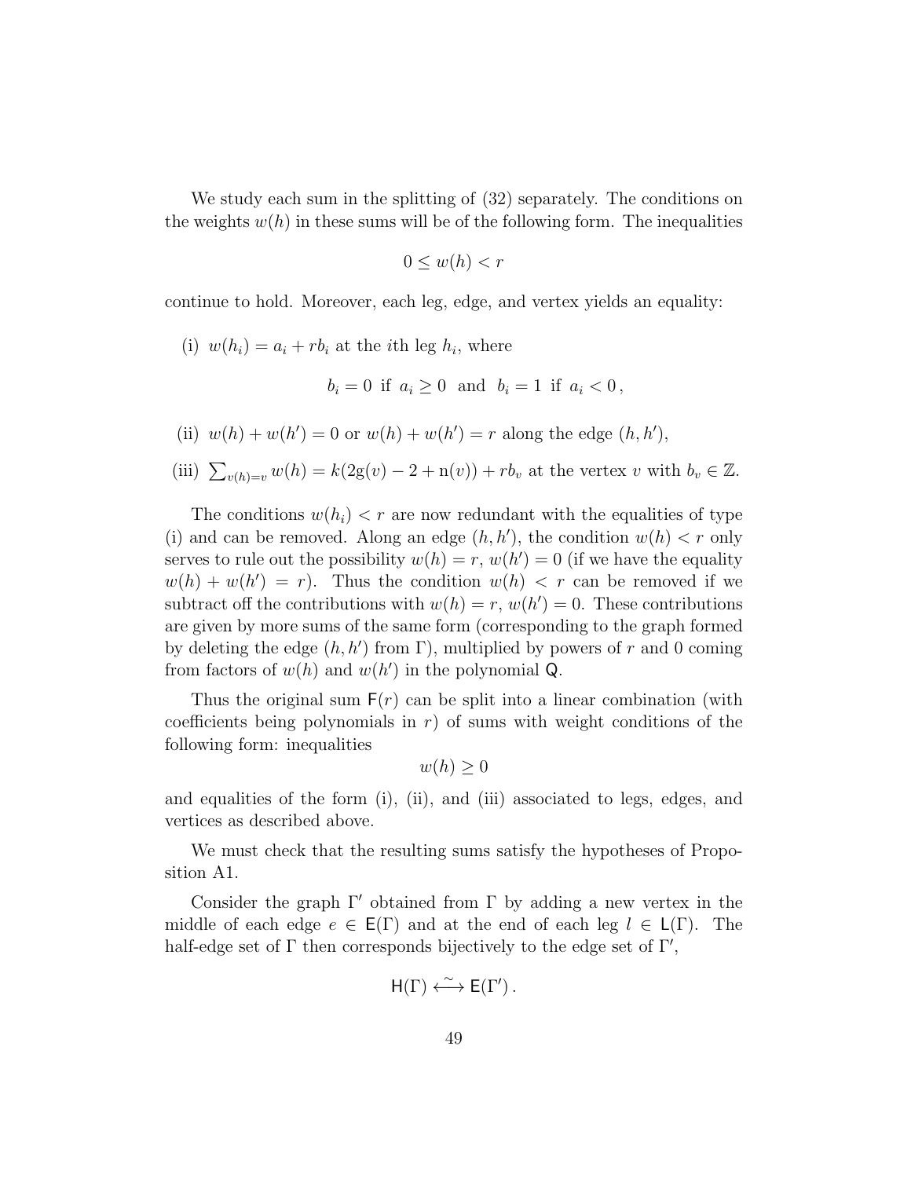We study each sum in the splitting of (32) separately. The conditions on the weights $w(h)$ in these sums will be of the following form. The inequalities

$$0 \le w(h) < r$$

continue to hold. Moreover, each leg, edge, and vertex yields an equality:

(i) $w(h_i) = a_i + rb_i$ at the $i$th leg $h_i$, where

$$b_i = 0 \text{ if } a_i \ge 0 \quad \text{and} \quad b_i = 1 \text{ if } a_i < 0\,,$$

(ii) $w(h) + w(h') = 0$ or $w(h) + w(h') = r$ along the edge $(h, h')$,

(iii) $\sum_{v(h)=v} w(h) = k(2\mathrm{g}(v) - 2 + \mathrm{n}(v)) + rb_v$ at the vertex $v$ with $b_v \in \mathbb{Z}$.

The conditions $w(h_i) < r$ are now redundant with the equalities of type (i) and can be removed. Along an edge $(h, h')$, the condition $w(h) < r$ only serves to rule out the possibility $w(h) = r$, $w(h') = 0$ (if we have the equality $w(h) + w(h') = r$). Thus the condition $w(h) < r$ can be removed if we subtract off the contributions with $w(h) = r$, $w(h') = 0$. These contributions are given by more sums of the same form (corresponding to the graph formed by deleting the edge $(h, h')$ from $\Gamma$), multiplied by powers of $r$ and 0 coming from factors of $w(h)$ and $w(h')$ in the polynomial $\mathsf{Q}$.

Thus the original sum $\mathsf{F}(r)$ can be split into a linear combination (with coefficients being polynomials in $r$) of sums with weight conditions of the following form: inequalities

$$w(h) \ge 0$$

and equalities of the form (i), (ii), and (iii) associated to legs, edges, and vertices as described above.

We must check that the resulting sums satisfy the hypotheses of Proposition A1.

Consider the graph $\Gamma'$ obtained from $\Gamma$ by adding a new vertex in the middle of each edge $e \in \mathsf{E}(\Gamma)$ and at the end of each leg $l \in \mathsf{L}(\Gamma)$. The half-edge set of $\Gamma$ then corresponds bijectively to the edge set of $\Gamma'$,

$$\mathsf{H}(\Gamma) \overset{\sim}{\longleftrightarrow} \mathsf{E}(\Gamma')\,.$$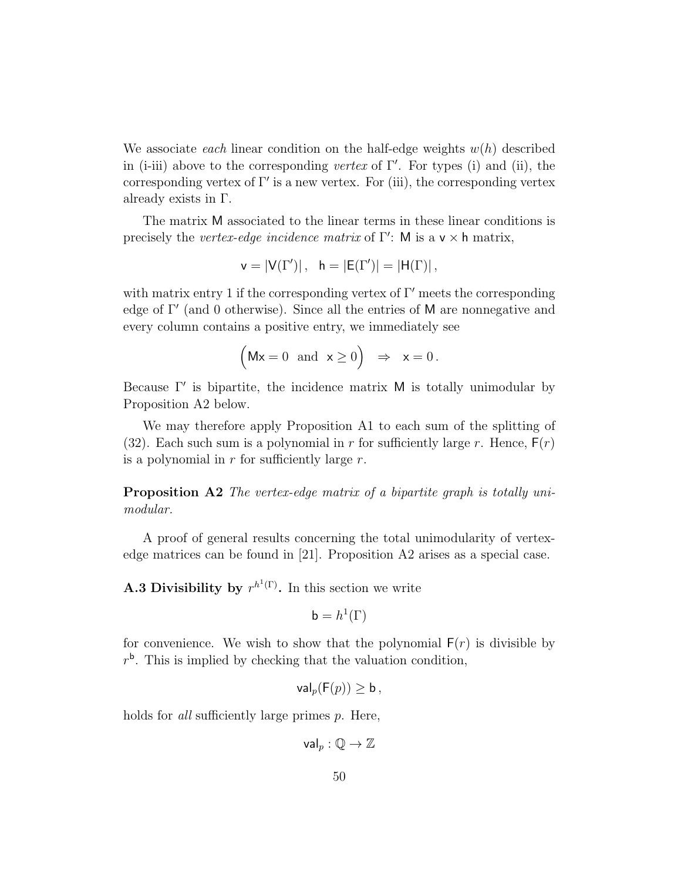We associate *each* linear condition on the half-edge weights $w(h)$ described in (i-iii) above to the corresponding *vertex* of $\Gamma'$. For types (i) and (ii), the corresponding vertex of $\Gamma'$ is a new vertex. For (iii), the corresponding vertex already exists in $\Gamma$.

The matrix $\mathsf{M}$ associated to the linear terms in these linear conditions is precisely the *vertex-edge incidence matrix* of $\Gamma'$: $\mathsf{M}$ is a $\mathsf{v} \times \mathsf{h}$ matrix,

$$\mathsf{v} = |\mathsf{V}(\Gamma')|\,, \quad \mathsf{h} = |\mathsf{E}(\Gamma')| = |\mathsf{H}(\Gamma)|\,,$$

with matrix entry 1 if the corresponding vertex of $\Gamma'$ meets the corresponding edge of $\Gamma'$ (and 0 otherwise). Since all the entries of $\mathsf{M}$ are nonnegative and every column contains a positive entry, we immediately see

$$\Big(\mathsf{Mx} = 0 \;\text{ and }\; \mathsf{x} \geq 0\Big) \quad \Rightarrow \quad \mathsf{x} = 0\,.$$

Because $\Gamma'$ is bipartite, the incidence matrix $\mathsf{M}$ is totally unimodular by Proposition A2 below.

We may therefore apply Proposition A1 to each sum of the splitting of (32). Each such sum is a polynomial in $r$ for sufficiently large $r$. Hence, $\mathsf{F}(r)$ is a polynomial in $r$ for sufficiently large $r$.

**Proposition A2** *The vertex-edge matrix of a bipartite graph is totally unimodular.*

A proof of general results concerning the total unimodularity of vertex-edge matrices can be found in [21]. Proposition A2 arises as a special case.

**A.3 Divisibility by $r^{h^1(\Gamma)}$.** In this section we write

$$\mathsf{b} = h^1(\Gamma)$$

for convenience. We wish to show that the polynomial $\mathsf{F}(r)$ is divisible by $r^{\mathsf{b}}$. This is implied by checking that the valuation condition,

$$\mathsf{val}_p(\mathsf{F}(p)) \geq \mathsf{b}\,,$$

holds for *all* sufficiently large primes $p$. Here,

$$\mathsf{val}_p : \mathbb{Q} \to \mathbb{Z}$$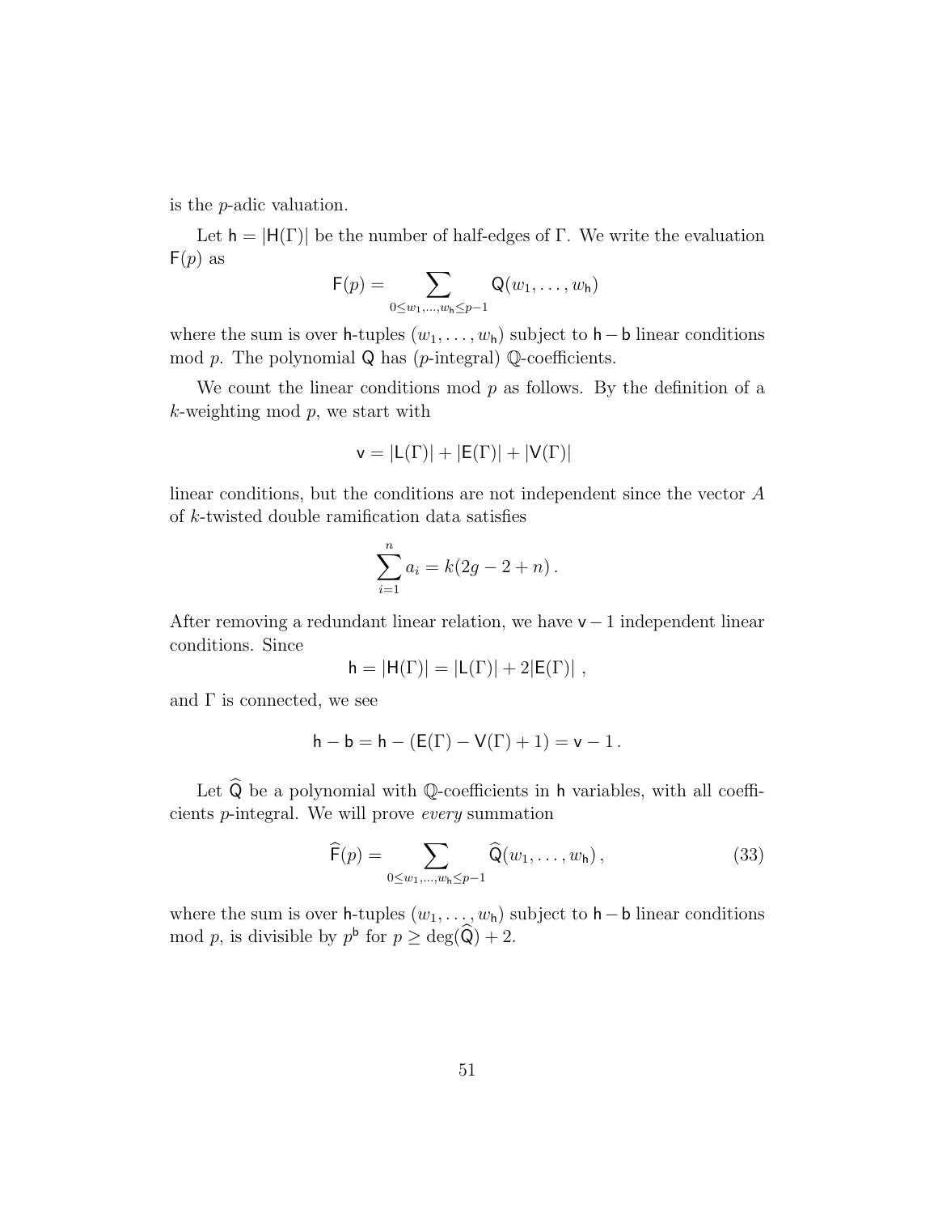is the $p$-adic valuation.

Let $\mathsf{h} = |\mathsf{H}(\Gamma)|$ be the number of half-edges of $\Gamma$. We write the evaluation $\mathsf{F}(p)$ as

$$\mathsf{F}(p) = \sum_{0 \leq w_1, \ldots, w_{\mathsf{h}} \leq p-1} \mathsf{Q}(w_1, \ldots, w_{\mathsf{h}})$$

where the sum is over $\mathsf{h}$-tuples $(w_1, \ldots, w_{\mathsf{h}})$ subject to $\mathsf{h} - \mathsf{b}$ linear conditions mod $p$. The polynomial $\mathsf{Q}$ has ($p$-integral) $\mathbb{Q}$-coefficients.

We count the linear conditions mod $p$ as follows. By the definition of a $k$-weighting mod $p$, we start with

$$\mathsf{v} = |\mathsf{L}(\Gamma)| + |\mathsf{E}(\Gamma)| + |\mathsf{V}(\Gamma)|$$

linear conditions, but the conditions are not independent since the vector $A$ of $k$-twisted double ramification data satisfies

$$\sum_{i=1}^{n} a_i = k(2g - 2 + n)\,.$$

After removing a redundant linear relation, we have $\mathsf{v} - 1$ independent linear conditions. Since

$$\mathsf{h} = |\mathsf{H}(\Gamma)| = |\mathsf{L}(\Gamma)| + 2|\mathsf{E}(\Gamma)|\ ,$$

and $\Gamma$ is connected, we see

$$\mathsf{h} - \mathsf{b} = \mathsf{h} - (\mathsf{E}(\Gamma) - \mathsf{V}(\Gamma) + 1) = \mathsf{v} - 1\,.$$

Let $\widehat{\mathsf{Q}}$ be a polynomial with $\mathbb{Q}$-coefficients in $\mathsf{h}$ variables, with all coefficients $p$-integral. We will prove *every* summation

$$\widehat{\mathsf{F}}(p) = \sum_{0 \leq w_1, \ldots, w_{\mathsf{h}} \leq p-1} \widehat{\mathsf{Q}}(w_1, \ldots, w_{\mathsf{h}})\,, \tag{33}$$

where the sum is over $\mathsf{h}$-tuples $(w_1, \ldots, w_{\mathsf{h}})$ subject to $\mathsf{h} - \mathsf{b}$ linear conditions mod $p$, is divisible by $p^{\mathsf{b}}$ for $p \geq \deg(\widehat{\mathsf{Q}}) + 2$.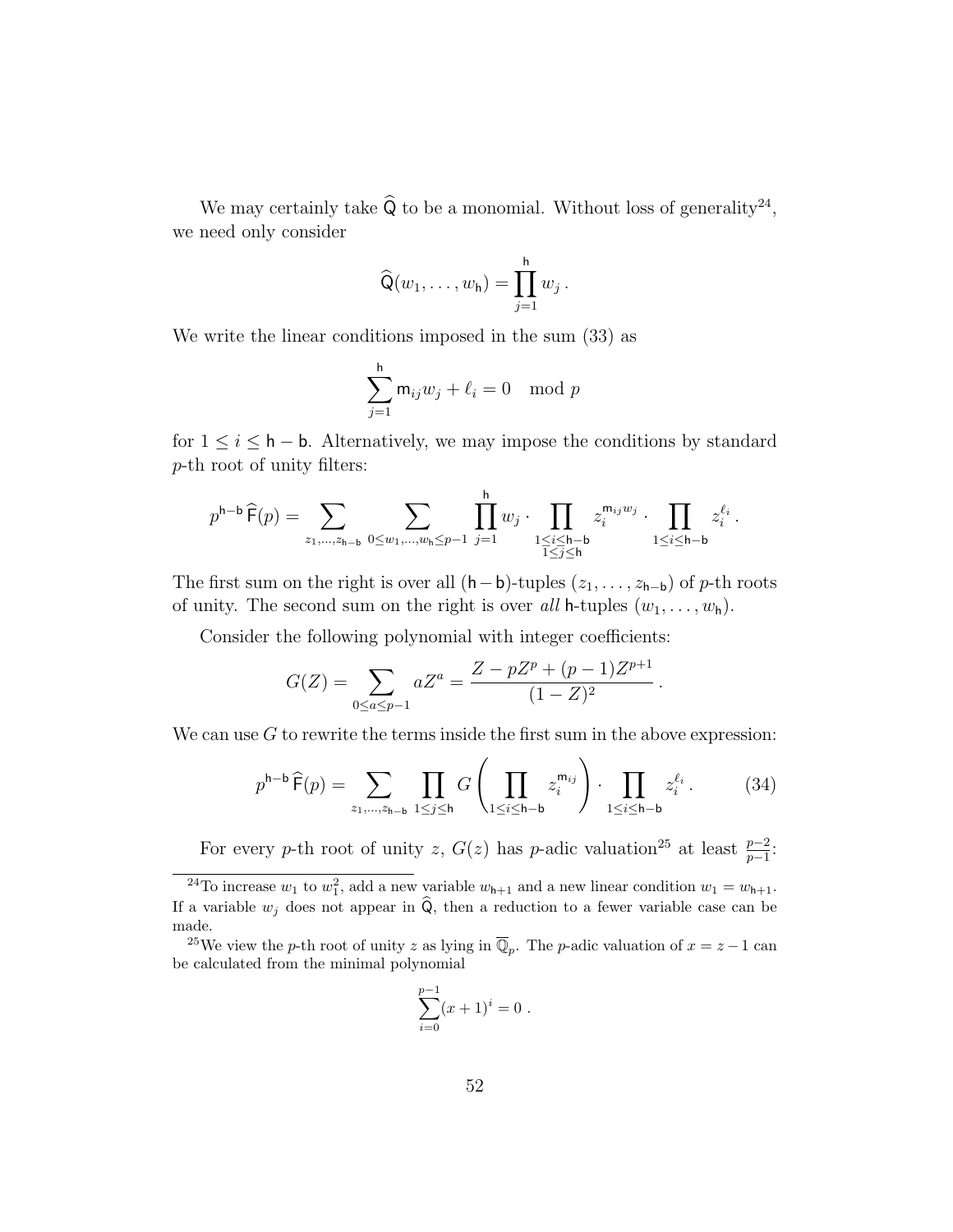We may certainly take $\widehat{\mathsf{Q}}$ to be a monomial. Without loss of generality[24], we need only consider

$$\widehat{\mathsf{Q}}(w_1, \ldots, w_{\mathsf{h}}) = \prod_{j=1}^{\mathsf{h}} w_j \, .$$

We write the linear conditions imposed in the sum (33) as

$$\sum_{j=1}^{\mathsf{h}} \mathsf{m}_{ij} w_j + \ell_i = 0 \mod p$$

for $1 \leq i \leq \mathsf{h} - \mathsf{b}$. Alternatively, we may impose the conditions by standard $p$-th root of unity filters:

$$p^{\mathsf{h}-\mathsf{b}} \widehat{\mathsf{F}}(p) = \sum_{z_1,\ldots,z_{\mathsf{h}-\mathsf{b}}} \sum_{0 \leq w_1,\ldots,w_{\mathsf{h}} \leq p-1} \prod_{j=1}^{\mathsf{h}} w_j \cdot \prod_{\substack{1 \leq i \leq \mathsf{h}-\mathsf{b} \\ 1 \leq j \leq \mathsf{h}}} z_i^{\mathsf{m}_{ij} w_j} \cdot \prod_{1 \leq i \leq \mathsf{h}-\mathsf{b}} z_i^{\ell_i} \, .$$

The first sum on the right is over all $(\mathsf{h}-\mathsf{b})$-tuples $(z_1, \ldots, z_{\mathsf{h}-\mathsf{b}})$ of $p$-th roots of unity. The second sum on the right is over *all* $\mathsf{h}$-tuples $(w_1, \ldots, w_{\mathsf{h}})$.

Consider the following polynomial with integer coefficients:

$$G(Z) = \sum_{0 \leq a \leq p-1} a Z^a = \frac{Z - pZ^p + (p-1)Z^{p+1}}{(1-Z)^2} \, .$$

We can use $G$ to rewrite the terms inside the first sum in the above expression:

$$p^{\mathsf{h}-\mathsf{b}} \widehat{\mathsf{F}}(p) = \sum_{z_1,\ldots,z_{\mathsf{h}-\mathsf{b}}} \prod_{1 \leq j \leq \mathsf{h}} G\left( \prod_{1 \leq i \leq \mathsf{h}-\mathsf{b}} z_i^{\mathsf{m}_{ij}} \right) \cdot \prod_{1 \leq i \leq \mathsf{h}-\mathsf{b}} z_i^{\ell_i} \, . \tag{34}$$

For every $p$-th root of unity $z$, $G(z)$ has $p$-adic valuation[25] at least $\frac{p-2}{p-1}$:

[24] To increase $w_1$ to $w_1^2$, add a new variable $w_{\mathsf{h}+1}$ and a new linear condition $w_1 = w_{\mathsf{h}+1}$. If a variable $w_j$ does not appear in $\widehat{\mathsf{Q}}$, then a reduction to a fewer variable case can be made.

[25] We view the $p$-th root of unity $z$ as lying in $\overline{\mathbb{Q}}_p$. The $p$-adic valuation of $x = z - 1$ can be calculated from the minimal polynomial

$$\sum_{i=0}^{p-1} (x+1)^i = 0 \, .$$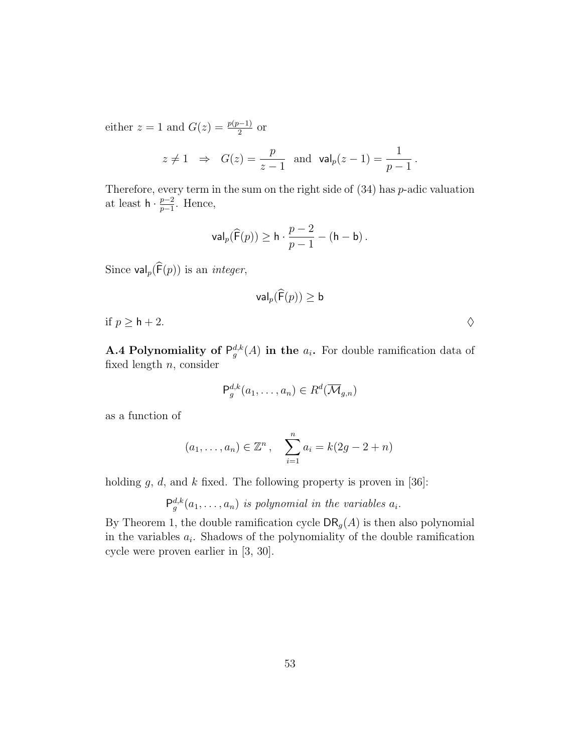either $z = 1$ and $G(z) = \frac{p(p-1)}{2}$ or

$$z \neq 1 \quad \Rightarrow \quad G(z) = \frac{p}{z-1} \quad \text{and} \quad \mathsf{val}_p(z-1) = \frac{1}{p-1}\,.$$

Therefore, every term in the sum on the right side of (34) has $p$-adic valuation at least $\mathsf{h} \cdot \frac{p-2}{p-1}$. Hence,

$$\mathsf{val}_p(\widehat{\mathsf{F}}(p)) \geq \mathsf{h} \cdot \frac{p-2}{p-1} - (\mathsf{h} - \mathsf{b})\,.$$

Since $\mathsf{val}_p(\widehat{\mathsf{F}}(p))$ is an *integer*,

$$\mathsf{val}_p(\widehat{\mathsf{F}}(p)) \geq \mathsf{b}$$

if $p \geq \mathsf{h} + 2$. $\Diamond$

**A.4 Polynomiality of $\mathsf{P}_g^{d,k}(A)$ in the $a_i$.** For double ramification data of fixed length $n$, consider

$$\mathsf{P}_g^{d,k}(a_1, \ldots, a_n) \in R^d(\overline{\mathcal{M}}_{g,n})$$

as a function of

$$(a_1, \ldots, a_n) \in \mathbb{Z}^n\,, \quad \sum_{i=1}^n a_i = k(2g - 2 + n)$$

holding $g$, $d$, and $k$ fixed. The following property is proven in [36]:

$\mathsf{P}_g^{d,k}(a_1, \ldots, a_n)$ *is polynomial in the variables* $a_i$.

By Theorem 1, the double ramification cycle $\mathsf{DR}_g(A)$ is then also polynomial in the variables $a_i$. Shadows of the polynomiality of the double ramification cycle were proven earlier in [3, 30].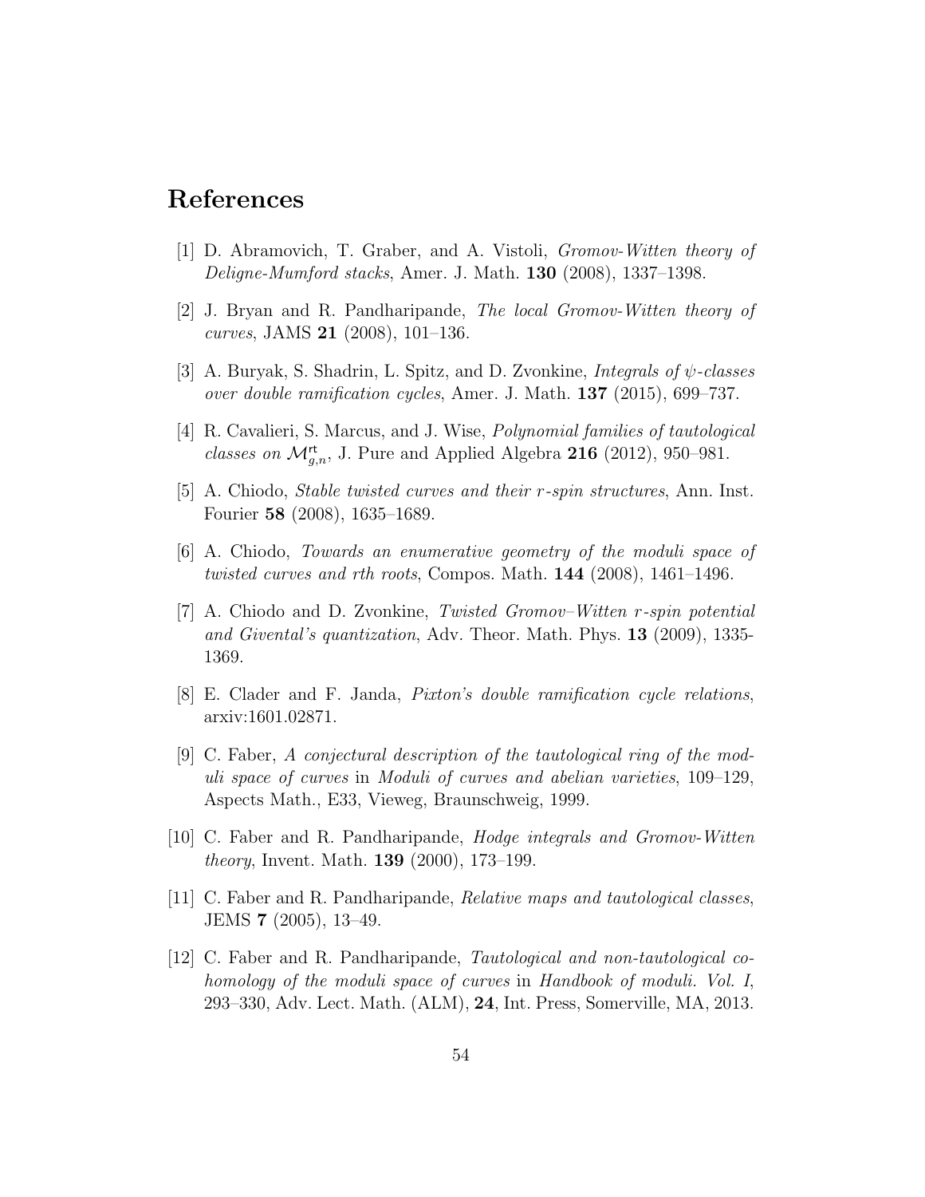# References

[1] D. Abramovich, T. Graber, and A. Vistoli, *Gromov-Witten theory of Deligne-Mumford stacks*, Amer. J. Math. **130** (2008), 1337–1398.

[2] J. Bryan and R. Pandharipande, *The local Gromov-Witten theory of curves*, JAMS **21** (2008), 101–136.

[3] A. Buryak, S. Shadrin, L. Spitz, and D. Zvonkine, *Integrals of $\psi$-classes over double ramification cycles*, Amer. J. Math. **137** (2015), 699–737.

[4] R. Cavalieri, S. Marcus, and J. Wise, *Polynomial families of tautological classes on $\mathcal{M}^{\mathsf{rt}}_{g,n}$*, J. Pure and Applied Algebra **216** (2012), 950–981.

[5] A. Chiodo, *Stable twisted curves and their r-spin structures*, Ann. Inst. Fourier **58** (2008), 1635–1689.

[6] A. Chiodo, *Towards an enumerative geometry of the moduli space of twisted curves and rth roots*, Compos. Math. **144** (2008), 1461–1496.

[7] A. Chiodo and D. Zvonkine, *Twisted Gromov–Witten r-spin potential and Givental's quantization*, Adv. Theor. Math. Phys. **13** (2009), 1335-1369.

[8] E. Clader and F. Janda, *Pixton's double ramification cycle relations*, arxiv:1601.02871.

[9] C. Faber, *A conjectural description of the tautological ring of the moduli space of curves* in *Moduli of curves and abelian varieties*, 109–129, Aspects Math., E33, Vieweg, Braunschweig, 1999.

[10] C. Faber and R. Pandharipande, *Hodge integrals and Gromov-Witten theory*, Invent. Math. **139** (2000), 173–199.

[11] C. Faber and R. Pandharipande, *Relative maps and tautological classes*, JEMS **7** (2005), 13–49.

[12] C. Faber and R. Pandharipande, *Tautological and non-tautological cohomology of the moduli space of curves* in *Handbook of moduli. Vol. I*, 293–330, Adv. Lect. Math. (ALM), **24**, Int. Press, Somerville, MA, 2013.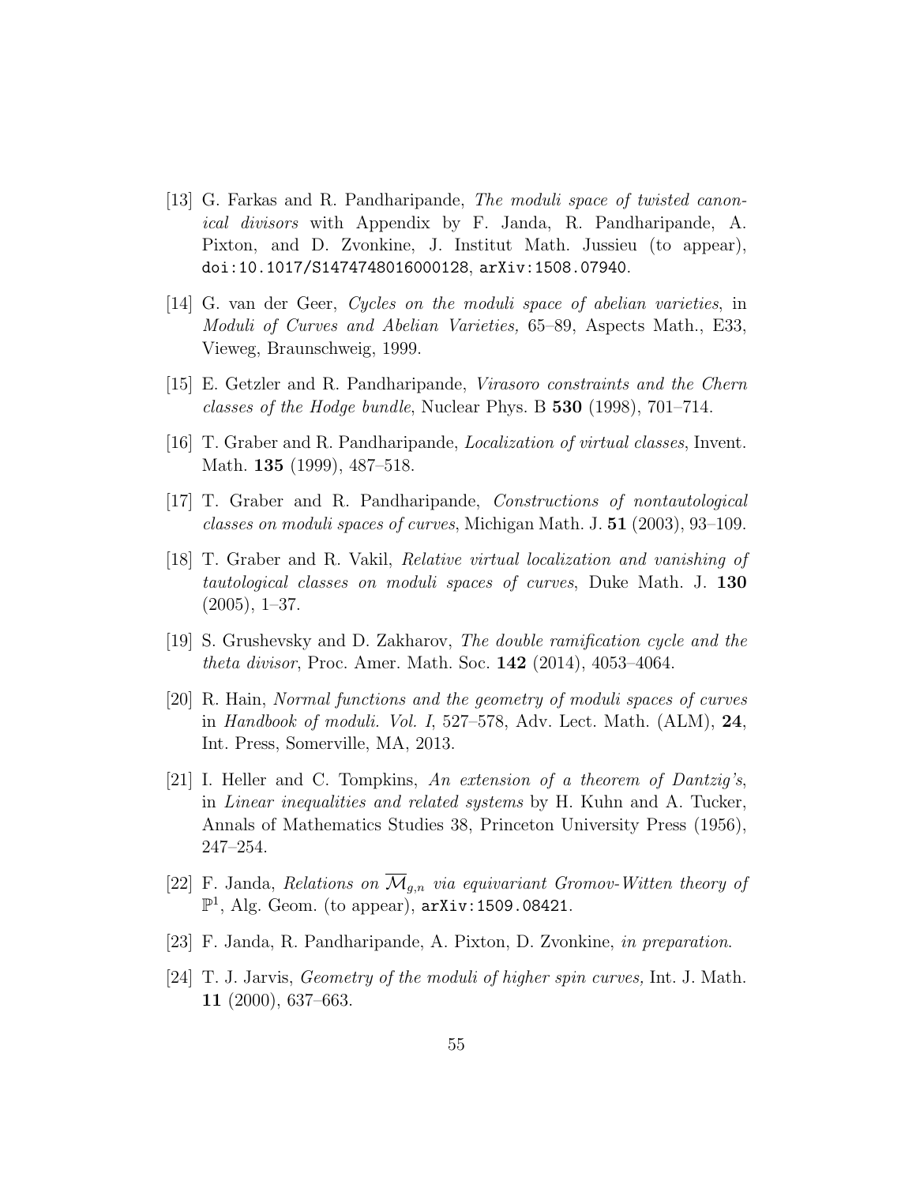[13] G. Farkas and R. Pandharipande, *The moduli space of twisted canonical divisors* with Appendix by F. Janda, R. Pandharipande, A. Pixton, and D. Zvonkine, J. Institut Math. Jussieu (to appear), `doi:10.1017/S1474748016000128`, `arXiv:1508.07940`.

[14] G. van der Geer, *Cycles on the moduli space of abelian varieties*, in *Moduli of Curves and Abelian Varieties,* 65–89, Aspects Math., E33, Vieweg, Braunschweig, 1999.

[15] E. Getzler and R. Pandharipande, *Virasoro constraints and the Chern classes of the Hodge bundle*, Nuclear Phys. B **530** (1998), 701–714.

[16] T. Graber and R. Pandharipande, *Localization of virtual classes*, Invent. Math. **135** (1999), 487–518.

[17] T. Graber and R. Pandharipande, *Constructions of nontautological classes on moduli spaces of curves*, Michigan Math. J. **51** (2003), 93–109.

[18] T. Graber and R. Vakil, *Relative virtual localization and vanishing of tautological classes on moduli spaces of curves*, Duke Math. J. **130** (2005), 1–37.

[19] S. Grushevsky and D. Zakharov, *The double ramification cycle and the theta divisor*, Proc. Amer. Math. Soc. **142** (2014), 4053–4064.

[20] R. Hain, *Normal functions and the geometry of moduli spaces of curves* in *Handbook of moduli. Vol. I*, 527–578, Adv. Lect. Math. (ALM), **24**, Int. Press, Somerville, MA, 2013.

[21] I. Heller and C. Tompkins, *An extension of a theorem of Dantzig's*, in *Linear inequalities and related systems* by H. Kuhn and A. Tucker, Annals of Mathematics Studies 38, Princeton University Press (1956), 247–254.

[22] F. Janda, *Relations on $\overline{\mathcal{M}}_{g,n}$ via equivariant Gromov-Witten theory of* $\mathbb{P}^1$, Alg. Geom. (to appear), `arXiv:1509.08421`.

[23] F. Janda, R. Pandharipande, A. Pixton, D. Zvonkine, *in preparation*.

[24] T. J. Jarvis, *Geometry of the moduli of higher spin curves,* Int. J. Math. **11** (2000), 637–663.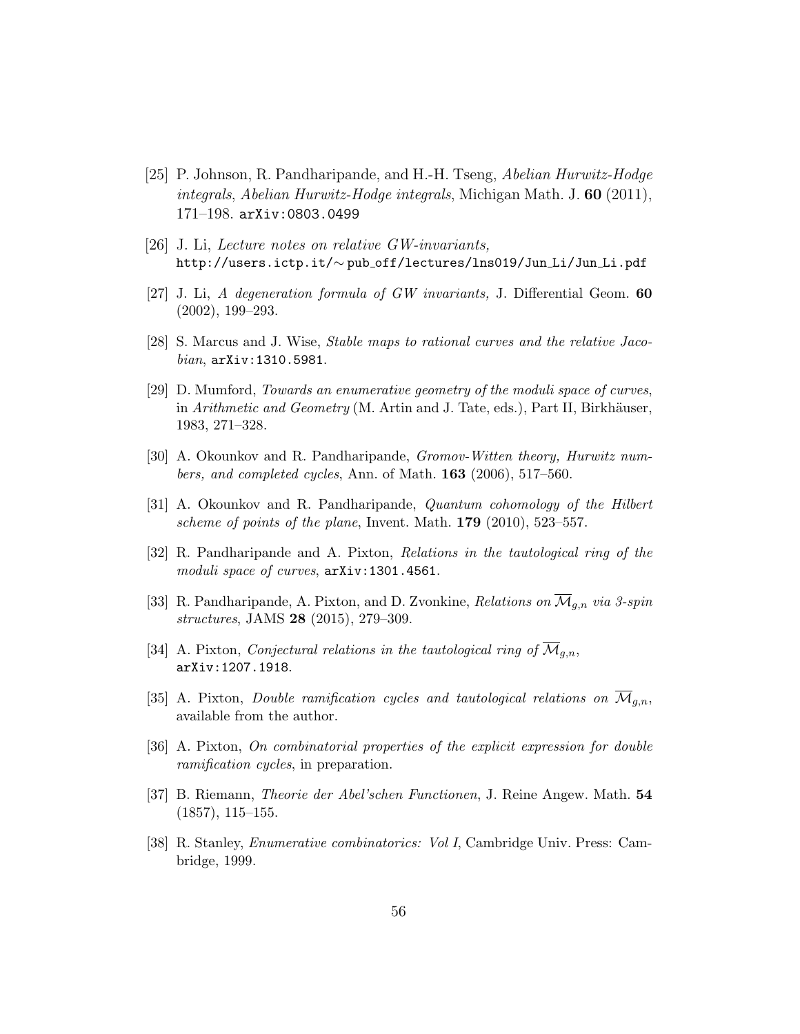[25] P. Johnson, R. Pandharipande, and H.-H. Tseng, *Abelian Hurwitz-Hodge integrals*, *Abelian Hurwitz-Hodge integrals*, Michigan Math. J. **60** (2011), 171–198. `arXiv:0803.0499`

[26] J. Li, *Lecture notes on relative GW-invariants,* `http://users.ictp.it/~pub_off/lectures/lns019/Jun_Li/Jun_Li.pdf`

[27] J. Li, *A degeneration formula of GW invariants,* J. Differential Geom. **60** (2002), 199–293.

[28] S. Marcus and J. Wise, *Stable maps to rational curves and the relative Jacobian*, `arXiv:1310.5981`.

[29] D. Mumford, *Towards an enumerative geometry of the moduli space of curves*, in *Arithmetic and Geometry* (M. Artin and J. Tate, eds.), Part II, Birkhäuser, 1983, 271–328.

[30] A. Okounkov and R. Pandharipande, *Gromov-Witten theory, Hurwitz numbers, and completed cycles*, Ann. of Math. **163** (2006), 517–560.

[31] A. Okounkov and R. Pandharipande, *Quantum cohomology of the Hilbert scheme of points of the plane*, Invent. Math. **179** (2010), 523–557.

[32] R. Pandharipande and A. Pixton, *Relations in the tautological ring of the moduli space of curves*, `arXiv:1301.4561`.

[33] R. Pandharipande, A. Pixton, and D. Zvonkine, *Relations on $\overline{\mathcal{M}}_{g,n}$ via 3-spin structures*, JAMS **28** (2015), 279–309.

[34] A. Pixton, *Conjectural relations in the tautological ring of $\overline{\mathcal{M}}_{g,n}$*, `arXiv:1207.1918`.

[35] A. Pixton, *Double ramification cycles and tautological relations on $\overline{\mathcal{M}}_{g,n}$*, available from the author.

[36] A. Pixton, *On combinatorial properties of the explicit expression for double ramification cycles*, in preparation.

[37] B. Riemann, *Theorie der Abel'schen Functionen*, J. Reine Angew. Math. **54** (1857), 115–155.

[38] R. Stanley, *Enumerative combinatorics: Vol I*, Cambridge Univ. Press: Cambridge, 1999.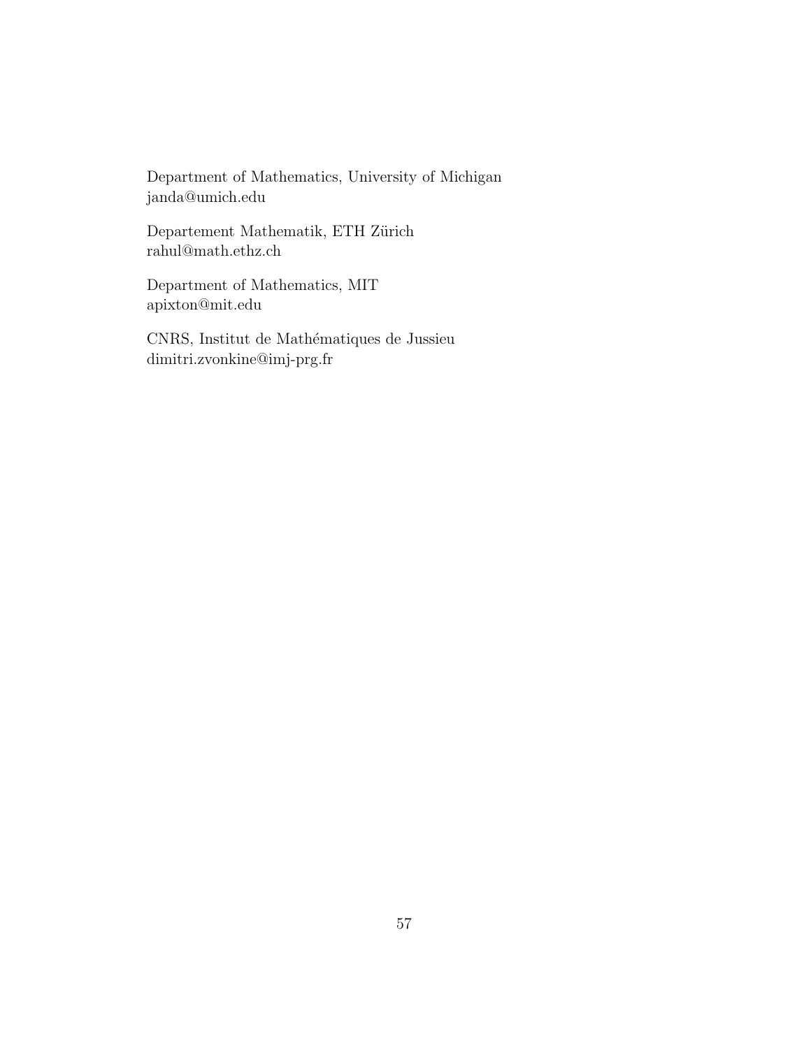Department of Mathematics, University of Michigan
janda@umich.edu

Departement Mathematik, ETH Zürich
rahul@math.ethz.ch

Department of Mathematics, MIT
apixton@mit.edu

CNRS, Institut de Mathématiques de Jussieu
dimitri.zvonkine@imj-prg.fr